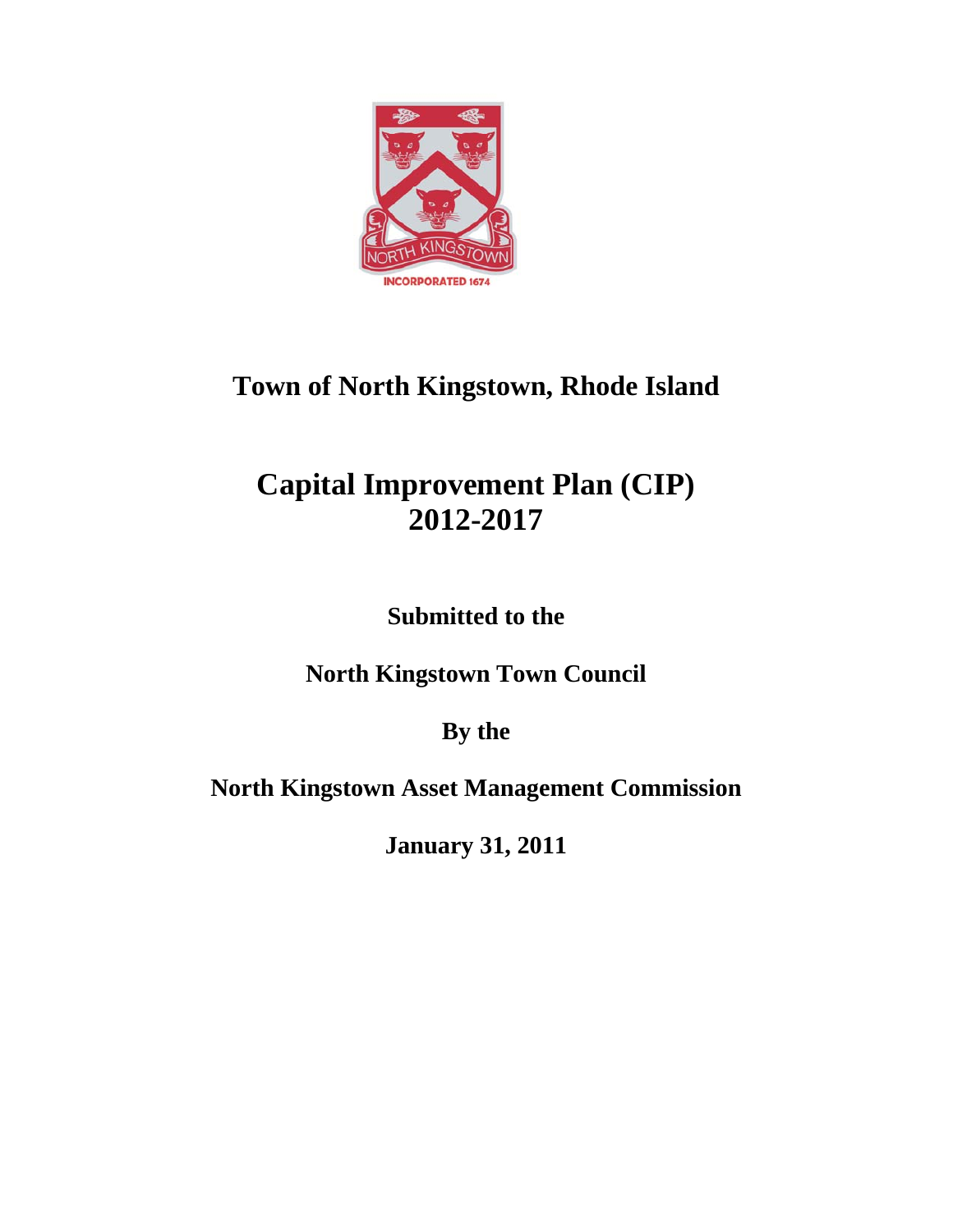# Town of North Kingstown, Rhode Island

# Capital Improvement Plan (CIP) 2012-2017

**Submitted to the**

**North Kingstown Town Council**

**By the**

**North Kingstown Asset Management Commission**

**January 31, 2011**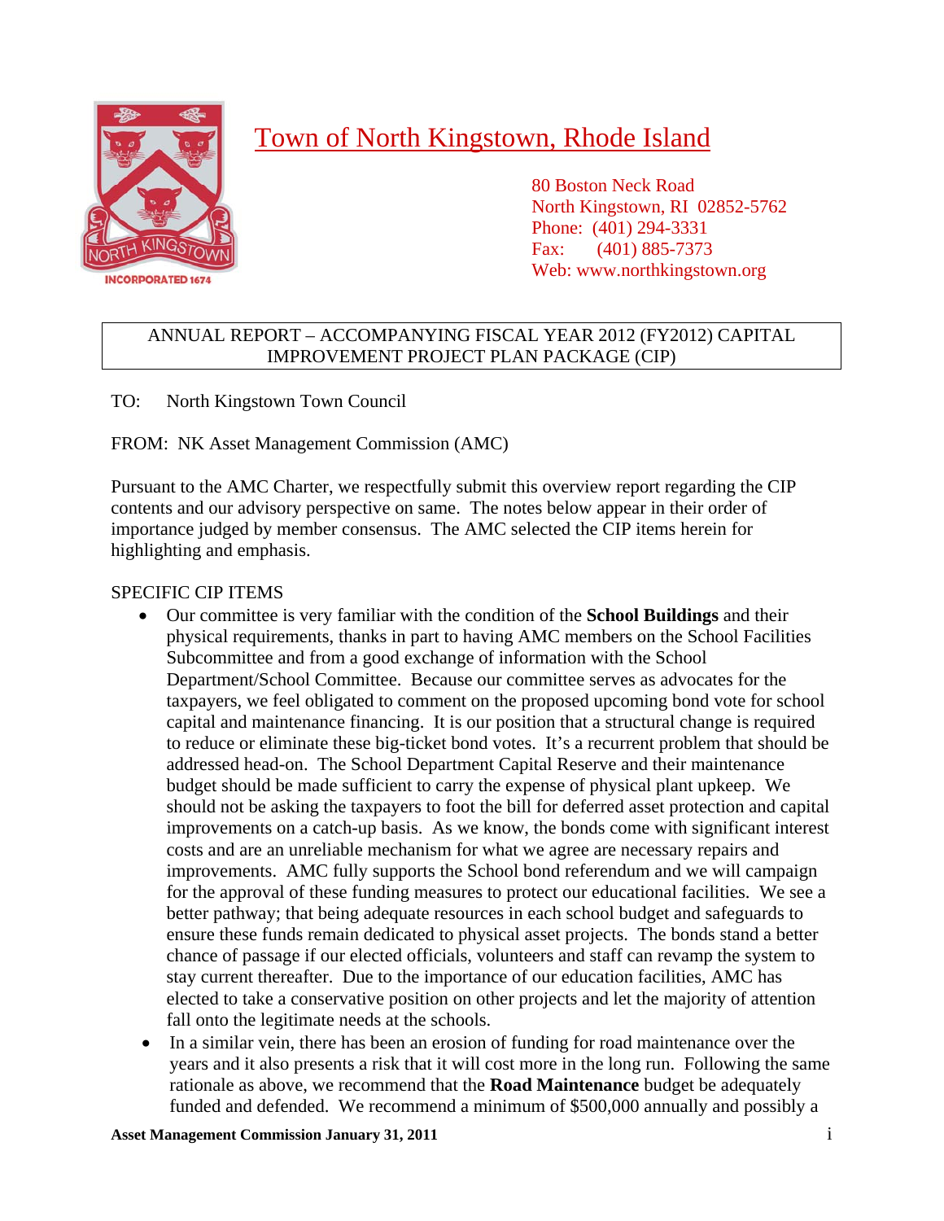# Town of North Kingstown, Rhode Island

80 Boston Neck Road
North Kingstown, RI 02852-5762
Phone: (401) 294-3331
Fax: (401) 885-7373
Web: www.northkingstown.org

ANNUAL REPORT – ACCOMPANYING FISCAL YEAR 2012 (FY2012) CAPITAL IMPROVEMENT PROJECT PLAN PACKAGE (CIP)

TO: North Kingstown Town Council

FROM: NK Asset Management Commission (AMC)

Pursuant to the AMC Charter, we respectfully submit this overview report regarding the CIP contents and our advisory perspective on same. The notes below appear in their order of importance judged by member consensus. The AMC selected the CIP items herein for highlighting and emphasis.

SPECIFIC CIP ITEMS

- Our committee is very familiar with the condition of the **School Buildings** and their physical requirements, thanks in part to having AMC members on the School Facilities Subcommittee and from a good exchange of information with the School Department/School Committee. Because our committee serves as advocates for the taxpayers, we feel obligated to comment on the proposed upcoming bond vote for school capital and maintenance financing. It is our position that a structural change is required to reduce or eliminate these big-ticket bond votes. It's a recurrent problem that should be addressed head-on. The School Department Capital Reserve and their maintenance budget should be made sufficient to carry the expense of physical plant upkeep. We should not be asking the taxpayers to foot the bill for deferred asset protection and capital improvements on a catch-up basis. As we know, the bonds come with significant interest costs and are an unreliable mechanism for what we agree are necessary repairs and improvements. AMC fully supports the School bond referendum and we will campaign for the approval of these funding measures to protect our educational facilities. We see a better pathway; that being adequate resources in each school budget and safeguards to ensure these funds remain dedicated to physical asset projects. The bonds stand a better chance of passage if our elected officials, volunteers and staff can revamp the system to stay current thereafter. Due to the importance of our education facilities, AMC has elected to take a conservative position on other projects and let the majority of attention fall onto the legitimate needs at the schools.
- In a similar vein, there has been an erosion of funding for road maintenance over the years and it also presents a risk that it will cost more in the long run. Following the same rationale as above, we recommend that the **Road Maintenance** budget be adequately funded and defended. We recommend a minimum of $500,000 annually and possibly a

**Asset Management Commission January 31, 2011**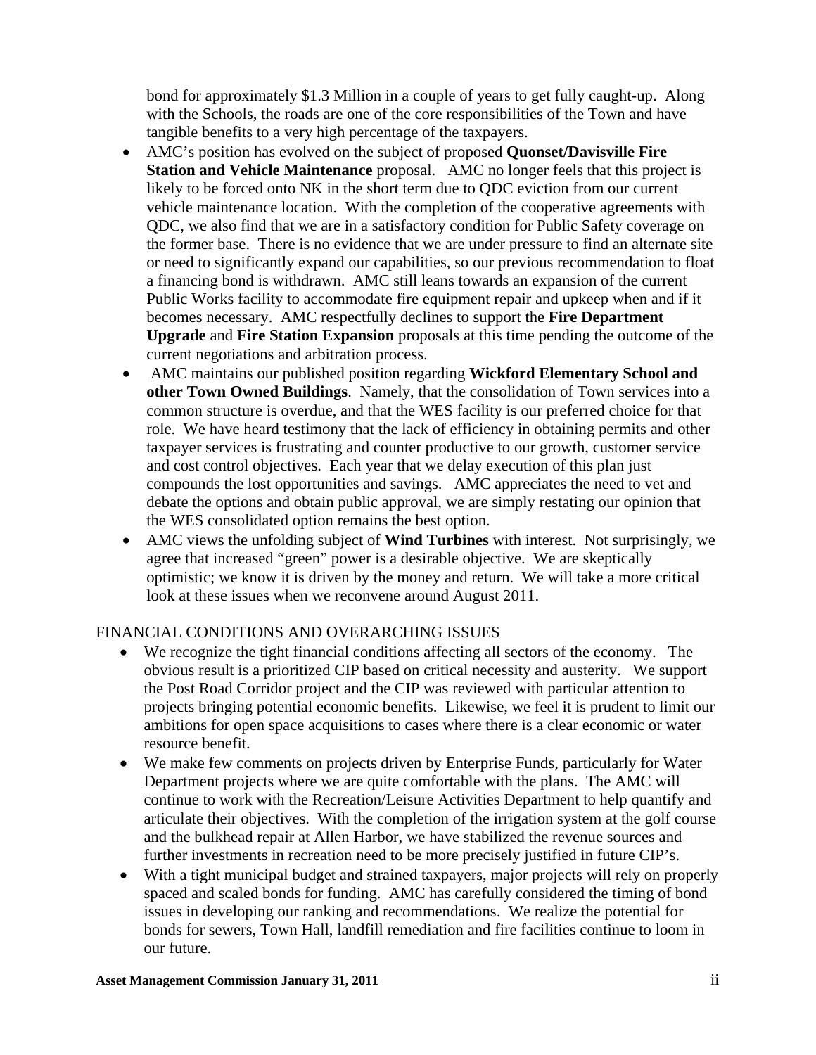bond for approximately $1.3 Million in a couple of years to get fully caught-up. Along with the Schools, the roads are one of the core responsibilities of the Town and have tangible benefits to a very high percentage of the taxpayers.

- AMC's position has evolved on the subject of proposed **Quonset/Davisville Fire Station and Vehicle Maintenance** proposal. AMC no longer feels that this project is likely to be forced onto NK in the short term due to QDC eviction from our current vehicle maintenance location. With the completion of the cooperative agreements with QDC, we also find that we are in a satisfactory condition for Public Safety coverage on the former base. There is no evidence that we are under pressure to find an alternate site or need to significantly expand our capabilities, so our previous recommendation to float a financing bond is withdrawn. AMC still leans towards an expansion of the current Public Works facility to accommodate fire equipment repair and upkeep when and if it becomes necessary. AMC respectfully declines to support the **Fire Department Upgrade** and **Fire Station Expansion** proposals at this time pending the outcome of the current negotiations and arbitration process.
- AMC maintains our published position regarding **Wickford Elementary School and other Town Owned Buildings**. Namely, that the consolidation of Town services into a common structure is overdue, and that the WES facility is our preferred choice for that role. We have heard testimony that the lack of efficiency in obtaining permits and other taxpayer services is frustrating and counter productive to our growth, customer service and cost control objectives. Each year that we delay execution of this plan just compounds the lost opportunities and savings. AMC appreciates the need to vet and debate the options and obtain public approval, we are simply restating our opinion that the WES consolidated option remains the best option.
- AMC views the unfolding subject of **Wind Turbines** with interest. Not surprisingly, we agree that increased "green" power is a desirable objective. We are skeptically optimistic; we know it is driven by the money and return. We will take a more critical look at these issues when we reconvene around August 2011.

## FINANCIAL CONDITIONS AND OVERARCHING ISSUES

- We recognize the tight financial conditions affecting all sectors of the economy. The obvious result is a prioritized CIP based on critical necessity and austerity. We support the Post Road Corridor project and the CIP was reviewed with particular attention to projects bringing potential economic benefits. Likewise, we feel it is prudent to limit our ambitions for open space acquisitions to cases where there is a clear economic or water resource benefit.
- We make few comments on projects driven by Enterprise Funds, particularly for Water Department projects where we are quite comfortable with the plans. The AMC will continue to work with the Recreation/Leisure Activities Department to help quantify and articulate their objectives. With the completion of the irrigation system at the golf course and the bulkhead repair at Allen Harbor, we have stabilized the revenue sources and further investments in recreation need to be more precisely justified in future CIP's.
- With a tight municipal budget and strained taxpayers, major projects will rely on properly spaced and scaled bonds for funding. AMC has carefully considered the timing of bond issues in developing our ranking and recommendations. We realize the potential for bonds for sewers, Town Hall, landfill remediation and fire facilities continue to loom in our future.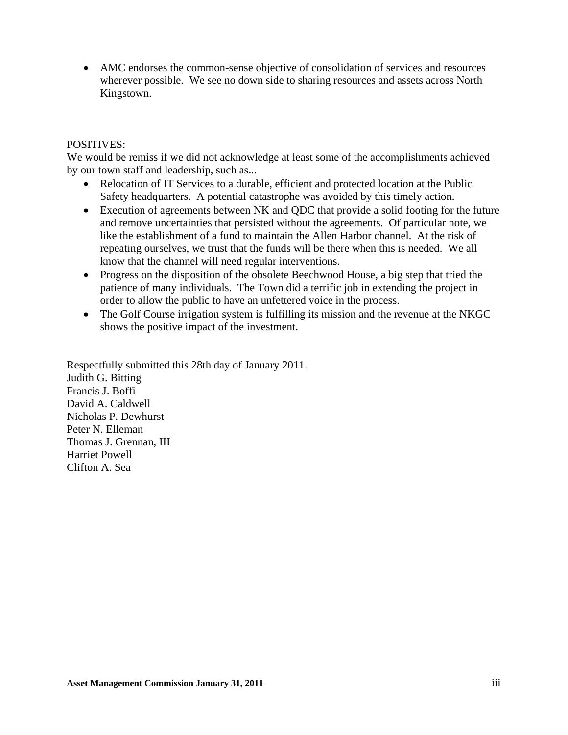- AMC endorses the common-sense objective of consolidation of services and resources wherever possible. We see no down side to sharing resources and assets across North Kingstown.

POSITIVES:

We would be remiss if we did not acknowledge at least some of the accomplishments achieved by our town staff and leadership, such as...

- Relocation of IT Services to a durable, efficient and protected location at the Public Safety headquarters. A potential catastrophe was avoided by this timely action.
- Execution of agreements between NK and QDC that provide a solid footing for the future and remove uncertainties that persisted without the agreements. Of particular note, we like the establishment of a fund to maintain the Allen Harbor channel. At the risk of repeating ourselves, we trust that the funds will be there when this is needed. We all know that the channel will need regular interventions.
- Progress on the disposition of the obsolete Beechwood House, a big step that tried the patience of many individuals. The Town did a terrific job in extending the project in order to allow the public to have an unfettered voice in the process.
- The Golf Course irrigation system is fulfilling its mission and the revenue at the NKGC shows the positive impact of the investment.

Respectfully submitted this 28th day of January 2011.
Judith G. Bitting
Francis J. Boffi
David A. Caldwell
Nicholas P. Dewhurst
Peter N. Elleman
Thomas J. Grennan, III
Harriet Powell
Clifton A. Sea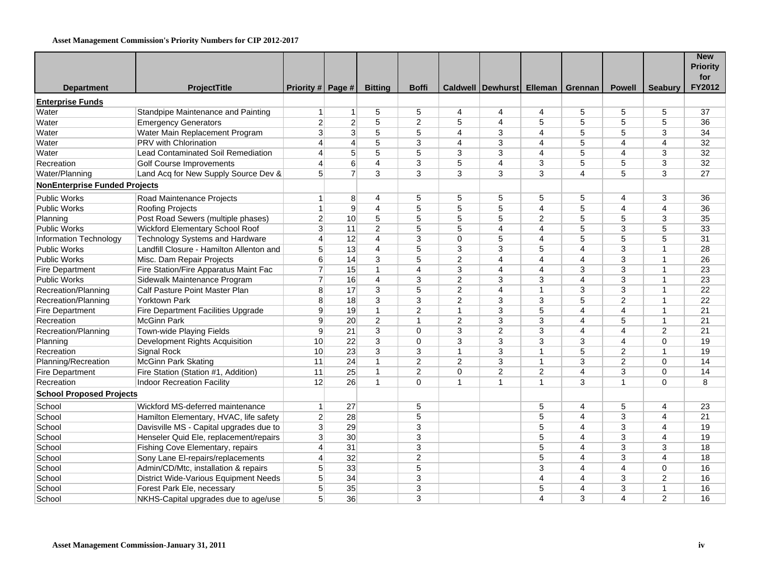**Asset Management Commission's Priority Numbers for CIP 2012-2017**

| Department | ProjectTitle | Priority # | Page # | Bitting | Boffi | Caldwell | Dewhurst | Elleman | Grennan | Powell | Seabury | New Priority for FY2012 |
|---|---|---|---|---|---|---|---|---|---|---|---|---|
| **Enterprise Funds** | | | | | | | | | | | | |
| Water | Standpipe Maintenance and Painting | 1 | 1 | 5 | 5 | 4 | 4 | 4 | 5 | 5 | 5 | 37 |
| Water | Emergency Generators | 2 | 2 | 5 | 2 | 5 | 4 | 5 | 5 | 5 | 5 | 36 |
| Water | Water Main Replacement Program | 3 | 3 | 5 | 5 | 4 | 3 | 4 | 5 | 5 | 3 | 34 |
| Water | PRV with Chlorination | 4 | 4 | 5 | 3 | 4 | 3 | 4 | 5 | 4 | 4 | 32 |
| Water | Lead Contaminated Soil Remediation | 4 | 5 | 5 | 5 | 3 | 3 | 4 | 5 | 4 | 3 | 32 |
| Recreation | Golf Course Improvements | 4 | 6 | 4 | 3 | 5 | 4 | 3 | 5 | 5 | 3 | 32 |
| Water/Planning | Land Acq for New Supply Source Dev & | 5 | 7 | 3 | 3 | 3 | 3 | 3 | 4 | 5 | 3 | 27 |
| **NonEnterprise Funded Projects** | | | | | | | | | | | | |
| Public Works | Road Maintenance Projects | 1 | 8 | 4 | 5 | 5 | 5 | 5 | 5 | 4 | 3 | 36 |
| Public Works | Roofing Projects | 1 | 9 | 4 | 5 | 5 | 5 | 4 | 5 | 4 | 4 | 36 |
| Planning | Post Road Sewers (multiple phases) | 2 | 10 | 5 | 5 | 5 | 5 | 2 | 5 | 5 | 3 | 35 |
| Public Works | Wickford Elementary School Roof | 3 | 11 | 2 | 5 | 5 | 4 | 4 | 5 | 3 | 5 | 33 |
| Information Technology | Technology Systems and Hardware | 4 | 12 | 4 | 3 | 0 | 5 | 4 | 5 | 5 | 5 | 31 |
| Public Works | Landfill Closure - Hamilton Allenton and | 5 | 13 | 4 | 5 | 3 | 3 | 5 | 4 | 3 | 1 | 28 |
| Public Works | Misc. Dam Repair Projects | 6 | 14 | 3 | 5 | 2 | 4 | 4 | 4 | 3 | 1 | 26 |
| Fire Department | Fire Station/Fire Apparatus Maint Fac | 7 | 15 | 1 | 4 | 3 | 4 | 4 | 3 | 3 | 1 | 23 |
| Public Works | Sidewalk Maintenance Program | 7 | 16 | 4 | 3 | 2 | 3 | 3 | 4 | 3 | 1 | 23 |
| Recreation/Planning | Calf Pasture Point Master Plan | 8 | 17 | 3 | 5 | 2 | 4 | 1 | 3 | 3 | 1 | 22 |
| Recreation/Planning | Yorktown Park | 8 | 18 | 3 | 3 | 2 | 3 | 3 | 5 | 2 | 1 | 22 |
| Fire Department | Fire Department Facilities Upgrade | 9 | 19 | 1 | 2 | 1 | 3 | 5 | 4 | 4 | 1 | 21 |
| Recreation | McGinn Park | 9 | 20 | 2 | 1 | 2 | 3 | 3 | 4 | 5 | 1 | 21 |
| Recreation/Planning | Town-wide Playing Fields | 9 | 21 | 3 | 0 | 3 | 2 | 3 | 4 | 4 | 2 | 21 |
| Planning | Development Rights Acquisition | 10 | 22 | 3 | 0 | 3 | 3 | 3 | 3 | 4 | 0 | 19 |
| Recreation | Signal Rock | 10 | 23 | 3 | 3 | 1 | 3 | 1 | 5 | 2 | 1 | 19 |
| Planning/Recreation | McGinn Park Skating | 11 | 24 | 1 | 2 | 2 | 3 | 1 | 3 | 2 | 0 | 14 |
| Fire Department | Fire Station (Station #1, Addition) | 11 | 25 | 1 | 2 | 0 | 2 | 2 | 4 | 3 | 0 | 14 |
| Recreation | Indoor Recreation Facility | 12 | 26 | 1 | 0 | 1 | 1 | 1 | 3 | 1 | 0 | 8 |
| **School Proposed Projects** | | | | | | | | | | | | |
| School | Wickford MS-deferred maintenance | 1 | 27 | | 5 | | | 5 | 4 | 5 | 4 | 23 |
| School | Hamilton Elementary, HVAC, life safety | 2 | 28 | | 5 | | | 5 | 4 | 3 | 4 | 21 |
| School | Davisville MS - Capital upgrades due to | 3 | 29 | | 3 | | | 5 | 4 | 3 | 4 | 19 |
| School | Henseler Quid Ele, replacement/repairs | 3 | 30 | | 3 | | | 5 | 4 | 3 | 4 | 19 |
| School | Fishing Cove Elementary, repairs | 4 | 31 | | 3 | | | 5 | 4 | 3 | 3 | 18 |
| School | Sony Lane El-repairs/replacements | 4 | 32 | | 2 | | | 5 | 4 | 3 | 4 | 18 |
| School | Admin/CD/Mtc, installation & repairs | 5 | 33 | | 5 | | | 3 | 4 | 4 | 0 | 16 |
| School | District Wide-Various Equipment Needs | 5 | 34 | | 3 | | | 4 | 4 | 3 | 2 | 16 |
| School | Forest Park Ele, necessary | 5 | 35 | | 3 | | | 5 | 4 | 3 | 1 | 16 |
| School | NKHS-Capital upgrades due to age/use | 5 | 36 | | 3 | | | 4 | 3 | 4 | 2 | 16 |

**Asset Management Commission-January 31, 2011**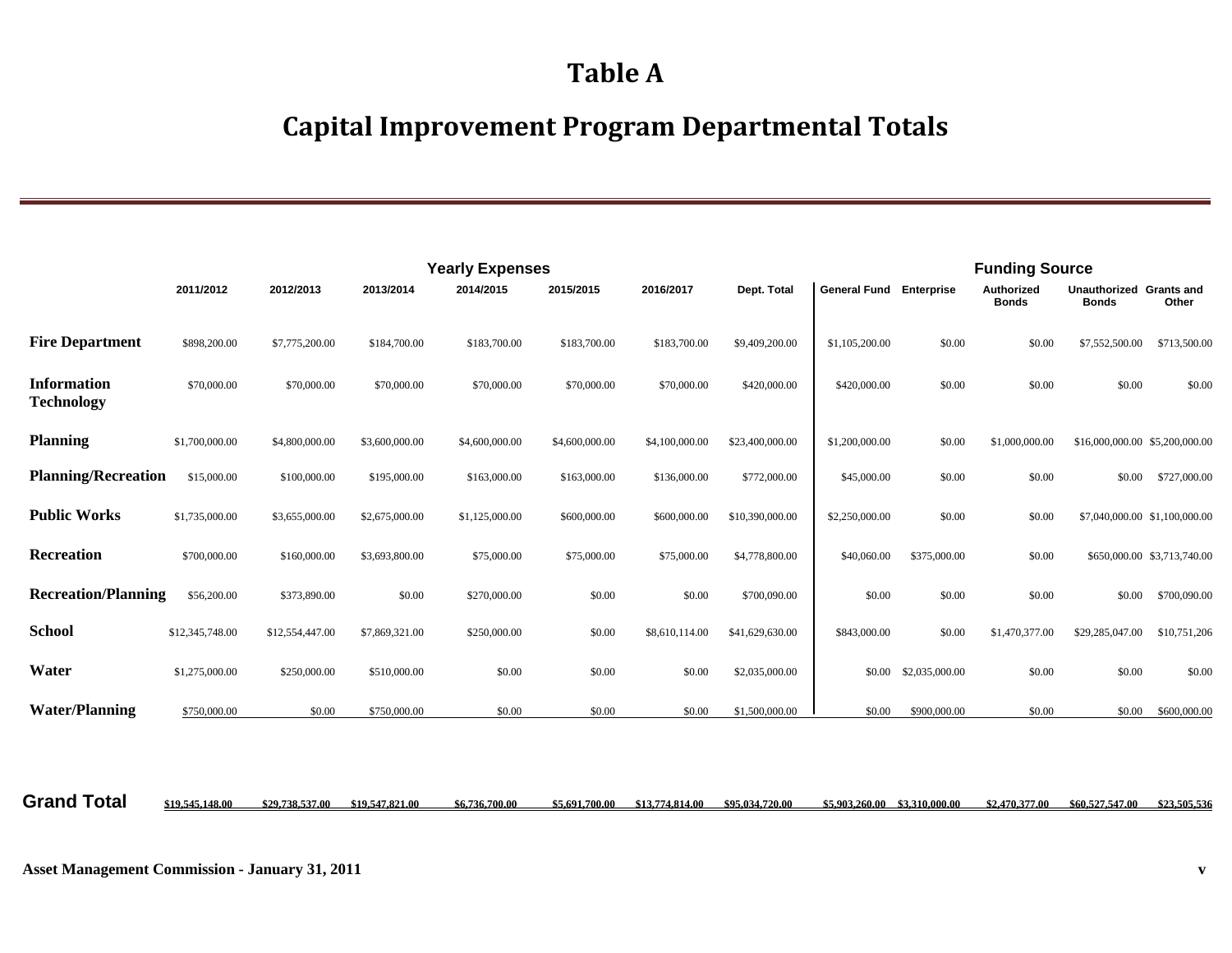# Table A

# Capital Improvement Program Departmental Totals

| | Yearly Expenses | | | | | | | Funding Source | | | | |
|---|---|---|---|---|---|---|---|---|---|---|---|---|
| | 2011/2012 | 2012/2013 | 2013/2014 | 2014/2015 | 2015/2015 | 2016/2017 | Dept. Total | General Fund | Enterprise | Authorized Bonds | Unauthorized Bonds | Grants and Other |
| **Fire Department** | $898,200.00 | $7,775,200.00 | $184,700.00 | $183,700.00 | $183,700.00 | $183,700.00 | $9,409,200.00 | $1,105,200.00 | $0.00 | $0.00 | $7,552,500.00 | $713,500.00 |
| **Information Technology** | $70,000.00 | $70,000.00 | $70,000.00 | $70,000.00 | $70,000.00 | $70,000.00 | $420,000.00 | $420,000.00 | $0.00 | $0.00 | $0.00 | $0.00 |
| **Planning** | $1,700,000.00 | $4,800,000.00 | $3,600,000.00 | $4,600,000.00 | $4,600,000.00 | $4,100,000.00 | $23,400,000.00 | $1,200,000.00 | $0.00 | $1,000,000.00 | $16,000,000.00 | $5,200,000.00 |
| **Planning/Recreation** | $15,000.00 | $100,000.00 | $195,000.00 | $163,000.00 | $163,000.00 | $136,000.00 | $772,000.00 | $45,000.00 | $0.00 | $0.00 | $0.00 | $727,000.00 |
| **Public Works** | $1,735,000.00 | $3,655,000.00 | $2,675,000.00 | $1,125,000.00 | $600,000.00 | $600,000.00 | $10,390,000.00 | $2,250,000.00 | $0.00 | $0.00 | $7,040,000.00 | $1,100,000.00 |
| **Recreation** | $700,000.00 | $160,000.00 | $3,693,800.00 | $75,000.00 | $75,000.00 | $75,000.00 | $4,778,800.00 | $40,060.00 | $375,000.00 | $0.00 | $650,000.00 | $3,713,740.00 |
| **Recreation/Planning** | $56,200.00 | $373,890.00 | $0.00 | $270,000.00 | $0.00 | $0.00 | $700,090.00 | $0.00 | $0.00 | $0.00 | $0.00 | $700,090.00 |
| **School** | $12,345,748.00 | $12,554,447.00 | $7,869,321.00 | $250,000.00 | $0.00 | $8,610,114.00 | $41,629,630.00 | $843,000.00 | $0.00 | $1,470,377.00 | $29,285,047.00 | $10,751,206 |
| **Water** | $1,275,000.00 | $250,000.00 | $510,000.00 | $0.00 | $0.00 | $0.00 | $2,035,000.00 | $0.00 | $2,035,000.00 | $0.00 | $0.00 | $0.00 |
| **Water/Planning** | $750,000.00 | $0.00 | $750,000.00 | $0.00 | $0.00 | $0.00 | $1,500,000.00 | $0.00 | $900,000.00 | $0.00 | $0.00 | $600,000.00 |
| **Grand Total** | $19,545,148.00 | $29,738,537.00 | $19,547,821.00 | $6,736,700.00 | $5,691,700.00 | $13,774,814.00 | $95,034,720.00 | $5,903,260.00 | $3,310,000.00 | $2,470,377.00 | $60,527,547.00 | $23,505,536 |

Asset Management Commission - January 31, 2011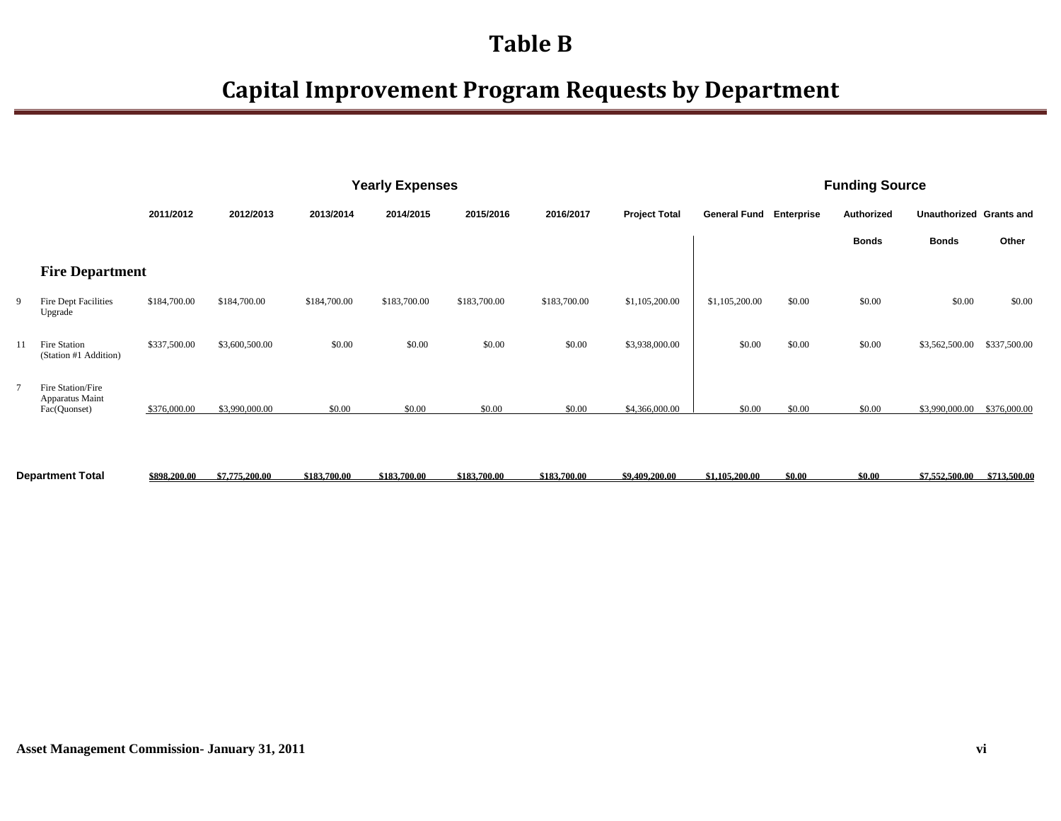# Table B

# Capital Improvement Program Requests by Department

| | | Yearly Expenses | | | | | | | Funding Source | | | | |
|---|---|---|---|---|---|---|---|---|---|---|---|---|---|
| | | 2011/2012 | 2012/2013 | 2013/2014 | 2014/2015 | 2015/2016 | 2016/2017 | Project Total | General Fund | Enterprise | Authorized Bonds | Unauthorized Bonds | Grants and Other |
| | **Fire Department** | | | | | | | | | | | | |
| 9 | Fire Dept Facilities Upgrade | $184,700.00 | $184,700.00 | $184,700.00 | $183,700.00 | $183,700.00 | $183,700.00 | $1,105,200.00 | $1,105,200.00 | $0.00 | $0.00 | $0.00 | $0.00 |
| 11 | Fire Station (Station #1 Addition) | $337,500.00 | $3,600,500.00 | $0.00 | $0.00 | $0.00 | $0.00 | $3,938,000.00 | $0.00 | $0.00 | $0.00 | $3,562,500.00 | $337,500.00 |
| 7 | Fire Station/Fire Apparatus Maint Fac(Quonset) | $376,000.00 | $3,990,000.00 | $0.00 | $0.00 | $0.00 | $0.00 | $4,366,000.00 | $0.00 | $0.00 | $0.00 | $3,990,000.00 | $376,000.00 |
| | **Department Total** | $898,200.00 | $7,775,200.00 | $183,700.00 | $183,700.00 | $183,700.00 | $183,700.00 | $9,409,200.00 | $1,105,200.00 | $0.00 | $0.00 | $7,552,500.00 | $713,500.00 |

Asset Management Commission- January 31, 2011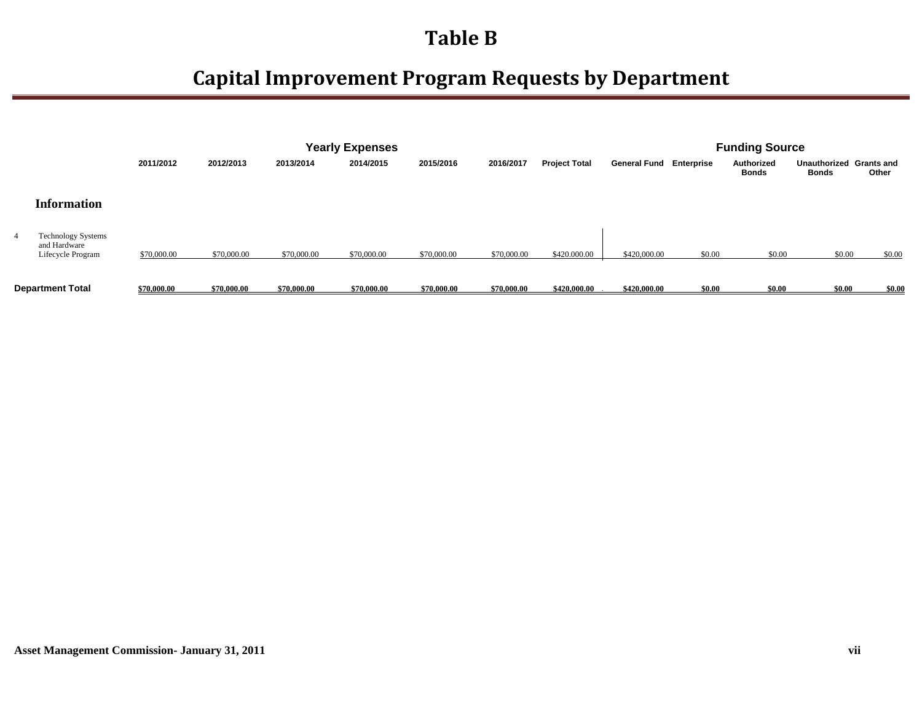# Table B

# Capital Improvement Program Requests by Department

| | | Yearly Expenses | | | | | | | Funding Source | | | | |
|---|---|---|---|---|---|---|---|---|---|---|---|---|---|
| | | 2011/2012 | 2012/2013 | 2013/2014 | 2014/2015 | 2015/2016 | 2016/2017 | Project Total | General Fund | Enterprise | Authorized Bonds | Unauthorized Bonds | Grants and Other |
| **Information** | | | | | | | | | | | | | |
| 4 | Technology Systems and Hardware Lifecycle Program | $70,000.00 | $70,000.00 | $70,000.00 | $70,000.00 | $70,000.00 | $70,000.00 | $420,000.00 | $420,000.00 | $0.00 | $0.00 | $0.00 | $0.00 |
| **Department Total** | | **$70,000.00** | **$70,000.00** | **$70,000.00** | **$70,000.00** | **$70,000.00** | **$70,000.00** | **$420,000.00** | **$420,000.00** | **$0.00** | **$0.00** | **$0.00** | **$0.00** |

**Asset Management Commission- January 31, 2011**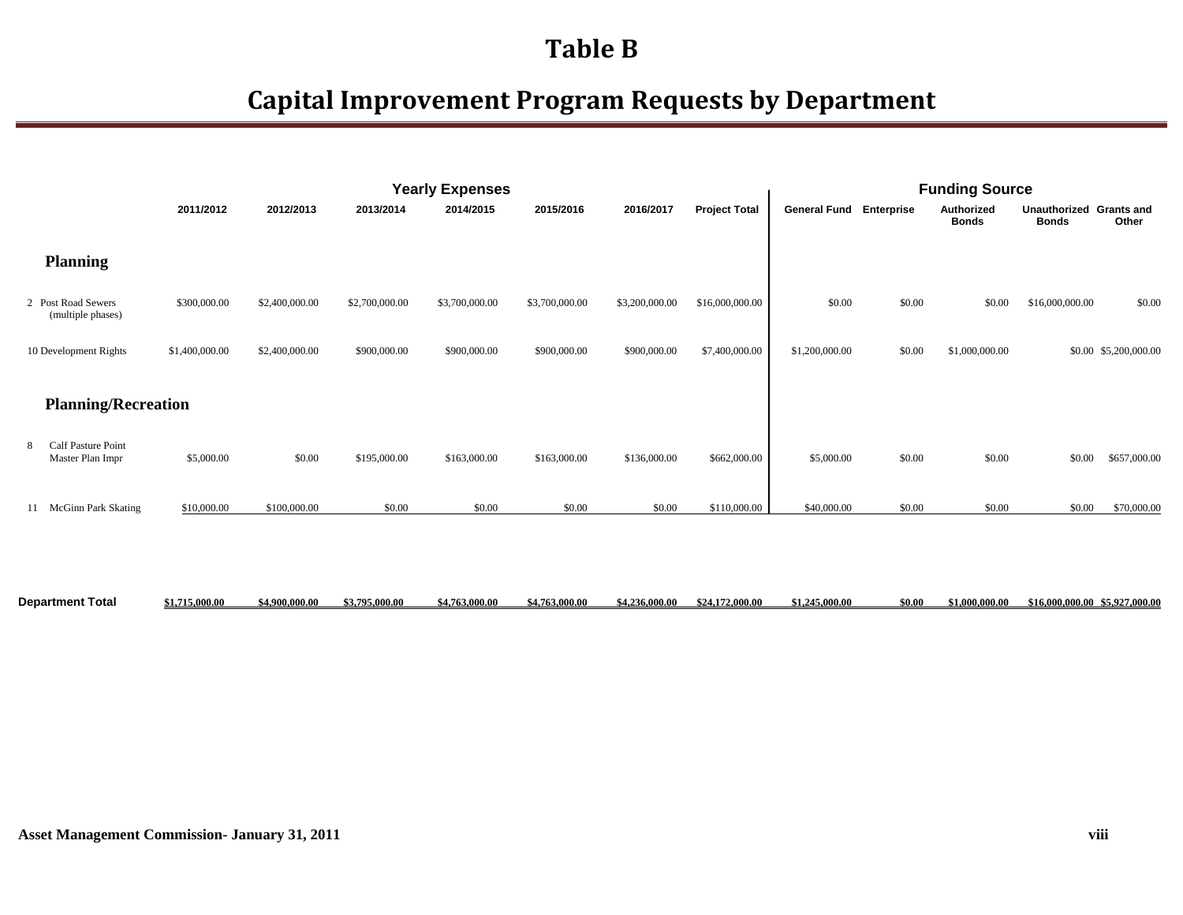# Table B

# Capital Improvement Program Requests by Department

| | Yearly Expenses | | | | | | | Funding Source | | | | |
|---|---|---|---|---|---|---|---|---|---|---|---|---|
| | 2011/2012 | 2012/2013 | 2013/2014 | 2014/2015 | 2015/2016 | 2016/2017 | Project Total | General Fund | Enterprise | Authorized Bonds | Unauthorized Bonds | Grants and Other |
| **Planning** | | | | | | | | | | | | |
| 2 Post Road Sewers (multiple phases) | $300,000.00 | $2,400,000.00 | $2,700,000.00 | $3,700,000.00 | $3,700,000.00 | $3,200,000.00 | $16,000,000.00 | $0.00 | $0.00 | $0.00 | $16,000,000.00 | $0.00 |
| 10 Development Rights | $1,400,000.00 | $2,400,000.00 | $900,000.00 | $900,000.00 | $900,000.00 | $900,000.00 | $7,400,000.00 | $1,200,000.00 | $0.00 | $1,000,000.00 | $0.00 | $5,200,000.00 |
| **Planning/Recreation** | | | | | | | | | | | | |
| 8 Calf Pasture Point Master Plan Impr | $5,000.00 | $0.00 | $195,000.00 | $163,000.00 | $163,000.00 | $136,000.00 | $662,000.00 | $5,000.00 | $0.00 | $0.00 | $0.00 | $657,000.00 |
| 11 McGinn Park Skating | $10,000.00 | $100,000.00 | $0.00 | $0.00 | $0.00 | $0.00 | $110,000.00 | $40,000.00 | $0.00 | $0.00 | $0.00 | $70,000.00 |
| **Department Total** | $1,715,000.00 | $4,900,000.00 | $3,795,000.00 | $4,763,000.00 | $4,763,000.00 | $4,236,000.00 | $24,172,000.00 | $1,245,000.00 | $0.00 | $1,000,000.00 | $16,000,000.00 | $5,927,000.00 |

Asset Management Commission- January 31, 2011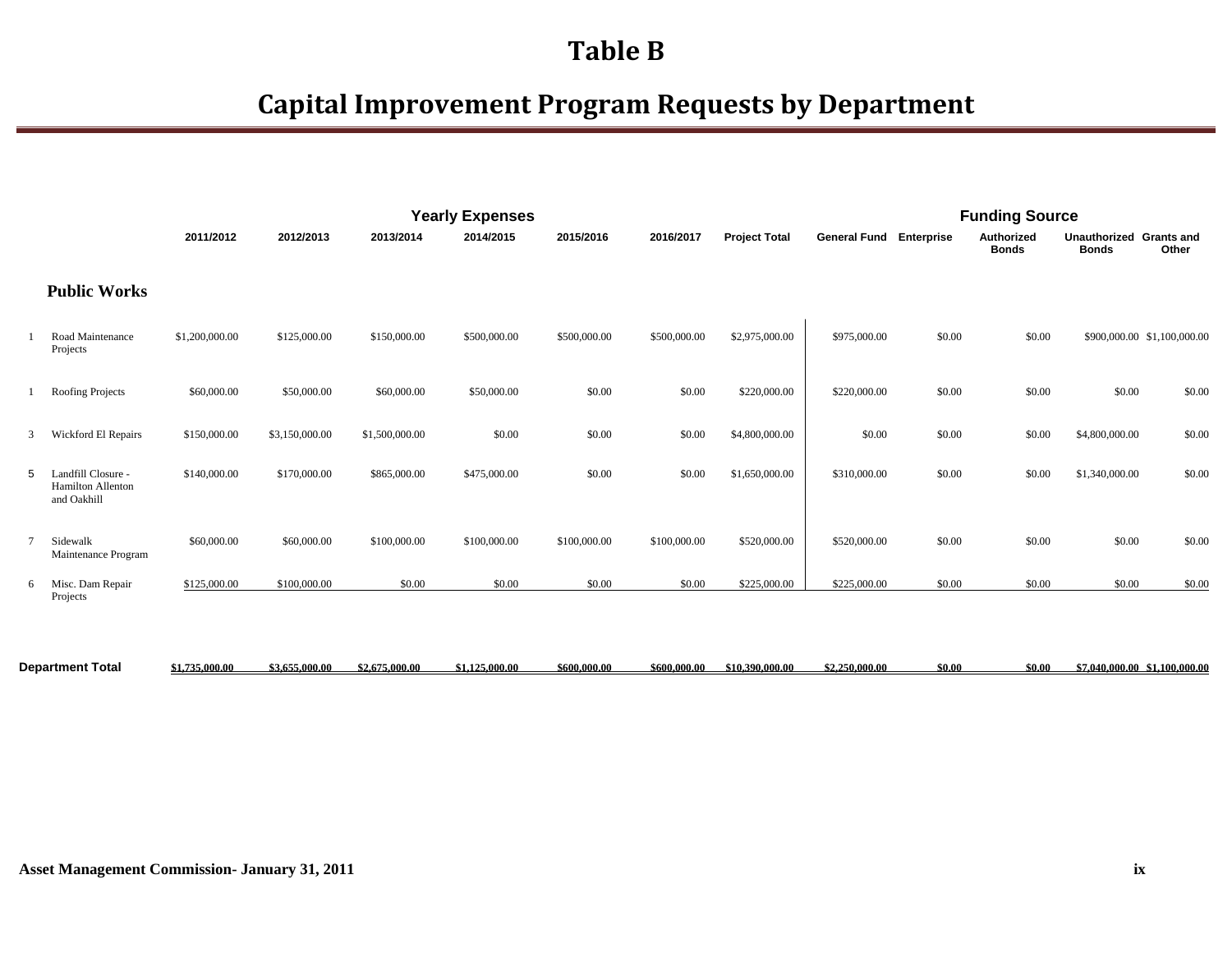# Table B

# Capital Improvement Program Requests by Department

| | | Yearly Expenses | | | | | | | Funding Source | | | | | |
|---|---|---|---|---|---|---|---|---|---|---|---|---|---|---|
| | | 2011/2012 | 2012/2013 | 2013/2014 | 2014/2015 | 2015/2016 | 2016/2017 | Project Total | General Fund | Enterprise | Authorized Bonds | Unauthorized Bonds | Grants and Other |
| | **Public Works** | | | | | | | | | | | | |
| 1 | Road Maintenance Projects | $1,200,000.00 | $125,000.00 | $150,000.00 | $500,000.00 | $500,000.00 | $500,000.00 | $2,975,000.00 | $975,000.00 | $0.00 | $0.00 | $900,000.00 | $1,100,000.00 |
| 1 | Roofing Projects | $60,000.00 | $50,000.00 | $60,000.00 | $50,000.00 | $0.00 | $0.00 | $220,000.00 | $220,000.00 | $0.00 | $0.00 | $0.00 | $0.00 |
| 3 | Wickford El Repairs | $150,000.00 | $3,150,000.00 | $1,500,000.00 | $0.00 | $0.00 | $0.00 | $4,800,000.00 | $0.00 | $0.00 | $0.00 | $4,800,000.00 | $0.00 |
| 5 | Landfill Closure - Hamilton Allenton and Oakhill | $140,000.00 | $170,000.00 | $865,000.00 | $475,000.00 | $0.00 | $0.00 | $1,650,000.00 | $310,000.00 | $0.00 | $0.00 | $1,340,000.00 | $0.00 |
| 7 | Sidewalk Maintenance Program | $60,000.00 | $60,000.00 | $100,000.00 | $100,000.00 | $100,000.00 | $100,000.00 | $520,000.00 | $520,000.00 | $0.00 | $0.00 | $0.00 | $0.00 |
| 6 | Misc. Dam Repair Projects | $125,000.00 | $100,000.00 | $0.00 | $0.00 | $0.00 | $0.00 | $225,000.00 | $225,000.00 | $0.00 | $0.00 | $0.00 | $0.00 |
| **Department Total** | | $1,735,000.00 | $3,655,000.00 | $2,675,000.00 | $1,125,000.00 | $600,000.00 | $600,000.00 | $10,390,000.00 | $2,250,000.00 | $0.00 | $0.00 | $7,040,000.00 | $1,100,000.00 |

Asset Management Commission- January 31, 2011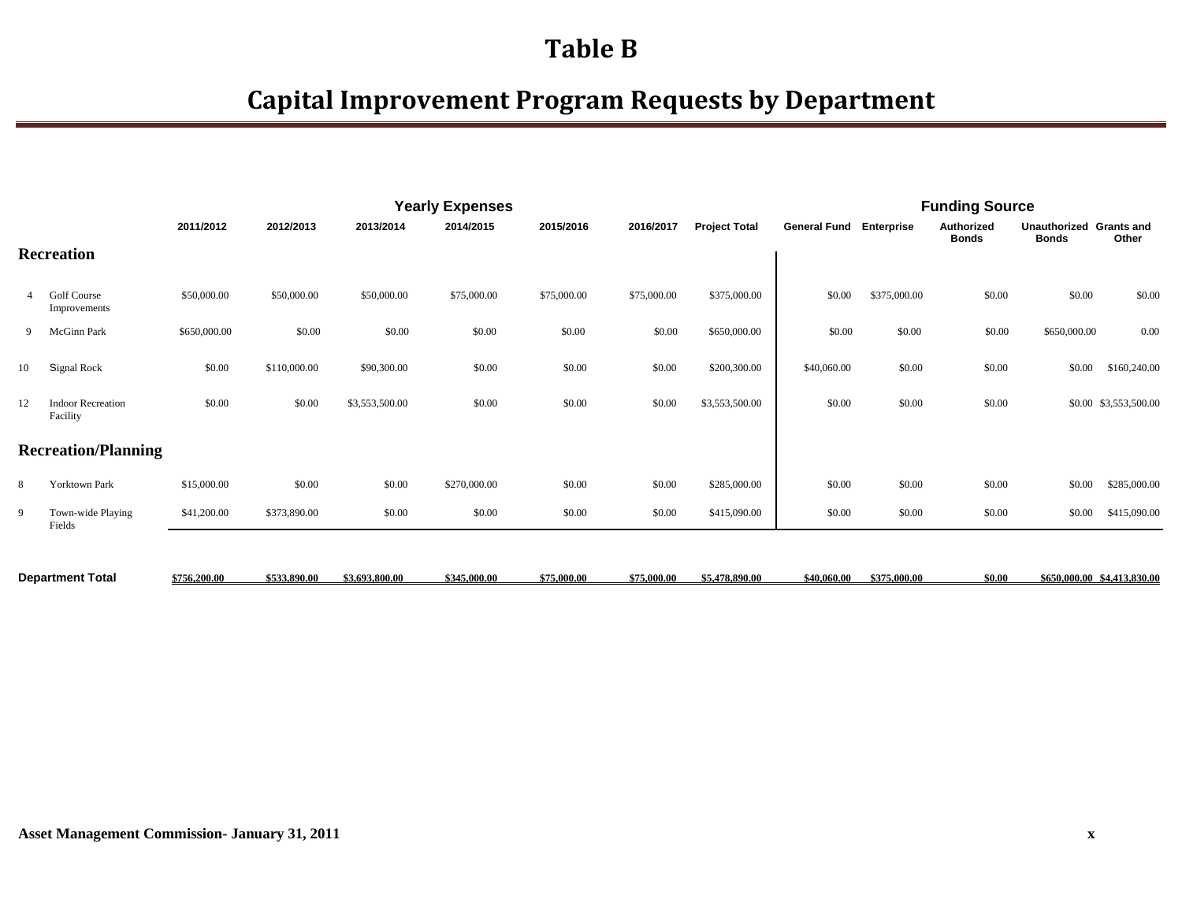# Table B

# Capital Improvement Program Requests by Department

| | | Yearly Expenses | | | | | | | Funding Source | | | | |
|---|---|---|---|---|---|---|---|---|---|---|---|---|---|
| | | 2011/2012 | 2012/2013 | 2013/2014 | 2014/2015 | 2015/2016 | 2016/2017 | Project Total | General Fund | Enterprise | Authorized Bonds | Unauthorized Bonds | Grants and Other |
| **Recreation** | | | | | | | | | | | | | |
| 4 | Golf Course Improvements | $50,000.00 | $50,000.00 | $50,000.00 | $75,000.00 | $75,000.00 | $75,000.00 | $375,000.00 | $0.00 | $375,000.00 | $0.00 | $0.00 | $0.00 |
| 9 | McGinn Park | $650,000.00 | $0.00 | $0.00 | $0.00 | $0.00 | $0.00 | $650,000.00 | $0.00 | $0.00 | $0.00 | $650,000.00 | 0.00 |
| 10 | Signal Rock | $0.00 | $110,000.00 | $90,300.00 | $0.00 | $0.00 | $0.00 | $200,300.00 | $40,060.00 | $0.00 | $0.00 | $0.00 | $160,240.00 |
| 12 | Indoor Recreation Facility | $0.00 | $0.00 | $3,553,500.00 | $0.00 | $0.00 | $0.00 | $3,553,500.00 | $0.00 | $0.00 | $0.00 | $0.00 | $3,553,500.00 |
| **Recreation/Planning** | | | | | | | | | | | | | |
| 8 | Yorktown Park | $15,000.00 | $0.00 | $0.00 | $270,000.00 | $0.00 | $0.00 | $285,000.00 | $0.00 | $0.00 | $0.00 | $0.00 | $285,000.00 |
| 9 | Town-wide Playing Fields | $41,200.00 | $373,890.00 | $0.00 | $0.00 | $0.00 | $0.00 | $415,090.00 | $0.00 | $0.00 | $0.00 | $0.00 | $415,090.00 |
| **Department Total** | | $756,200.00 | $533,890.00 | $3,693,800.00 | $345,000.00 | $75,000.00 | $75,000.00 | $5,478,890.00 | $40,060.00 | $375,000.00 | $0.00 | $650,000.00 | $4,413,830.00 |

Asset Management Commission- January 31, 2011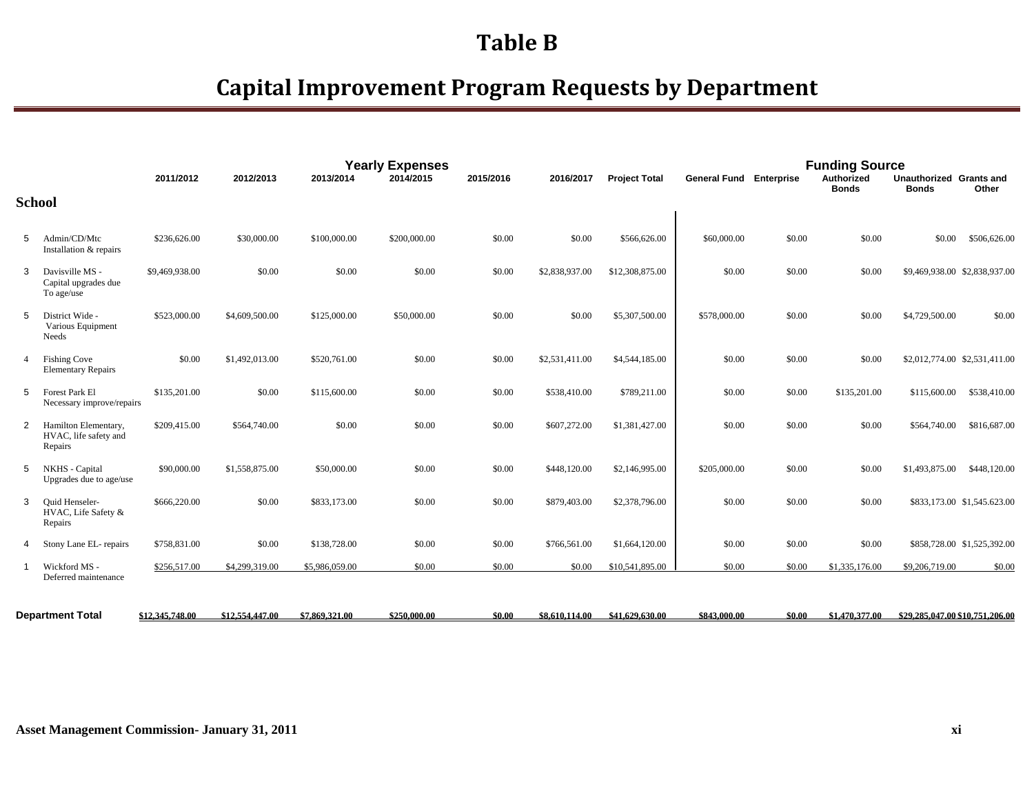# Table B

## Capital Improvement Program Requests by Department

| | | Yearly Expenses | | | | | | | Funding Source | | | | |
|---|---|---|---|---|---|---|---|---|---|---|---|---|---|
| | | 2011/2012 | 2012/2013 | 2013/2014 | 2014/2015 | 2015/2016 | 2016/2017 | Project Total | General Fund | Enterprise | Authorized Bonds | Unauthorized Bonds | Grants and Other |
| **School** | | | | | | | | | | | | | |
| 5 | Admin/CD/Mtc Installation & repairs | $236,626.00 | $30,000.00 | $100,000.00 | $200,000.00 | $0.00 | $0.00 | $566,626.00 | $60,000.00 | $0.00 | $0.00 | $0.00 | $506,626.00 |
| 3 | Davisville MS - Capital upgrades due To age/use | $9,469,938.00 | $0.00 | $0.00 | $0.00 | $0.00 | $2,838,937.00 | $12,308,875.00 | $0.00 | $0.00 | $0.00 | $9,469,938.00 | $2,838,937.00 |
| 5 | District Wide - Various Equipment Needs | $523,000.00 | $4,609,500.00 | $125,000.00 | $50,000.00 | $0.00 | $0.00 | $5,307,500.00 | $578,000.00 | $0.00 | $0.00 | $4,729,500.00 | $0.00 |
| 4 | Fishing Cove Elementary Repairs | $0.00 | $1,492,013.00 | $520,761.00 | $0.00 | $0.00 | $2,531,411.00 | $4,544,185.00 | $0.00 | $0.00 | $0.00 | $2,012,774.00 | $2,531,411.00 |
| 5 | Forest Park El Necessary improve/repairs | $135,201.00 | $0.00 | $115,600.00 | $0.00 | $0.00 | $538,410.00 | $789,211.00 | $0.00 | $0.00 | $135,201.00 | $115,600.00 | $538,410.00 |
| 2 | Hamilton Elementary, HVAC, life safety and Repairs | $209,415.00 | $564,740.00 | $0.00 | $0.00 | $0.00 | $607,272.00 | $1,381,427.00 | $0.00 | $0.00 | $0.00 | $564,740.00 | $816,687.00 |
| 5 | NKHS - Capital Upgrades due to age/use | $90,000.00 | $1,558,875.00 | $50,000.00 | $0.00 | $0.00 | $448,120.00 | $2,146,995.00 | $205,000.00 | $0.00 | $0.00 | $1,493,875.00 | $448,120.00 |
| 3 | Quid Henseler- HVAC, Life Safety & Repairs | $666,220.00 | $0.00 | $833,173.00 | $0.00 | $0.00 | $879,403.00 | $2,378,796.00 | $0.00 | $0.00 | $0.00 | $833,173.00 | $1,545,623.00 |
| 4 | Stony Lane EL- repairs | $758,831.00 | $0.00 | $138,728.00 | $0.00 | $0.00 | $766,561.00 | $1,664,120.00 | $0.00 | $0.00 | $0.00 | $858,728.00 | $1,525,392.00 |
| 1 | Wickford MS - Deferred maintenance | $256,517.00 | $4,299,319.00 | $5,986,059.00 | $0.00 | $0.00 | $0.00 | $10,541,895.00 | $0.00 | $0.00 | $1,335,176.00 | $9,206,719.00 | $0.00 |
| **Department Total** | | $12,345,748.00 | $12,554,447.00 | $7,869,321.00 | $250,000.00 | $0.00 | $8,610,114.00 | $41,629,630.00 | $843,000.00 | $0.00 | $1,470,377.00 | $29,285,047.00 | $10,751,206.00 |

**Asset Management Commission- January 31, 2011**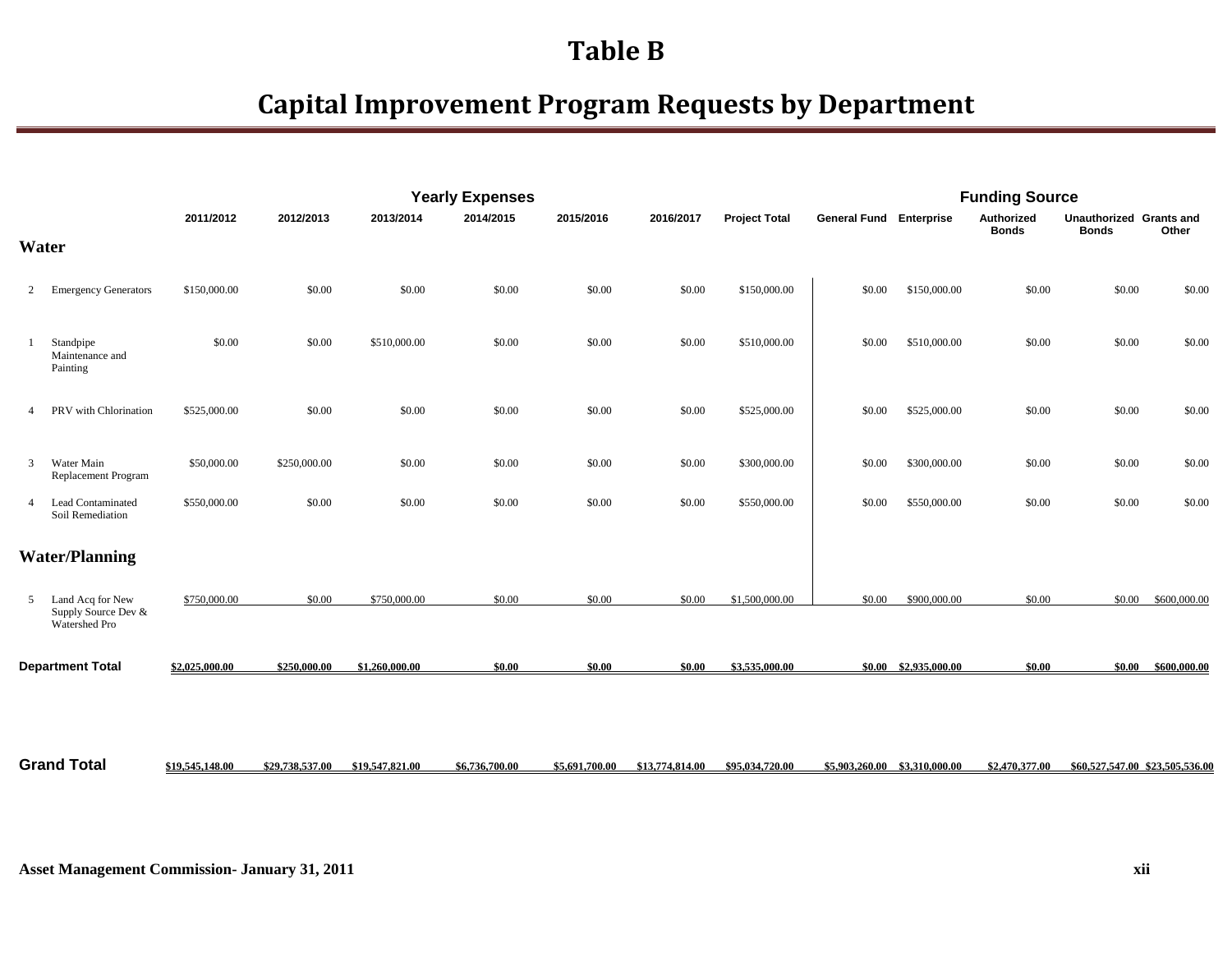# Table B

## Capital Improvement Program Requests by Department

| | | Yearly Expenses | | | | | | | Funding Source | | | | |
|---|---|---|---|---|---|---|---|---|---|---|---|---|---|
| | | 2011/2012 | 2012/2013 | 2013/2014 | 2014/2015 | 2015/2016 | 2016/2017 | Project Total | General Fund | Enterprise | Authorized Bonds | Unauthorized Bonds | Grants and Other |
| **Water** | | | | | | | | | | | | | |
| 2 | Emergency Generators | $150,000.00 | $0.00 | $0.00 | $0.00 | $0.00 | $0.00 | $150,000.00 | $0.00 | $150,000.00 | $0.00 | $0.00 | $0.00 |
| 1 | Standpipe Maintenance and Painting | $0.00 | $0.00 | $510,000.00 | $0.00 | $0.00 | $0.00 | $510,000.00 | $0.00 | $510,000.00 | $0.00 | $0.00 | $0.00 |
| 4 | PRV with Chlorination | $525,000.00 | $0.00 | $0.00 | $0.00 | $0.00 | $0.00 | $525,000.00 | $0.00 | $525,000.00 | $0.00 | $0.00 | $0.00 |
| 3 | Water Main Replacement Program | $50,000.00 | $250,000.00 | $0.00 | $0.00 | $0.00 | $0.00 | $300,000.00 | $0.00 | $300,000.00 | $0.00 | $0.00 | $0.00 |
| 4 | Lead Contaminated Soil Remediation | $550,000.00 | $0.00 | $0.00 | $0.00 | $0.00 | $0.00 | $550,000.00 | $0.00 | $550,000.00 | $0.00 | $0.00 | $0.00 |
| **Water/Planning** | | | | | | | | | | | | | |
| 5 | Land Acq for New Supply Source Dev & Watershed Pro | $750,000.00 | $0.00 | $750,000.00 | $0.00 | $0.00 | $0.00 | $1,500,000.00 | $0.00 | $900,000.00 | $0.00 | $0.00 | $600,000.00 |
| **Department Total** | | $2,025,000.00 | $250,000.00 | $1,260,000.00 | $0.00 | $0.00 | $0.00 | $3,535,000.00 | $0.00 | $2,935,000.00 | $0.00 | $0.00 | $600,000.00 |
| **Grand Total** | | $19,545,148.00 | $29,738,537.00 | $19,547,821.00 | $6,736,700.00 | $5,691,700.00 | $13,774,814.00 | $95,034,720.00 | $5,903,260.00 | $3,310,000.00 | $2,470,377.00 | $60,527,547.00 | $23,505,536.00 |

**Asset Management Commission- January 31, 2011**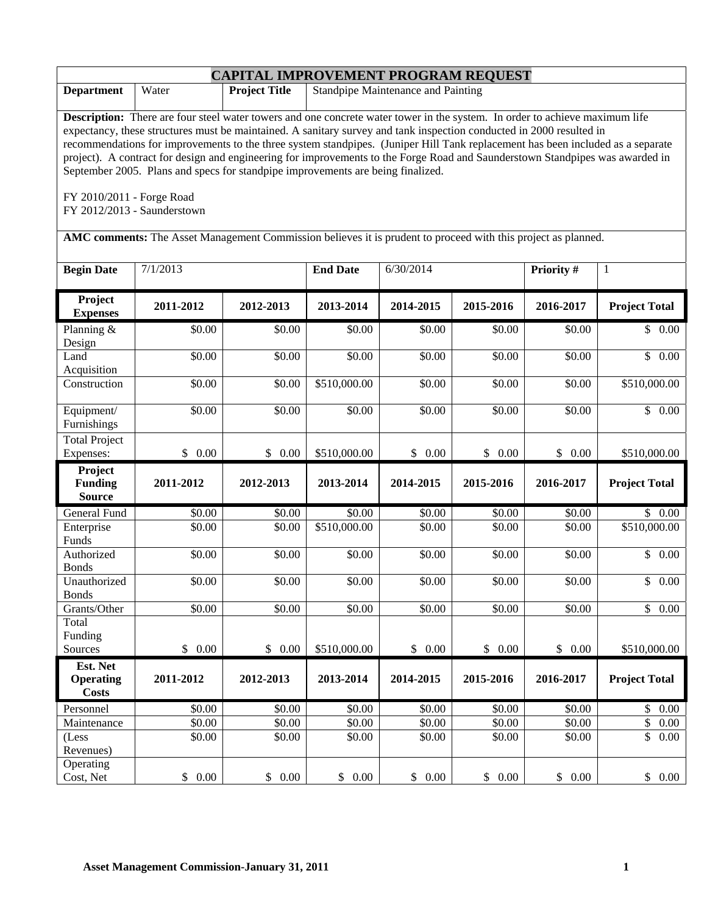# CAPITAL IMPROVEMENT PROGRAM REQUEST

| Department | Water | Project Title | Standpipe Maintenance and Painting |
|---|---|---|---|

**Description:** There are four steel water towers and one concrete water tower in the system. In order to achieve maximum life expectancy, these structures must be maintained. A sanitary survey and tank inspection conducted in 2000 resulted in recommendations for improvements to the three system standpipes. (Juniper Hill Tank replacement has been included as a separate project). A contract for design and engineering for improvements to the Forge Road and Saunderstown Standpipes was awarded in September 2005. Plans and specs for standpipe improvements are being finalized.

FY 2010/2011 - Forge Road
FY 2012/2013 - Saunderstown

**AMC comments:** The Asset Management Commission believes it is prudent to proceed with this project as planned.

| Begin Date | 7/1/2013 | End Date | 6/30/2014 | Priority # | 1 |
|---|---|---|---|---|---|

| Project Expenses | 2011-2012 | 2012-2013 | 2013-2014 | 2014-2015 | 2015-2016 | 2016-2017 | Project Total |
|---|---|---|---|---|---|---|---|
| Planning & Design | $0.00 | $0.00 | $0.00 | $0.00 | $0.00 | $0.00 | $ 0.00 |
| Land Acquisition | $0.00 | $0.00 | $0.00 | $0.00 | $0.00 | $0.00 | $ 0.00 |
| Construction | $0.00 | $0.00 | $510,000.00 | $0.00 | $0.00 | $0.00 | $510,000.00 |
| Equipment/ Furnishings | $0.00 | $0.00 | $0.00 | $0.00 | $0.00 | $0.00 | $ 0.00 |
| Total Project Expenses: | $ 0.00 | $ 0.00 | $510,000.00 | $ 0.00 | $ 0.00 | $ 0.00 | $510,000.00 |
| **Project Funding Source** | **2011-2012** | **2012-2013** | **2013-2014** | **2014-2015** | **2015-2016** | **2016-2017** | **Project Total** |
| General Fund | $0.00 | $0.00 | $0.00 | $0.00 | $0.00 | $0.00 | $ 0.00 |
| Enterprise Funds | $0.00 | $0.00 | $510,000.00 | $0.00 | $0.00 | $0.00 | $510,000.00 |
| Authorized Bonds | $0.00 | $0.00 | $0.00 | $0.00 | $0.00 | $0.00 | $ 0.00 |
| Unauthorized Bonds | $0.00 | $0.00 | $0.00 | $0.00 | $0.00 | $0.00 | $ 0.00 |
| Grants/Other | $0.00 | $0.00 | $0.00 | $0.00 | $0.00 | $0.00 | $ 0.00 |
| Total Funding Sources | $ 0.00 | $ 0.00 | $510,000.00 | $ 0.00 | $ 0.00 | $ 0.00 | $510,000.00 |
| **Est. Net Operating Costs** | **2011-2012** | **2012-2013** | **2013-2014** | **2014-2015** | **2015-2016** | **2016-2017** | **Project Total** |
| Personnel | $0.00 | $0.00 | $0.00 | $0.00 | $0.00 | $0.00 | $ 0.00 |
| Maintenance | $0.00 | $0.00 | $0.00 | $0.00 | $0.00 | $0.00 | $ 0.00 |
| (Less Revenues) | $0.00 | $0.00 | $0.00 | $0.00 | $0.00 | $0.00 | $ 0.00 |
| Operating Cost, Net | $ 0.00 | $ 0.00 | $ 0.00 | $ 0.00 | $ 0.00 | $ 0.00 | $ 0.00 |

**Asset Management Commission-January 31, 2011**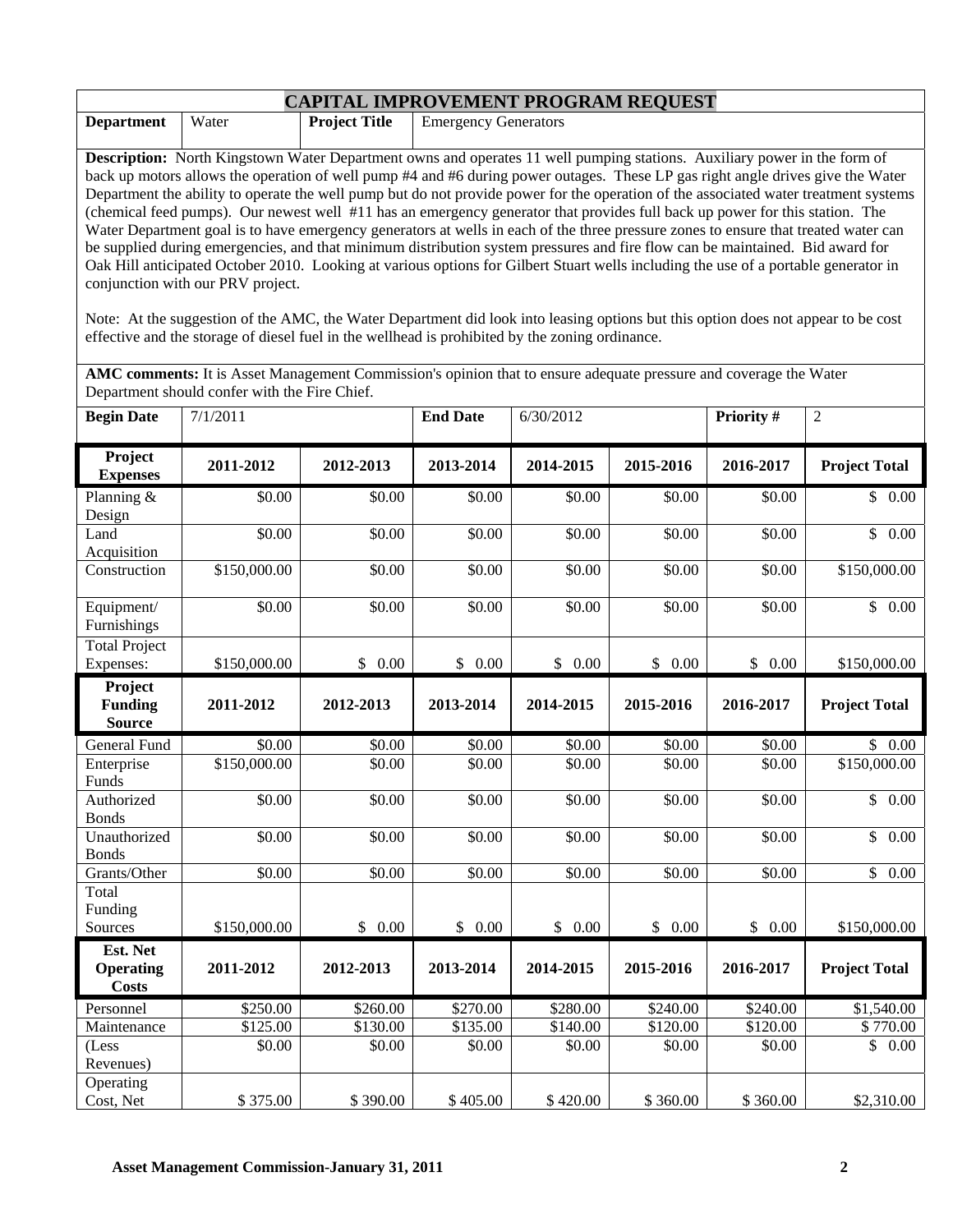# CAPITAL IMPROVEMENT PROGRAM REQUEST

| **Department** | Water | **Project Title** | Emergency Generators |
|---|---|---|---|

**Description:** North Kingstown Water Department owns and operates 11 well pumping stations. Auxiliary power in the form of back up motors allows the operation of well pump #4 and #6 during power outages. These LP gas right angle drives give the Water Department the ability to operate the well pump but do not provide power for the operation of the associated water treatment systems (chemical feed pumps). Our newest well #11 has an emergency generator that provides full back up power for this station. The Water Department goal is to have emergency generators at wells in each of the three pressure zones to ensure that treated water can be supplied during emergencies, and that minimum distribution system pressures and fire flow can be maintained. Bid award for Oak Hill anticipated October 2010. Looking at various options for Gilbert Stuart wells including the use of a portable generator in conjunction with our PRV project.

Note: At the suggestion of the AMC, the Water Department did look into leasing options but this option does not appear to be cost effective and the storage of diesel fuel in the wellhead is prohibited by the zoning ordinance.

**AMC comments:** It is Asset Management Commission's opinion that to ensure adequate pressure and coverage the Water Department should confer with the Fire Chief.

| **Begin Date** | 7/1/2011 | **End Date** | 6/30/2012 | **Priority #** | 2 |
|---|---|---|---|---|---|

| **Project Expenses** | **2011-2012** | **2012-2013** | **2013-2014** | **2014-2015** | **2015-2016** | **2016-2017** | **Project Total** |
|---|---|---|---|---|---|---|---|
| Planning & Design | $0.00 | $0.00 | $0.00 | $0.00 | $0.00 | $0.00 | $ 0.00 |
| Land Acquisition | $0.00 | $0.00 | $0.00 | $0.00 | $0.00 | $0.00 | $ 0.00 |
| Construction | $150,000.00 | $0.00 | $0.00 | $0.00 | $0.00 | $0.00 | $150,000.00 |
| Equipment/ Furnishings | $0.00 | $0.00 | $0.00 | $0.00 | $0.00 | $0.00 | $ 0.00 |
| Total Project Expenses: | $150,000.00 | $ 0.00 | $ 0.00 | $ 0.00 | $ 0.00 | $ 0.00 | $150,000.00 |
| **Project Funding Source** | **2011-2012** | **2012-2013** | **2013-2014** | **2014-2015** | **2015-2016** | **2016-2017** | **Project Total** |
| General Fund | $0.00 | $0.00 | $0.00 | $0.00 | $0.00 | $0.00 | $ 0.00 |
| Enterprise Funds | $150,000.00 | $0.00 | $0.00 | $0.00 | $0.00 | $0.00 | $150,000.00 |
| Authorized Bonds | $0.00 | $0.00 | $0.00 | $0.00 | $0.00 | $0.00 | $ 0.00 |
| Unauthorized Bonds | $0.00 | $0.00 | $0.00 | $0.00 | $0.00 | $0.00 | $ 0.00 |
| Grants/Other | $0.00 | $0.00 | $0.00 | $0.00 | $0.00 | $0.00 | $ 0.00 |
| Total Funding Sources | $150,000.00 | $ 0.00 | $ 0.00 | $ 0.00 | $ 0.00 | $ 0.00 | $150,000.00 |
| **Est. Net Operating Costs** | **2011-2012** | **2012-2013** | **2013-2014** | **2014-2015** | **2015-2016** | **2016-2017** | **Project Total** |
| Personnel | $250.00 | $260.00 | $270.00 | $280.00 | $240.00 | $240.00 | $1,540.00 |
| Maintenance | $125.00 | $130.00 | $135.00 | $140.00 | $120.00 | $120.00 | $ 770.00 |
| (Less Revenues) | $0.00 | $0.00 | $0.00 | $0.00 | $0.00 | $0.00 | $ 0.00 |
| Operating Cost, Net | $ 375.00 | $ 390.00 | $ 405.00 | $ 420.00 | $ 360.00 | $ 360.00 | $2,310.00 |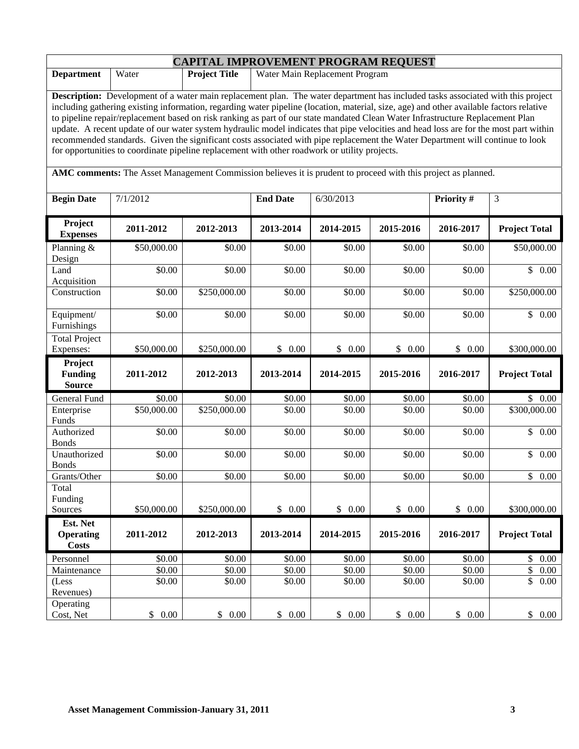# CAPITAL IMPROVEMENT PROGRAM REQUEST

| **Department** | Water | **Project Title** | Water Main Replacement Program |
|---|---|---|---|

**Description:** Development of a water main replacement plan. The water department has included tasks associated with this project including gathering existing information, regarding water pipeline (location, material, size, age) and other available factors relative to pipeline repair/replacement based on risk ranking as part of our state mandated Clean Water Infrastructure Replacement Plan update. A recent update of our water system hydraulic model indicates that pipe velocities and head loss are for the most part within recommended standards. Given the significant costs associated with pipe replacement the Water Department will continue to look for opportunities to coordinate pipeline replacement with other roadwork or utility projects.

**AMC comments:** The Asset Management Commission believes it is prudent to proceed with this project as planned.

| **Begin Date** | 7/1/2012 | **End Date** | 6/30/2013 | **Priority #** | 3 |
|---|---|---|---|---|---|

| **Project Expenses** | **2011-2012** | **2012-2013** | **2013-2014** | **2014-2015** | **2015-2016** | **2016-2017** | **Project Total** |
|---|---|---|---|---|---|---|---|
| Planning & Design | \$50,000.00 | \$0.00 | \$0.00 | \$0.00 | \$0.00 | \$0.00 | \$50,000.00 |
| Land Acquisition | \$0.00 | \$0.00 | \$0.00 | \$0.00 | \$0.00 | \$0.00 | \$ 0.00 |
| Construction | \$0.00 | \$250,000.00 | \$0.00 | \$0.00 | \$0.00 | \$0.00 | \$250,000.00 |
| Equipment/ Furnishings | \$0.00 | \$0.00 | \$0.00 | \$0.00 | \$0.00 | \$0.00 | \$ 0.00 |
| Total Project Expenses: | \$50,000.00 | \$250,000.00 | \$ 0.00 | \$ 0.00 | \$ 0.00 | \$ 0.00 | \$300,000.00 |
| **Project Funding Source** | **2011-2012** | **2012-2013** | **2013-2014** | **2014-2015** | **2015-2016** | **2016-2017** | **Project Total** |
| General Fund | \$0.00 | \$0.00 | \$0.00 | \$0.00 | \$0.00 | \$0.00 | \$ 0.00 |
| Enterprise Funds | \$50,000.00 | \$250,000.00 | \$0.00 | \$0.00 | \$0.00 | \$0.00 | \$300,000.00 |
| Authorized Bonds | \$0.00 | \$0.00 | \$0.00 | \$0.00 | \$0.00 | \$0.00 | \$ 0.00 |
| Unauthorized Bonds | \$0.00 | \$0.00 | \$0.00 | \$0.00 | \$0.00 | \$0.00 | \$ 0.00 |
| Grants/Other | \$0.00 | \$0.00 | \$0.00 | \$0.00 | \$0.00 | \$0.00 | \$ 0.00 |
| Total Funding Sources | \$50,000.00 | \$250,000.00 | \$ 0.00 | \$ 0.00 | \$ 0.00 | \$ 0.00 | \$300,000.00 |
| **Est. Net Operating Costs** | **2011-2012** | **2012-2013** | **2013-2014** | **2014-2015** | **2015-2016** | **2016-2017** | **Project Total** |
| Personnel | \$0.00 | \$0.00 | \$0.00 | \$0.00 | \$0.00 | \$0.00 | \$ 0.00 |
| Maintenance | \$0.00 | \$0.00 | \$0.00 | \$0.00 | \$0.00 | \$0.00 | \$ 0.00 |
| (Less Revenues) | \$0.00 | \$0.00 | \$0.00 | \$0.00 | \$0.00 | \$0.00 | \$ 0.00 |
| Operating Cost, Net | \$ 0.00 | \$ 0.00 | \$ 0.00 | \$ 0.00 | \$ 0.00 | \$ 0.00 | \$ 0.00 |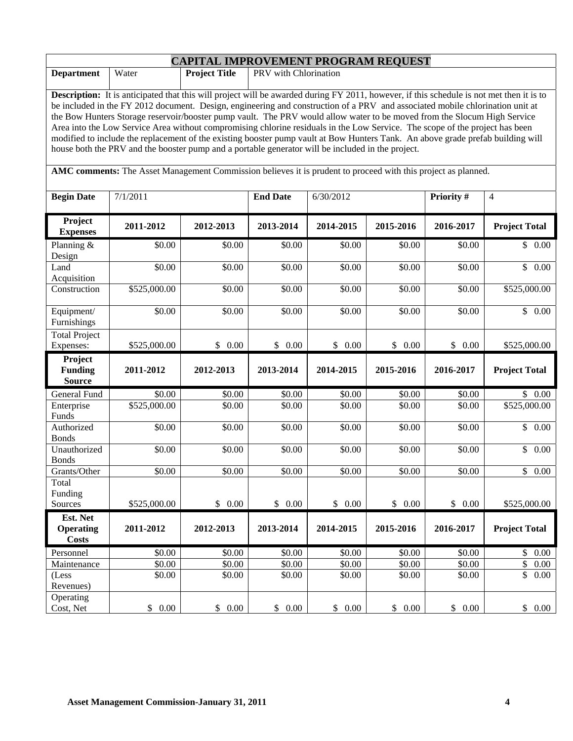# CAPITAL IMPROVEMENT PROGRAM REQUEST

| **Department** | Water | **Project Title** | PRV with Chlorination |
|---|---|---|---|

**Description:** It is anticipated that this will project will be awarded during FY 2011, however, if this schedule is not met then it is to be included in the FY 2012 document. Design, engineering and construction of a PRV and associated mobile chlorination unit at the Bow Hunters Storage reservoir/booster pump vault. The PRV would allow water to be moved from the Slocum High Service Area into the Low Service Area without compromising chlorine residuals in the Low Service. The scope of the project has been modified to include the replacement of the existing booster pump vault at Bow Hunters Tank. An above grade prefab building will house both the PRV and the booster pump and a portable generator will be included in the project.

**AMC comments:** The Asset Management Commission believes it is prudent to proceed with this project as planned.

| **Begin Date** | 7/1/2011 | **End Date** | 6/30/2012 | **Priority #** | 4 |
|---|---|---|---|---|---|

| **Project Expenses** | **2011-2012** | **2012-2013** | **2013-2014** | **2014-2015** | **2015-2016** | **2016-2017** | **Project Total** |
|---|---|---|---|---|---|---|---|
| Planning & Design | $0.00 | $0.00 | $0.00 | $0.00 | $0.00 | $0.00 | $ 0.00 |
| Land Acquisition | $0.00 | $0.00 | $0.00 | $0.00 | $0.00 | $0.00 | $ 0.00 |
| Construction | $525,000.00 | $0.00 | $0.00 | $0.00 | $0.00 | $0.00 | $525,000.00 |
| Equipment/ Furnishings | $0.00 | $0.00 | $0.00 | $0.00 | $0.00 | $0.00 | $ 0.00 |
| Total Project Expenses: | $525,000.00 | $ 0.00 | $ 0.00 | $ 0.00 | $ 0.00 | $ 0.00 | $525,000.00 |
| **Project Funding Source** | **2011-2012** | **2012-2013** | **2013-2014** | **2014-2015** | **2015-2016** | **2016-2017** | **Project Total** |
| General Fund | $0.00 | $0.00 | $0.00 | $0.00 | $0.00 | $0.00 | $ 0.00 |
| Enterprise Funds | $525,000.00 | $0.00 | $0.00 | $0.00 | $0.00 | $0.00 | $525,000.00 |
| Authorized Bonds | $0.00 | $0.00 | $0.00 | $0.00 | $0.00 | $0.00 | $ 0.00 |
| Unauthorized Bonds | $0.00 | $0.00 | $0.00 | $0.00 | $0.00 | $0.00 | $ 0.00 |
| Grants/Other | $0.00 | $0.00 | $0.00 | $0.00 | $0.00 | $0.00 | $ 0.00 |
| Total Funding Sources | $525,000.00 | $ 0.00 | $ 0.00 | $ 0.00 | $ 0.00 | $ 0.00 | $525,000.00 |
| **Est. Net Operating Costs** | **2011-2012** | **2012-2013** | **2013-2014** | **2014-2015** | **2015-2016** | **2016-2017** | **Project Total** |
| Personnel | $0.00 | $0.00 | $0.00 | $0.00 | $0.00 | $0.00 | $ 0.00 |
| Maintenance | $0.00 | $0.00 | $0.00 | $0.00 | $0.00 | $0.00 | $ 0.00 |
| (Less Revenues) | $0.00 | $0.00 | $0.00 | $0.00 | $0.00 | $0.00 | $ 0.00 |
| Operating Cost, Net | $ 0.00 | $ 0.00 | $ 0.00 | $ 0.00 | $ 0.00 | $ 0.00 | $ 0.00 |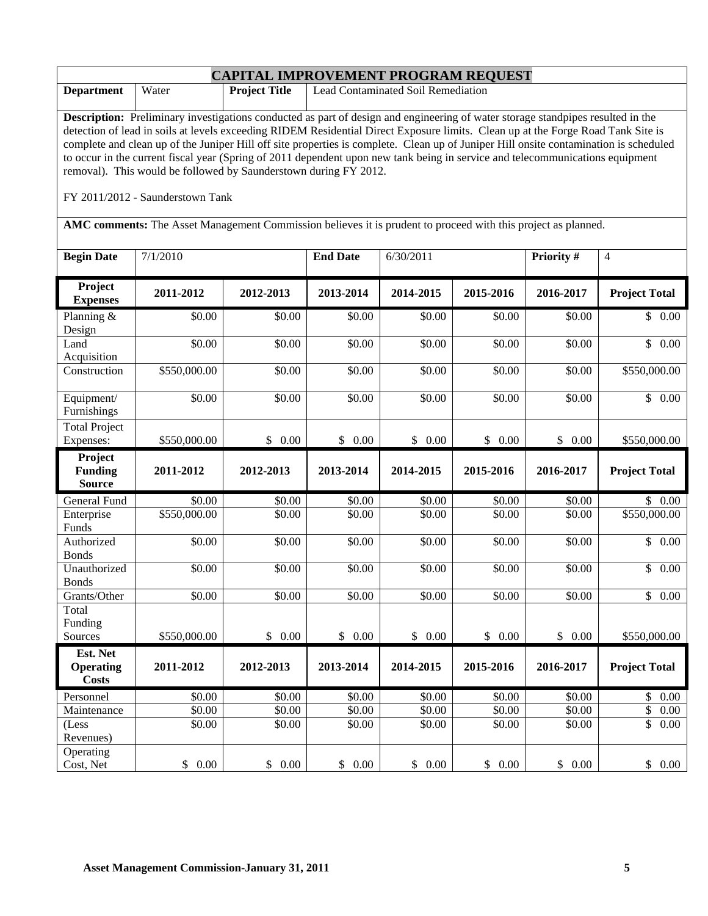## CAPITAL IMPROVEMENT PROGRAM REQUEST

| **Department** | Water | **Project Title** | Lead Contaminated Soil Remediation |
|---|---|---|---|

**Description:** Preliminary investigations conducted as part of design and engineering of water storage standpipes resulted in the detection of lead in soils at levels exceeding RIDEM Residential Direct Exposure limits. Clean up at the Forge Road Tank Site is complete and clean up of the Juniper Hill off site properties is complete. Clean up of Juniper Hill onsite contamination is scheduled to occur in the current fiscal year (Spring of 2011 dependent upon new tank being in service and telecommunications equipment removal). This would be followed by Saunderstown during FY 2012.

FY 2011/2012 - Saunderstown Tank

**AMC comments:** The Asset Management Commission believes it is prudent to proceed with this project as planned.

| **Begin Date** | 7/1/2010 | **End Date** | 6/30/2011 | **Priority #** | 4 |
|---|---|---|---|---|---|

| **Project Expenses** | **2011-2012** | **2012-2013** | **2013-2014** | **2014-2015** | **2015-2016** | **2016-2017** | **Project Total** |
|---|---|---|---|---|---|---|---|
| Planning & Design | $0.00 | $0.00 | $0.00 | $0.00 | $0.00 | $0.00 | $ 0.00 |
| Land Acquisition | $0.00 | $0.00 | $0.00 | $0.00 | $0.00 | $0.00 | $ 0.00 |
| Construction | $550,000.00 | $0.00 | $0.00 | $0.00 | $0.00 | $0.00 | $550,000.00 |
| Equipment/ Furnishings | $0.00 | $0.00 | $0.00 | $0.00 | $0.00 | $0.00 | $ 0.00 |
| Total Project Expenses: | $550,000.00 | $ 0.00 | $ 0.00 | $ 0.00 | $ 0.00 | $ 0.00 | $550,000.00 |
| **Project Funding Source** | **2011-2012** | **2012-2013** | **2013-2014** | **2014-2015** | **2015-2016** | **2016-2017** | **Project Total** |
| General Fund | $0.00 | $0.00 | $0.00 | $0.00 | $0.00 | $0.00 | $ 0.00 |
| Enterprise Funds | $550,000.00 | $0.00 | $0.00 | $0.00 | $0.00 | $0.00 | $550,000.00 |
| Authorized Bonds | $0.00 | $0.00 | $0.00 | $0.00 | $0.00 | $0.00 | $ 0.00 |
| Unauthorized Bonds | $0.00 | $0.00 | $0.00 | $0.00 | $0.00 | $0.00 | $ 0.00 |
| Grants/Other | $0.00 | $0.00 | $0.00 | $0.00 | $0.00 | $0.00 | $ 0.00 |
| Total Funding Sources | $550,000.00 | $ 0.00 | $ 0.00 | $ 0.00 | $ 0.00 | $ 0.00 | $550,000.00 |
| **Est. Net Operating Costs** | **2011-2012** | **2012-2013** | **2013-2014** | **2014-2015** | **2015-2016** | **2016-2017** | **Project Total** |
| Personnel | $0.00 | $0.00 | $0.00 | $0.00 | $0.00 | $0.00 | $ 0.00 |
| Maintenance | $0.00 | $0.00 | $0.00 | $0.00 | $0.00 | $0.00 | $ 0.00 |
| (Less Revenues) | $0.00 | $0.00 | $0.00 | $0.00 | $0.00 | $0.00 | $ 0.00 |
| Operating Cost, Net | $ 0.00 | $ 0.00 | $ 0.00 | $ 0.00 | $ 0.00 | $ 0.00 | $ 0.00 |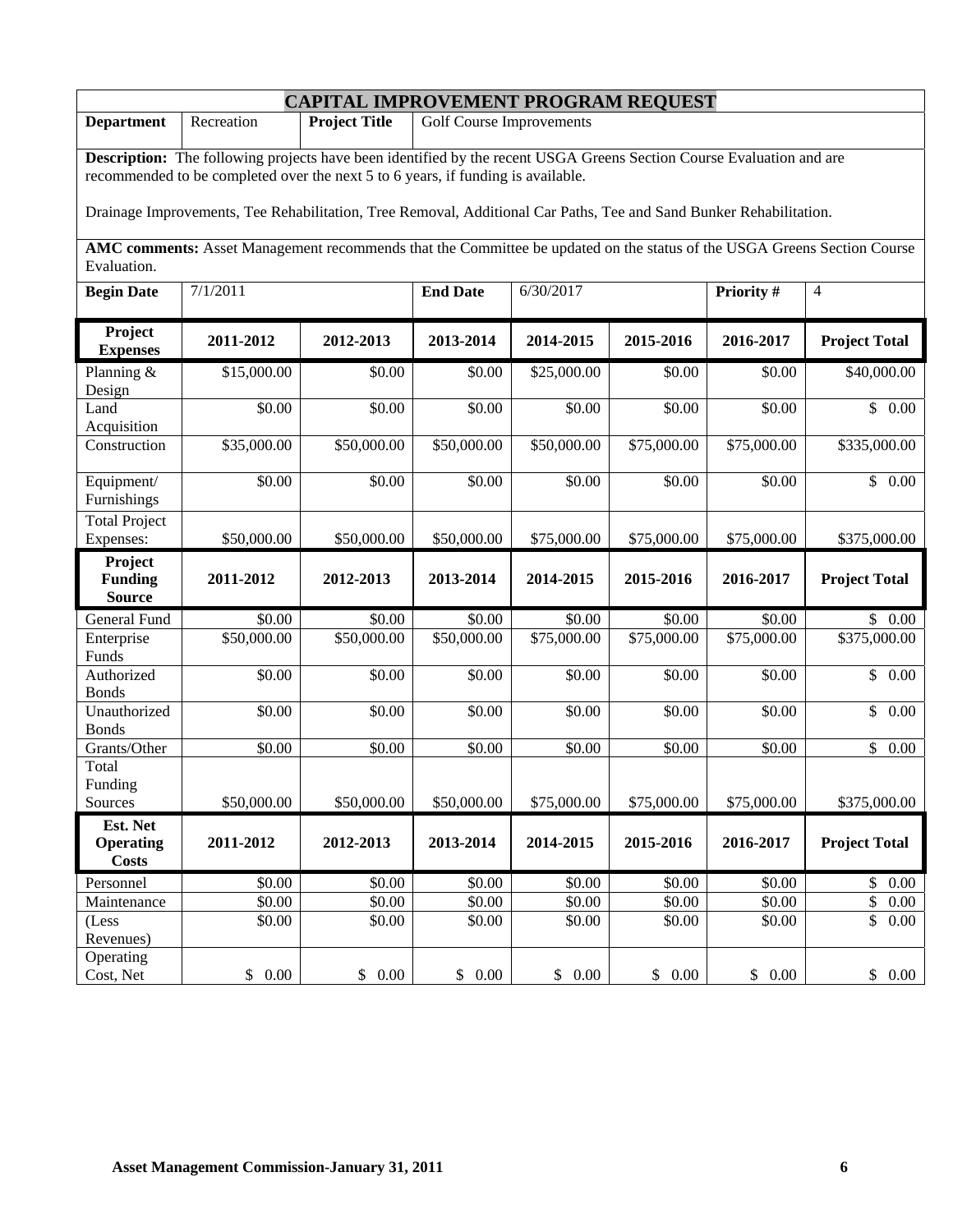## CAPITAL IMPROVEMENT PROGRAM REQUEST

| **Department** | Recreation | **Project Title** | Golf Course Improvements |
|---|---|---|---|

**Description:** The following projects have been identified by the recent USGA Greens Section Course Evaluation and are recommended to be completed over the next 5 to 6 years, if funding is available.

Drainage Improvements, Tee Rehabilitation, Tree Removal, Additional Car Paths, Tee and Sand Bunker Rehabilitation.

**AMC comments:** Asset Management recommends that the Committee be updated on the status of the USGA Greens Section Course Evaluation.

| **Begin Date** | 7/1/2011 | **End Date** | 6/30/2017 | **Priority #** | 4 |
|---|---|---|---|---|---|

| **Project Expenses** | **2011-2012** | **2012-2013** | **2013-2014** | **2014-2015** | **2015-2016** | **2016-2017** | **Project Total** |
|---|---|---|---|---|---|---|---|
| Planning & Design | $15,000.00 | $0.00 | $0.00 | $25,000.00 | $0.00 | $0.00 | $40,000.00 |
| Land Acquisition | $0.00 | $0.00 | $0.00 | $0.00 | $0.00 | $0.00 | $ 0.00 |
| Construction | $35,000.00 | $50,000.00 | $50,000.00 | $50,000.00 | $75,000.00 | $75,000.00 | $335,000.00 |
| Equipment/ Furnishings | $0.00 | $0.00 | $0.00 | $0.00 | $0.00 | $0.00 | $ 0.00 |
| Total Project Expenses: | $50,000.00 | $50,000.00 | $50,000.00 | $75,000.00 | $75,000.00 | $75,000.00 | $375,000.00 |
| **Project Funding Source** | **2011-2012** | **2012-2013** | **2013-2014** | **2014-2015** | **2015-2016** | **2016-2017** | **Project Total** |
| General Fund | $0.00 | $0.00 | $0.00 | $0.00 | $0.00 | $0.00 | $ 0.00 |
| Enterprise Funds | $50,000.00 | $50,000.00 | $50,000.00 | $75,000.00 | $75,000.00 | $75,000.00 | $375,000.00 |
| Authorized Bonds | $0.00 | $0.00 | $0.00 | $0.00 | $0.00 | $0.00 | $ 0.00 |
| Unauthorized Bonds | $0.00 | $0.00 | $0.00 | $0.00 | $0.00 | $0.00 | $ 0.00 |
| Grants/Other | $0.00 | $0.00 | $0.00 | $0.00 | $0.00 | $0.00 | $ 0.00 |
| Total Funding Sources | $50,000.00 | $50,000.00 | $50,000.00 | $75,000.00 | $75,000.00 | $75,000.00 | $375,000.00 |
| **Est. Net Operating Costs** | **2011-2012** | **2012-2013** | **2013-2014** | **2014-2015** | **2015-2016** | **2016-2017** | **Project Total** |
| Personnel | $0.00 | $0.00 | $0.00 | $0.00 | $0.00 | $0.00 | $ 0.00 |
| Maintenance | $0.00 | $0.00 | $0.00 | $0.00 | $0.00 | $0.00 | $ 0.00 |
| (Less Revenues) | $0.00 | $0.00 | $0.00 | $0.00 | $0.00 | $0.00 | $ 0.00 |
| Operating Cost, Net | $ 0.00 | $ 0.00 | $ 0.00 | $ 0.00 | $ 0.00 | $ 0.00 | $ 0.00 |

**Asset Management Commission-January 31, 2011**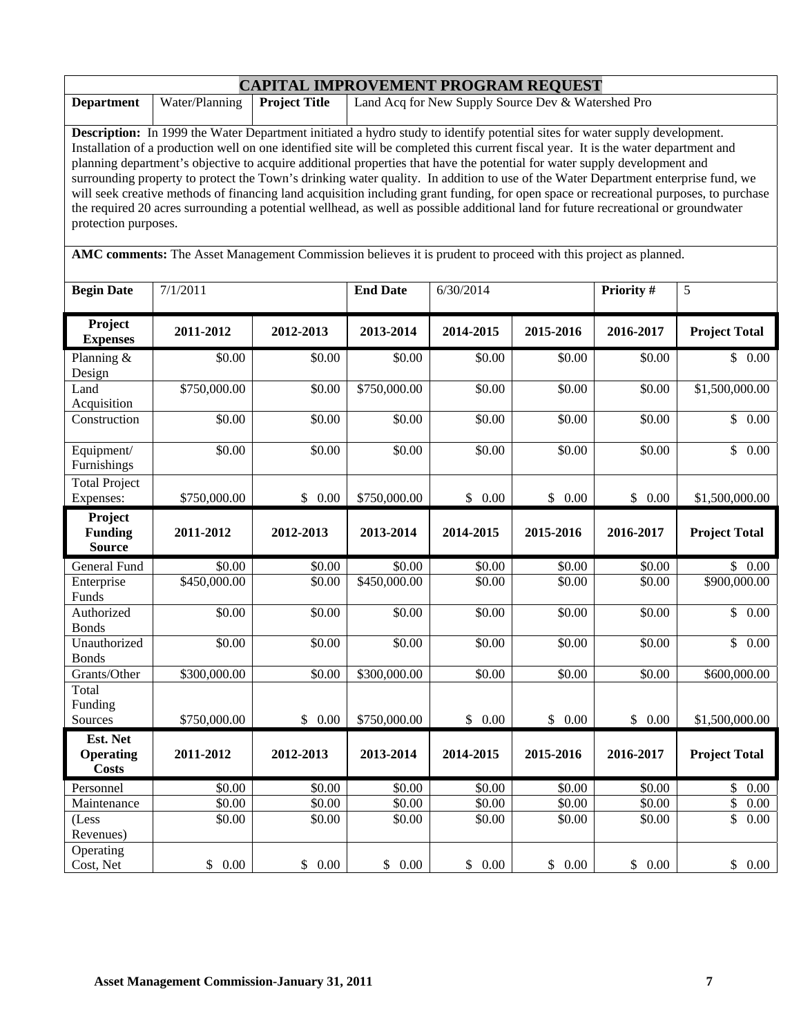# CAPITAL IMPROVEMENT PROGRAM REQUEST

| Department | Water/Planning | Project Title | Land Acq for New Supply Source Dev & Watershed Pro |
|---|---|---|---|

**Description:** In 1999 the Water Department initiated a hydro study to identify potential sites for water supply development. Installation of a production well on one identified site will be completed this current fiscal year. It is the water department and planning department's objective to acquire additional properties that have the potential for water supply development and surrounding property to protect the Town's drinking water quality. In addition to use of the Water Department enterprise fund, we will seek creative methods of financing land acquisition including grant funding, for open space or recreational purposes, to purchase the required 20 acres surrounding a potential wellhead, as well as possible additional land for future recreational or groundwater protection purposes.

**AMC comments:** The Asset Management Commission believes it is prudent to proceed with this project as planned.

| Begin Date | 7/1/2011 | End Date | 6/30/2014 | Priority # | 5 |
|---|---|---|---|---|---|

| Project Expenses | 2011-2012 | 2012-2013 | 2013-2014 | 2014-2015 | 2015-2016 | 2016-2017 | Project Total |
|---|---|---|---|---|---|---|---|
| Planning & Design | $0.00 | $0.00 | $0.00 | $0.00 | $0.00 | $0.00 | $ 0.00 |
| Land Acquisition | $750,000.00 | $0.00 | $750,000.00 | $0.00 | $0.00 | $0.00 | $1,500,000.00 |
| Construction | $0.00 | $0.00 | $0.00 | $0.00 | $0.00 | $0.00 | $ 0.00 |
| Equipment/ Furnishings | $0.00 | $0.00 | $0.00 | $0.00 | $0.00 | $0.00 | $ 0.00 |
| Total Project Expenses: | $750,000.00 | $ 0.00 | $750,000.00 | $ 0.00 | $ 0.00 | $ 0.00 | $1,500,000.00 |
| **Project Funding Source** | **2011-2012** | **2012-2013** | **2013-2014** | **2014-2015** | **2015-2016** | **2016-2017** | **Project Total** |
| General Fund | $0.00 | $0.00 | $0.00 | $0.00 | $0.00 | $0.00 | $ 0.00 |
| Enterprise Funds | $450,000.00 | $0.00 | $450,000.00 | $0.00 | $0.00 | $0.00 | $900,000.00 |
| Authorized Bonds | $0.00 | $0.00 | $0.00 | $0.00 | $0.00 | $0.00 | $ 0.00 |
| Unauthorized Bonds | $0.00 | $0.00 | $0.00 | $0.00 | $0.00 | $0.00 | $ 0.00 |
| Grants/Other | $300,000.00 | $0.00 | $300,000.00 | $0.00 | $0.00 | $0.00 | $600,000.00 |
| Total Funding Sources | $750,000.00 | $ 0.00 | $750,000.00 | $ 0.00 | $ 0.00 | $ 0.00 | $1,500,000.00 |
| **Est. Net Operating Costs** | **2011-2012** | **2012-2013** | **2013-2014** | **2014-2015** | **2015-2016** | **2016-2017** | **Project Total** |
| Personnel | $0.00 | $0.00 | $0.00 | $0.00 | $0.00 | $0.00 | $ 0.00 |
| Maintenance | $0.00 | $0.00 | $0.00 | $0.00 | $0.00 | $0.00 | $ 0.00 |
| (Less Revenues) | $0.00 | $0.00 | $0.00 | $0.00 | $0.00 | $0.00 | $ 0.00 |
| Operating Cost, Net | $ 0.00 | $ 0.00 | $ 0.00 | $ 0.00 | $ 0.00 | $ 0.00 | $ 0.00 |

**Asset Management Commission-January 31, 2011**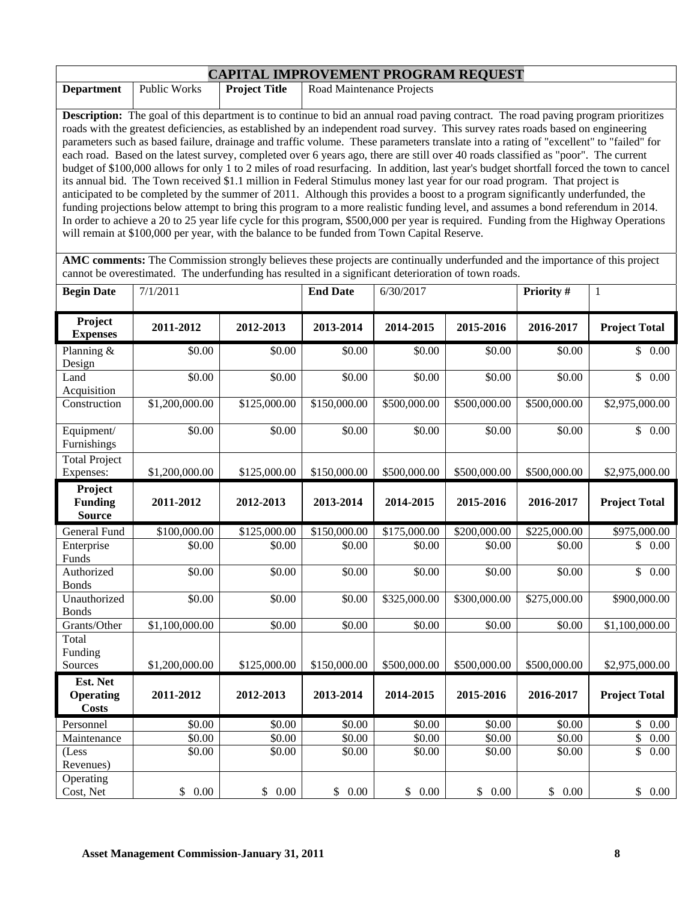# CAPITAL IMPROVEMENT PROGRAM REQUEST

| **Department** | Public Works | **Project Title** | Road Maintenance Projects |
|---|---|---|---|

**Description:** The goal of this department is to continue to bid an annual road paving contract. The road paving program prioritizes roads with the greatest deficiencies, as established by an independent road survey. This survey rates roads based on engineering parameters such as based failure, drainage and traffic volume. These parameters translate into a rating of "excellent" to "failed" for each road. Based on the latest survey, completed over 6 years ago, there are still over 40 roads classified as "poor". The current budget of $100,000 allows for only 1 to 2 miles of road resurfacing. In addition, last year's budget shortfall forced the town to cancel its annual bid. The Town received $1.1 million in Federal Stimulus money last year for our road program. That project is anticipated to be completed by the summer of 2011. Although this provides a boost to a program significantly underfunded, the funding projections below attempt to bring this program to a more realistic funding level, and assumes a bond referendum in 2014. In order to achieve a 20 to 25 year life cycle for this program, $500,000 per year is required. Funding from the Highway Operations will remain at $100,000 per year, with the balance to be funded from Town Capital Reserve.

**AMC comments:** The Commission strongly believes these projects are continually underfunded and the importance of this project cannot be overestimated. The underfunding has resulted in a significant deterioration of town roads.

| **Begin Date** | 7/1/2011 | **End Date** | 6/30/2017 | **Priority #** | 1 |
|---|---|---|---|---|---|

| **Project Expenses** | **2011-2012** | **2012-2013** | **2013-2014** | **2014-2015** | **2015-2016** | **2016-2017** | **Project Total** |
|---|---|---|---|---|---|---|---|
| Planning & Design | $0.00 | $0.00 | $0.00 | $0.00 | $0.00 | $0.00 | $ 0.00 |
| Land Acquisition | $0.00 | $0.00 | $0.00 | $0.00 | $0.00 | $0.00 | $ 0.00 |
| Construction | $1,200,000.00 | $125,000.00 | $150,000.00 | $500,000.00 | $500,000.00 | $500,000.00 | $2,975,000.00 |
| Equipment/ Furnishings | $0.00 | $0.00 | $0.00 | $0.00 | $0.00 | $0.00 | $ 0.00 |
| Total Project Expenses: | $1,200,000.00 | $125,000.00 | $150,000.00 | $500,000.00 | $500,000.00 | $500,000.00 | $2,975,000.00 |
| **Project Funding Source** | **2011-2012** | **2012-2013** | **2013-2014** | **2014-2015** | **2015-2016** | **2016-2017** | **Project Total** |
| General Fund | $100,000.00 | $125,000.00 | $150,000.00 | $175,000.00 | $200,000.00 | $225,000.00 | $975,000.00 |
| Enterprise Funds | $0.00 | $0.00 | $0.00 | $0.00 | $0.00 | $0.00 | $ 0.00 |
| Authorized Bonds | $0.00 | $0.00 | $0.00 | $0.00 | $0.00 | $0.00 | $ 0.00 |
| Unauthorized Bonds | $0.00 | $0.00 | $0.00 | $325,000.00 | $300,000.00 | $275,000.00 | $900,000.00 |
| Grants/Other | $1,100,000.00 | $0.00 | $0.00 | $0.00 | $0.00 | $0.00 | $1,100,000.00 |
| Total Funding Sources | $1,200,000.00 | $125,000.00 | $150,000.00 | $500,000.00 | $500,000.00 | $500,000.00 | $2,975,000.00 |
| **Est. Net Operating Costs** | **2011-2012** | **2012-2013** | **2013-2014** | **2014-2015** | **2015-2016** | **2016-2017** | **Project Total** |
| Personnel | $0.00 | $0.00 | $0.00 | $0.00 | $0.00 | $0.00 | $ 0.00 |
| Maintenance | $0.00 | $0.00 | $0.00 | $0.00 | $0.00 | $0.00 | $ 0.00 |
| (Less Revenues) | $0.00 | $0.00 | $0.00 | $0.00 | $0.00 | $0.00 | $ 0.00 |
| Operating Cost, Net | $ 0.00 | $ 0.00 | $ 0.00 | $ 0.00 | $ 0.00 | $ 0.00 | $ 0.00 |

**Asset Management Commission-January 31, 2011**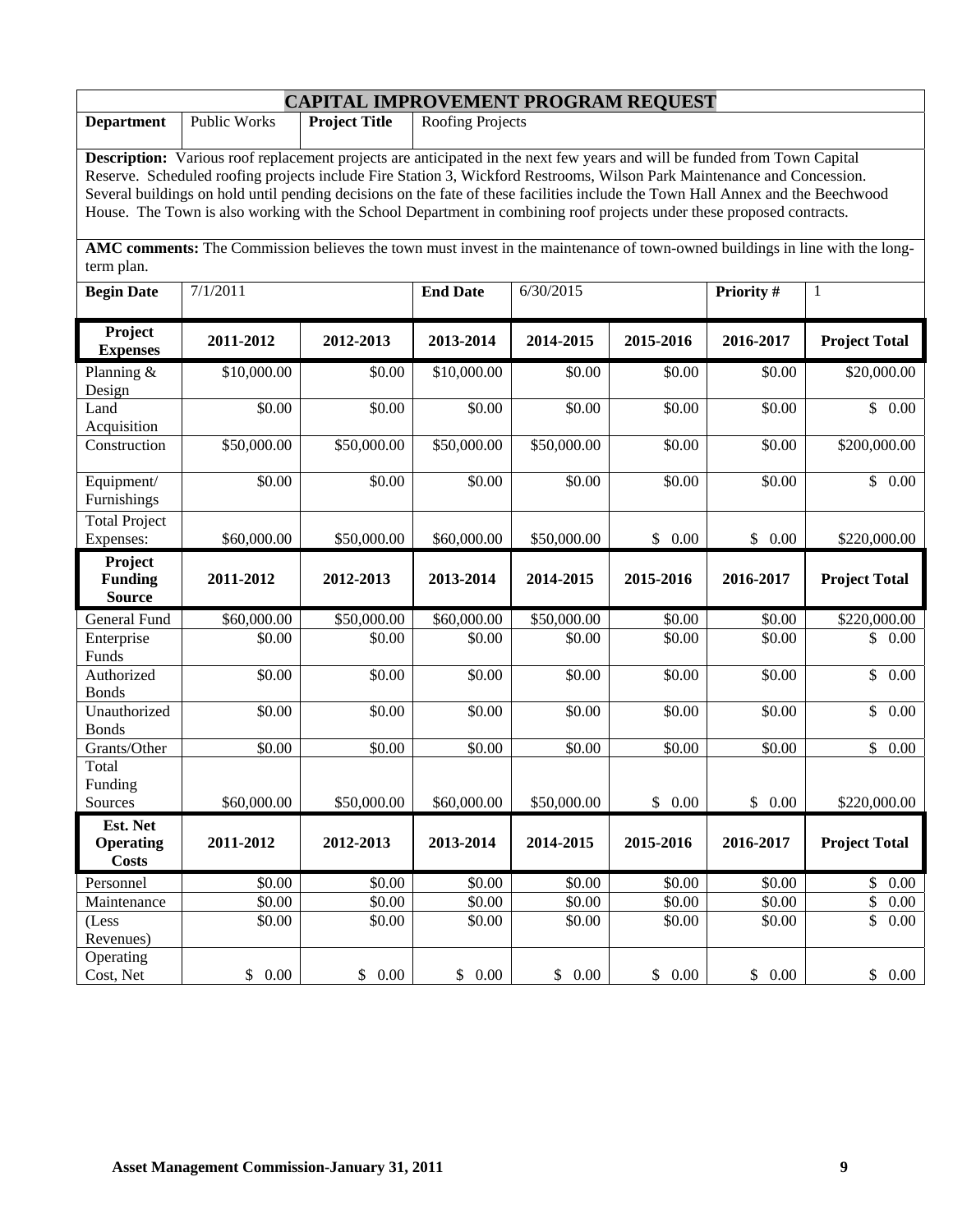# CAPITAL IMPROVEMENT PROGRAM REQUEST

| **Department** | Public Works | **Project Title** | Roofing Projects |
|---|---|---|---|

**Description:** Various roof replacement projects are anticipated in the next few years and will be funded from Town Capital Reserve. Scheduled roofing projects include Fire Station 3, Wickford Restrooms, Wilson Park Maintenance and Concession. Several buildings on hold until pending decisions on the fate of these facilities include the Town Hall Annex and the Beechwood House. The Town is also working with the School Department in combining roof projects under these proposed contracts.

**AMC comments:** The Commission believes the town must invest in the maintenance of town-owned buildings in line with the long-term plan.

| **Begin Date** | 7/1/2011 | **End Date** | 6/30/2015 | **Priority #** | 1 |
|---|---|---|---|---|---|

| **Project Expenses** | **2011-2012** | **2012-2013** | **2013-2014** | **2014-2015** | **2015-2016** | **2016-2017** | **Project Total** |
|---|---|---|---|---|---|---|---|
| Planning & Design | \$10,000.00 | \$0.00 | \$10,000.00 | \$0.00 | \$0.00 | \$0.00 | \$20,000.00 |
| Land Acquisition | \$0.00 | \$0.00 | \$0.00 | \$0.00 | \$0.00 | \$0.00 | \$ 0.00 |
| Construction | \$50,000.00 | \$50,000.00 | \$50,000.00 | \$50,000.00 | \$0.00 | \$0.00 | \$200,000.00 |
| Equipment/ Furnishings | \$0.00 | \$0.00 | \$0.00 | \$0.00 | \$0.00 | \$0.00 | \$ 0.00 |
| Total Project Expenses: | \$60,000.00 | \$50,000.00 | \$60,000.00 | \$50,000.00 | \$ 0.00 | \$ 0.00 | \$220,000.00 |
| **Project Funding Source** | **2011-2012** | **2012-2013** | **2013-2014** | **2014-2015** | **2015-2016** | **2016-2017** | **Project Total** |
| General Fund | \$60,000.00 | \$50,000.00 | \$60,000.00 | \$50,000.00 | \$0.00 | \$0.00 | \$220,000.00 |
| Enterprise Funds | \$0.00 | \$0.00 | \$0.00 | \$0.00 | \$0.00 | \$0.00 | \$ 0.00 |
| Authorized Bonds | \$0.00 | \$0.00 | \$0.00 | \$0.00 | \$0.00 | \$0.00 | \$ 0.00 |
| Unauthorized Bonds | \$0.00 | \$0.00 | \$0.00 | \$0.00 | \$0.00 | \$0.00 | \$ 0.00 |
| Grants/Other | \$0.00 | \$0.00 | \$0.00 | \$0.00 | \$0.00 | \$0.00 | \$ 0.00 |
| Total Funding Sources | \$60,000.00 | \$50,000.00 | \$60,000.00 | \$50,000.00 | \$ 0.00 | \$ 0.00 | \$220,000.00 |
| **Est. Net Operating Costs** | **2011-2012** | **2012-2013** | **2013-2014** | **2014-2015** | **2015-2016** | **2016-2017** | **Project Total** |
| Personnel | \$0.00 | \$0.00 | \$0.00 | \$0.00 | \$0.00 | \$0.00 | \$ 0.00 |
| Maintenance | \$0.00 | \$0.00 | \$0.00 | \$0.00 | \$0.00 | \$0.00 | \$ 0.00 |
| (Less Revenues) | \$0.00 | \$0.00 | \$0.00 | \$0.00 | \$0.00 | \$0.00 | \$ 0.00 |
| Operating Cost, Net | \$ 0.00 | \$ 0.00 | \$ 0.00 | \$ 0.00 | \$ 0.00 | \$ 0.00 | \$ 0.00 |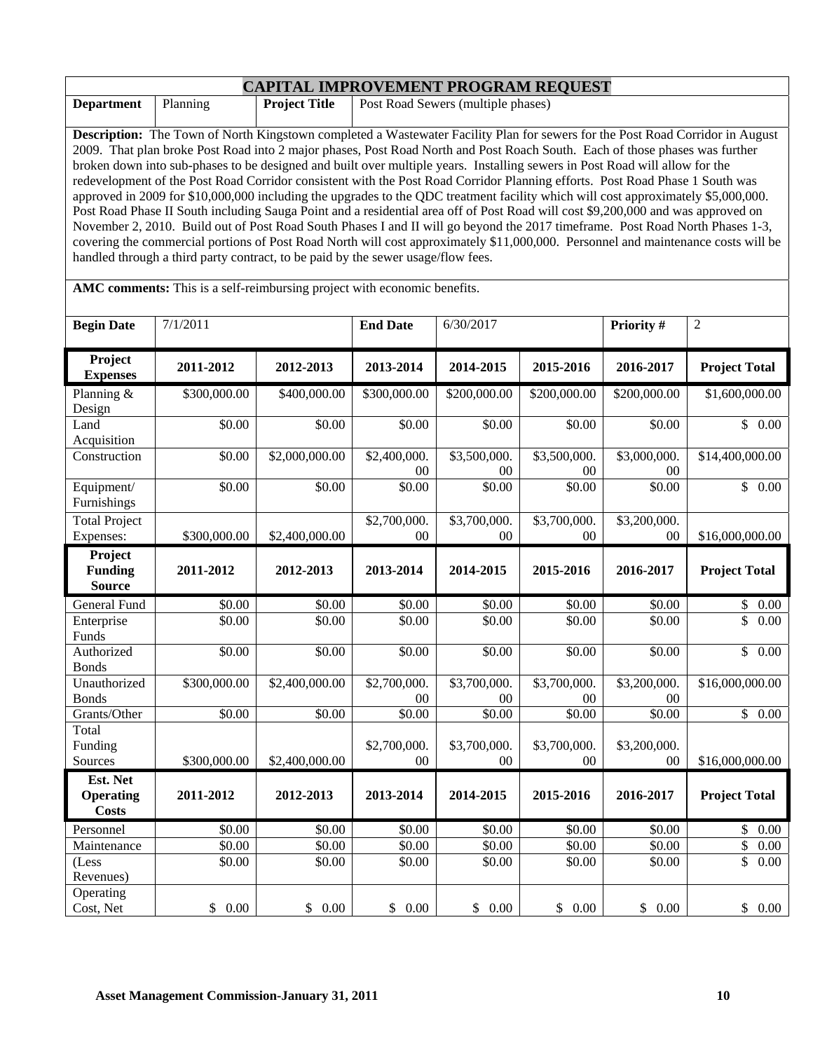# CAPITAL IMPROVEMENT PROGRAM REQUEST

| **Department** | Planning | **Project Title** | Post Road Sewers (multiple phases) |
|---|---|---|---|

**Description:** The Town of North Kingstown completed a Wastewater Facility Plan for sewers for the Post Road Corridor in August 2009. That plan broke Post Road into 2 major phases, Post Road North and Post Roach South. Each of those phases was further broken down into sub-phases to be designed and built over multiple years. Installing sewers in Post Road will allow for the redevelopment of the Post Road Corridor consistent with the Post Road Corridor Planning efforts. Post Road Phase 1 South was approved in 2009 for $10,000,000 including the upgrades to the QDC treatment facility which will cost approximately $5,000,000. Post Road Phase II South including Sauga Point and a residential area off of Post Road will cost $9,200,000 and was approved on November 2, 2010. Build out of Post Road South Phases I and II will go beyond the 2017 timeframe. Post Road North Phases 1-3, covering the commercial portions of Post Road North will cost approximately $11,000,000. Personnel and maintenance costs will be handled through a third party contract, to be paid by the sewer usage/flow fees.

**AMC comments:** This is a self-reimbursing project with economic benefits.

| **Begin Date** | 7/1/2011 | **End Date** | 6/30/2017 | **Priority #** | 2 |
|---|---|---|---|---|---|

| **Project Expenses** | **2011-2012** | **2012-2013** | **2013-2014** | **2014-2015** | **2015-2016** | **2016-2017** | **Project Total** |
|---|---|---|---|---|---|---|---|
| Planning & Design | $300,000.00 | $400,000.00 | $300,000.00 | $200,000.00 | $200,000.00 | $200,000.00 | $1,600,000.00 |
| Land Acquisition | $0.00 | $0.00 | $0.00 | $0.00 | $0.00 | $0.00 | $ 0.00 |
| Construction | $0.00 | $2,000,000.00 | $2,400,000.00 | $3,500,000.00 | $3,500,000.00 | $3,000,000.00 | $14,400,000.00 |
| Equipment/ Furnishings | $0.00 | $0.00 | $0.00 | $0.00 | $0.00 | $0.00 | $ 0.00 |
| Total Project Expenses: | $300,000.00 | $2,400,000.00 | $2,700,000.00 | $3,700,000.00 | $3,700,000.00 | $3,200,000.00 | $16,000,000.00 |
| **Project Funding Source** | **2011-2012** | **2012-2013** | **2013-2014** | **2014-2015** | **2015-2016** | **2016-2017** | **Project Total** |
| General Fund | $0.00 | $0.00 | $0.00 | $0.00 | $0.00 | $0.00 | $ 0.00 |
| Enterprise Funds | $0.00 | $0.00 | $0.00 | $0.00 | $0.00 | $0.00 | $ 0.00 |
| Authorized Bonds | $0.00 | $0.00 | $0.00 | $0.00 | $0.00 | $0.00 | $ 0.00 |
| Unauthorized Bonds | $300,000.00 | $2,400,000.00 | $2,700,000.00 | $3,700,000.00 | $3,700,000.00 | $3,200,000.00 | $16,000,000.00 |
| Grants/Other | $0.00 | $0.00 | $0.00 | $0.00 | $0.00 | $0.00 | $ 0.00 |
| Total Funding Sources | $300,000.00 | $2,400,000.00 | $2,700,000.00 | $3,700,000.00 | $3,700,000.00 | $3,200,000.00 | $16,000,000.00 |
| **Est. Net Operating Costs** | **2011-2012** | **2012-2013** | **2013-2014** | **2014-2015** | **2015-2016** | **2016-2017** | **Project Total** |
| Personnel | $0.00 | $0.00 | $0.00 | $0.00 | $0.00 | $0.00 | $ 0.00 |
| Maintenance | $0.00 | $0.00 | $0.00 | $0.00 | $0.00 | $0.00 | $ 0.00 |
| (Less Revenues) | $0.00 | $0.00 | $0.00 | $0.00 | $0.00 | $0.00 | $ 0.00 |
| Operating Cost, Net | $ 0.00 | $ 0.00 | $ 0.00 | $ 0.00 | $ 0.00 | $ 0.00 | $ 0.00 |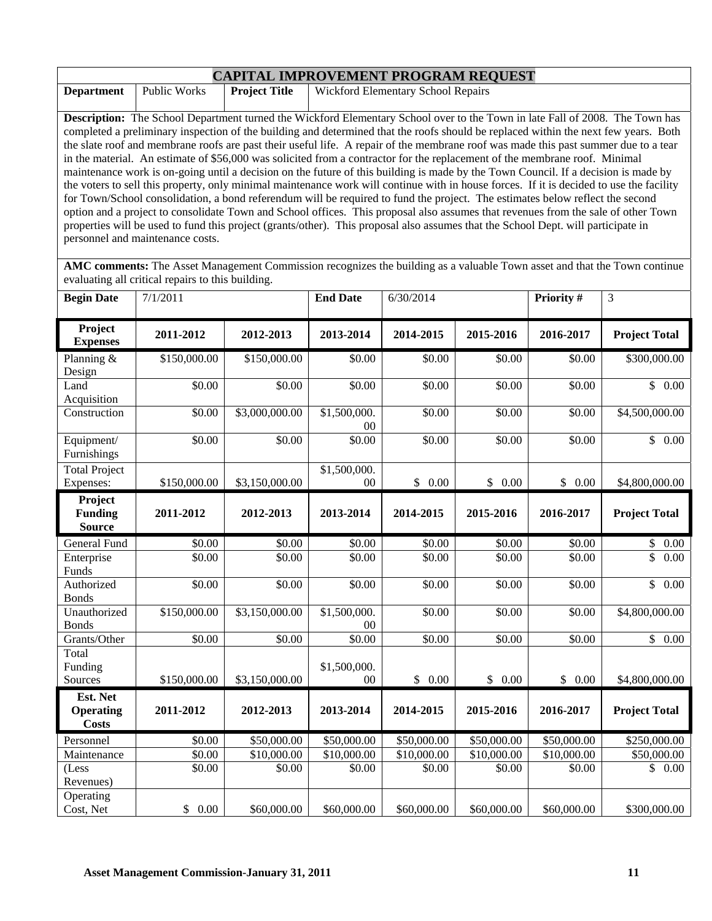## CAPITAL IMPROVEMENT PROGRAM REQUEST

| **Department** | Public Works | **Project Title** | Wickford Elementary School Repairs |
|---|---|---|---|

**Description:** The School Department turned the Wickford Elementary School over to the Town in late Fall of 2008. The Town has completed a preliminary inspection of the building and determined that the roofs should be replaced within the next few years. Both the slate roof and membrane roofs are past their useful life. A repair of the membrane roof was made this past summer due to a tear in the material. An estimate of $56,000 was solicited from a contractor for the replacement of the membrane roof. Minimal maintenance work is on-going until a decision on the future of this building is made by the Town Council. If a decision is made by the voters to sell this property, only minimal maintenance work will continue with in house forces. If it is decided to use the facility for Town/School consolidation, a bond referendum will be required to fund the project. The estimates below reflect the second option and a project to consolidate Town and School offices. This proposal also assumes that revenues from the sale of other Town properties will be used to fund this project (grants/other). This proposal also assumes that the School Dept. will participate in personnel and maintenance costs.

**AMC comments:** The Asset Management Commission recognizes the building as a valuable Town asset and that the Town continue evaluating all critical repairs to this building.

| **Begin Date** | 7/1/2011 | **End Date** | 6/30/2014 | **Priority #** | 3 |
|---|---|---|---|---|---|

| **Project Expenses** | **2011-2012** | **2012-2013** | **2013-2014** | **2014-2015** | **2015-2016** | **2016-2017** | **Project Total** |
|---|---|---|---|---|---|---|---|
| Planning & Design | $150,000.00 | $150,000.00 | $0.00 | $0.00 | $0.00 | $0.00 | $300,000.00 |
| Land Acquisition | $0.00 | $0.00 | $0.00 | $0.00 | $0.00 | $0.00 | $ 0.00 |
| Construction | $0.00 | $3,000,000.00 | $1,500,000.00 | $0.00 | $0.00 | $0.00 | $4,500,000.00 |
| Equipment/ Furnishings | $0.00 | $0.00 | $0.00 | $0.00 | $0.00 | $0.00 | $ 0.00 |
| Total Project Expenses: | $150,000.00 | $3,150,000.00 | $1,500,000.00 | $ 0.00 | $ 0.00 | $ 0.00 | $4,800,000.00 |
| **Project Funding Source** | **2011-2012** | **2012-2013** | **2013-2014** | **2014-2015** | **2015-2016** | **2016-2017** | **Project Total** |
| General Fund | $0.00 | $0.00 | $0.00 | $0.00 | $0.00 | $0.00 | $ 0.00 |
| Enterprise Funds | $0.00 | $0.00 | $0.00 | $0.00 | $0.00 | $0.00 | $ 0.00 |
| Authorized Bonds | $0.00 | $0.00 | $0.00 | $0.00 | $0.00 | $0.00 | $ 0.00 |
| Unauthorized Bonds | $150,000.00 | $3,150,000.00 | $1,500,000.00 | $0.00 | $0.00 | $0.00 | $4,800,000.00 |
| Grants/Other | $0.00 | $0.00 | $0.00 | $0.00 | $0.00 | $0.00 | $ 0.00 |
| Total Funding Sources | $150,000.00 | $3,150,000.00 | $1,500,000.00 | $ 0.00 | $ 0.00 | $ 0.00 | $4,800,000.00 |
| **Est. Net Operating Costs** | **2011-2012** | **2012-2013** | **2013-2014** | **2014-2015** | **2015-2016** | **2016-2017** | **Project Total** |
| Personnel | $0.00 | $50,000.00 | $50,000.00 | $50,000.00 | $50,000.00 | $50,000.00 | $250,000.00 |
| Maintenance | $0.00 | $10,000.00 | $10,000.00 | $10,000.00 | $10,000.00 | $10,000.00 | $50,000.00 |
| (Less Revenues) | $0.00 | $0.00 | $0.00 | $0.00 | $0.00 | $0.00 | $ 0.00 |
| Operating Cost, Net | $ 0.00 | $60,000.00 | $60,000.00 | $60,000.00 | $60,000.00 | $60,000.00 | $300,000.00 |

**Asset Management Commission-January 31, 2011**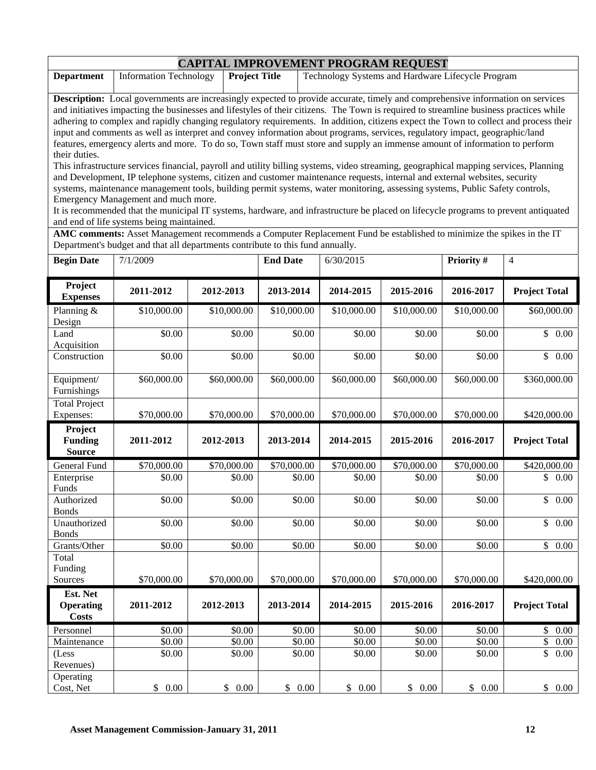# CAPITAL IMPROVEMENT PROGRAM REQUEST

| **Department** | Information Technology | **Project Title** | Technology Systems and Hardware Lifecycle Program |
|---|---|---|---|

**Description:** Local governments are increasingly expected to provide accurate, timely and comprehensive information on services and initiatives impacting the businesses and lifestyles of their citizens. The Town is required to streamline business practices while adhering to complex and rapidly changing regulatory requirements. In addition, citizens expect the Town to collect and process their input and comments as well as interpret and convey information about programs, services, regulatory impact, geographic/land features, emergency alerts and more. To do so, Town staff must store and supply an immense amount of information to perform their duties.

This infrastructure services financial, payroll and utility billing systems, video streaming, geographical mapping services, Planning and Development, IP telephone systems, citizen and customer maintenance requests, internal and external websites, security systems, maintenance management tools, building permit systems, water monitoring, assessing systems, Public Safety controls, Emergency Management and much more.

It is recommended that the municipal IT systems, hardware, and infrastructure be placed on lifecycle programs to prevent antiquated and end of life systems being maintained.

**AMC comments:** Asset Management recommends a Computer Replacement Fund be established to minimize the spikes in the IT Department's budget and that all departments contribute to this fund annually.

| **Begin Date** | 7/1/2009 | **End Date** | 6/30/2015 | **Priority #** | 4 |
|---|---|---|---|---|---|

| **Project Expenses** | **2011-2012** | **2012-2013** | **2013-2014** | **2014-2015** | **2015-2016** | **2016-2017** | **Project Total** |
|---|---|---|---|---|---|---|---|
| Planning & Design | $10,000.00 | $10,000.00 | $10,000.00 | $10,000.00 | $10,000.00 | $10,000.00 | $60,000.00 |
| Land Acquisition | $0.00 | $0.00 | $0.00 | $0.00 | $0.00 | $0.00 | $ 0.00 |
| Construction | $0.00 | $0.00 | $0.00 | $0.00 | $0.00 | $0.00 | $ 0.00 |
| Equipment/ Furnishings | $60,000.00 | $60,000.00 | $60,000.00 | $60,000.00 | $60,000.00 | $60,000.00 | $360,000.00 |
| Total Project Expenses: | $70,000.00 | $70,000.00 | $70,000.00 | $70,000.00 | $70,000.00 | $70,000.00 | $420,000.00 |
| **Project Funding Source** | **2011-2012** | **2012-2013** | **2013-2014** | **2014-2015** | **2015-2016** | **2016-2017** | **Project Total** |
| General Fund | $70,000.00 | $70,000.00 | $70,000.00 | $70,000.00 | $70,000.00 | $70,000.00 | $420,000.00 |
| Enterprise Funds | $0.00 | $0.00 | $0.00 | $0.00 | $0.00 | $0.00 | $ 0.00 |
| Authorized Bonds | $0.00 | $0.00 | $0.00 | $0.00 | $0.00 | $0.00 | $ 0.00 |
| Unauthorized Bonds | $0.00 | $0.00 | $0.00 | $0.00 | $0.00 | $0.00 | $ 0.00 |
| Grants/Other | $0.00 | $0.00 | $0.00 | $0.00 | $0.00 | $0.00 | $ 0.00 |
| Total Funding Sources | $70,000.00 | $70,000.00 | $70,000.00 | $70,000.00 | $70,000.00 | $70,000.00 | $420,000.00 |
| **Est. Net Operating Costs** | **2011-2012** | **2012-2013** | **2013-2014** | **2014-2015** | **2015-2016** | **2016-2017** | **Project Total** |
| Personnel | $0.00 | $0.00 | $0.00 | $0.00 | $0.00 | $0.00 | $ 0.00 |
| Maintenance | $0.00 | $0.00 | $0.00 | $0.00 | $0.00 | $0.00 | $ 0.00 |
| (Less Revenues) | $0.00 | $0.00 | $0.00 | $0.00 | $0.00 | $0.00 | $ 0.00 |
| Operating Cost, Net | $ 0.00 | $ 0.00 | $ 0.00 | $ 0.00 | $ 0.00 | $ 0.00 | $ 0.00 |

**Asset Management Commission-January 31, 2011**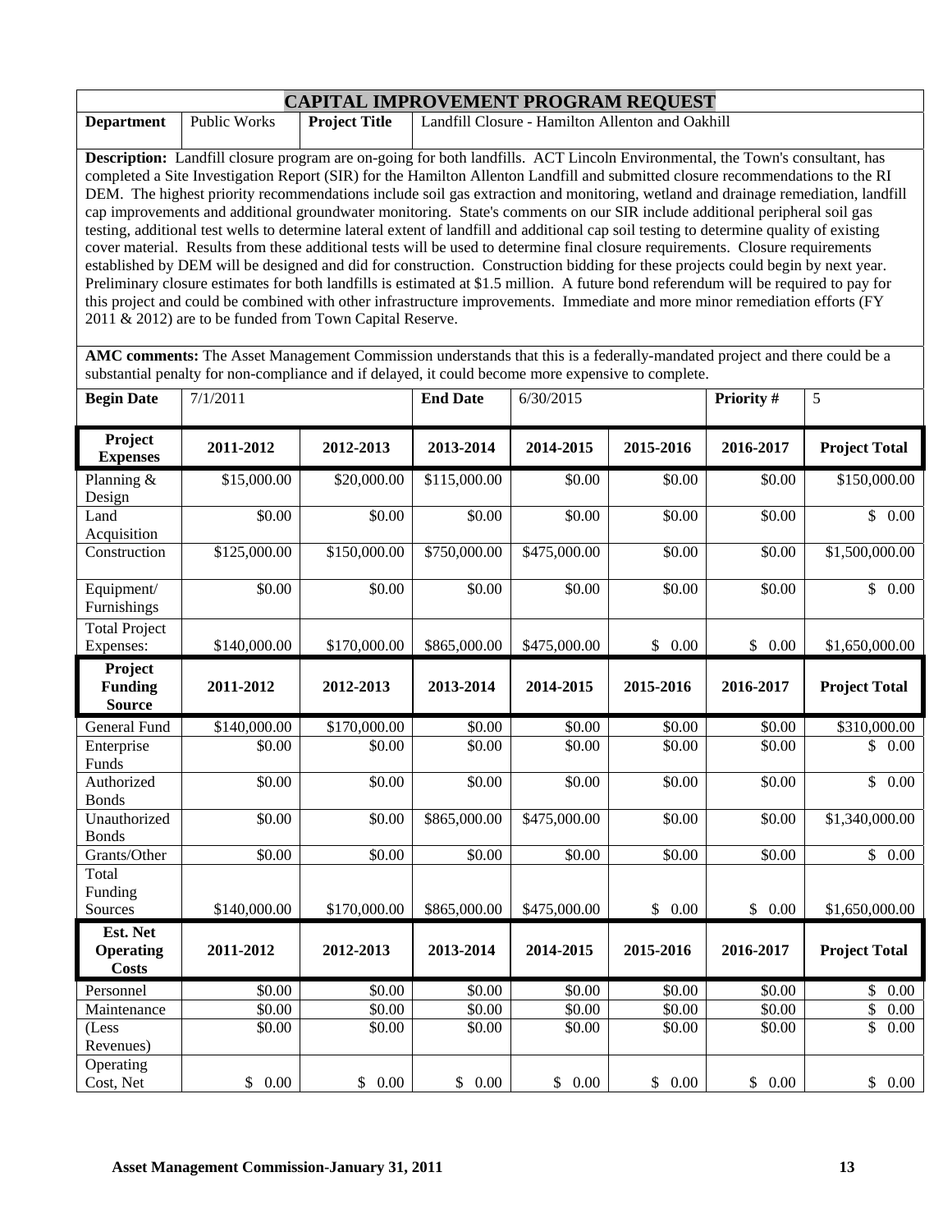## CAPITAL IMPROVEMENT PROGRAM REQUEST

| **Department** | Public Works | **Project Title** | Landfill Closure - Hamilton Allenton and Oakhill |
|---|---|---|---|

**Description:** Landfill closure program are on-going for both landfills. ACT Lincoln Environmental, the Town's consultant, has completed a Site Investigation Report (SIR) for the Hamilton Allenton Landfill and submitted closure recommendations to the RI DEM. The highest priority recommendations include soil gas extraction and monitoring, wetland and drainage remediation, landfill cap improvements and additional groundwater monitoring. State's comments on our SIR include additional peripheral soil gas testing, additional test wells to determine lateral extent of landfill and additional cap soil testing to determine quality of existing cover material. Results from these additional tests will be used to determine final closure requirements. Closure requirements established by DEM will be designed and did for construction. Construction bidding for these projects could begin by next year. Preliminary closure estimates for both landfills is estimated at $1.5 million. A future bond referendum will be required to pay for this project and could be combined with other infrastructure improvements. Immediate and more minor remediation efforts (FY 2011 & 2012) are to be funded from Town Capital Reserve.

**AMC comments:** The Asset Management Commission understands that this is a federally-mandated project and there could be a substantial penalty for non-compliance and if delayed, it could become more expensive to complete.

| **Begin Date** | 7/1/2011 | **End Date** | 6/30/2015 | **Priority #** | 5 |
|---|---|---|---|---|---|

| **Project Expenses** | **2011-2012** | **2012-2013** | **2013-2014** | **2014-2015** | **2015-2016** | **2016-2017** | **Project Total** |
|---|---|---|---|---|---|---|---|
| Planning & Design | $15,000.00 | $20,000.00 | $115,000.00 | $0.00 | $0.00 | $0.00 | $150,000.00 |
| Land Acquisition | $0.00 | $0.00 | $0.00 | $0.00 | $0.00 | $0.00 | $ 0.00 |
| Construction | $125,000.00 | $150,000.00 | $750,000.00 | $475,000.00 | $0.00 | $0.00 | $1,500,000.00 |
| Equipment/ Furnishings | $0.00 | $0.00 | $0.00 | $0.00 | $0.00 | $0.00 | $ 0.00 |
| Total Project Expenses: | $140,000.00 | $170,000.00 | $865,000.00 | $475,000.00 | $ 0.00 | $ 0.00 | $1,650,000.00 |
| **Project Funding Source** | **2011-2012** | **2012-2013** | **2013-2014** | **2014-2015** | **2015-2016** | **2016-2017** | **Project Total** |
| General Fund | $140,000.00 | $170,000.00 | $0.00 | $0.00 | $0.00 | $0.00 | $310,000.00 |
| Enterprise Funds | $0.00 | $0.00 | $0.00 | $0.00 | $0.00 | $0.00 | $ 0.00 |
| Authorized Bonds | $0.00 | $0.00 | $0.00 | $0.00 | $0.00 | $0.00 | $ 0.00 |
| Unauthorized Bonds | $0.00 | $0.00 | $865,000.00 | $475,000.00 | $0.00 | $0.00 | $1,340,000.00 |
| Grants/Other | $0.00 | $0.00 | $0.00 | $0.00 | $0.00 | $0.00 | $ 0.00 |
| Total Funding Sources | $140,000.00 | $170,000.00 | $865,000.00 | $475,000.00 | $ 0.00 | $ 0.00 | $1,650,000.00 |
| **Est. Net Operating Costs** | **2011-2012** | **2012-2013** | **2013-2014** | **2014-2015** | **2015-2016** | **2016-2017** | **Project Total** |
| Personnel | $0.00 | $0.00 | $0.00 | $0.00 | $0.00 | $0.00 | $ 0.00 |
| Maintenance | $0.00 | $0.00 | $0.00 | $0.00 | $0.00 | $0.00 | $ 0.00 |
| (Less Revenues) | $0.00 | $0.00 | $0.00 | $0.00 | $0.00 | $0.00 | $ 0.00 |
| Operating Cost, Net | $ 0.00 | $ 0.00 | $ 0.00 | $ 0.00 | $ 0.00 | $ 0.00 | $ 0.00 |

**Asset Management Commission-January 31, 2011**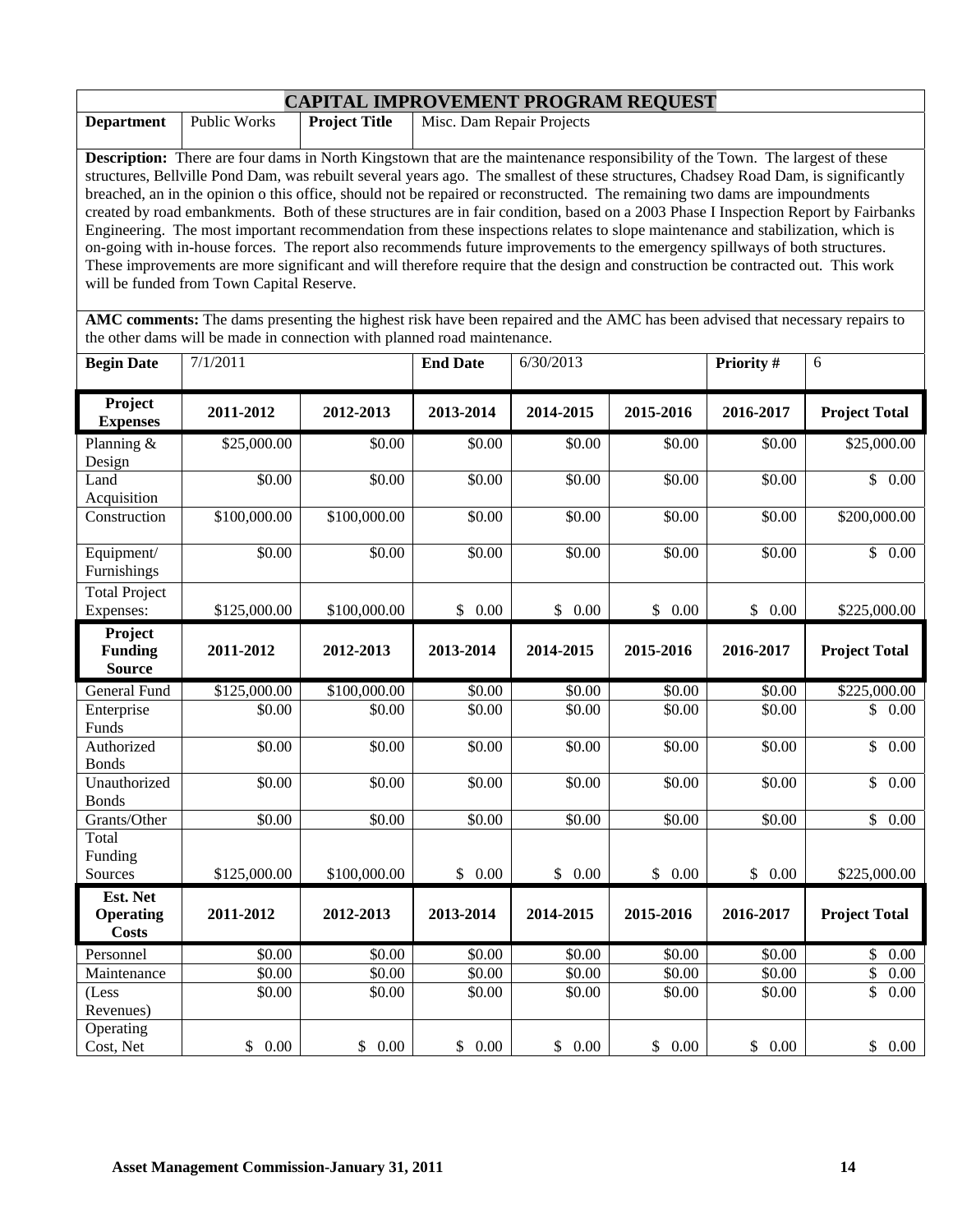# CAPITAL IMPROVEMENT PROGRAM REQUEST

| **Department** | Public Works | **Project Title** | Misc. Dam Repair Projects |
|---|---|---|---|

**Description:** There are four dams in North Kingstown that are the maintenance responsibility of the Town. The largest of these structures, Bellville Pond Dam, was rebuilt several years ago. The smallest of these structures, Chadsey Road Dam, is significantly breached, an in the opinion o this office, should not be repaired or reconstructed. The remaining two dams are impoundments created by road embankments. Both of these structures are in fair condition, based on a 2003 Phase I Inspection Report by Fairbanks Engineering. The most important recommendation from these inspections relates to slope maintenance and stabilization, which is on-going with in-house forces. The report also recommends future improvements to the emergency spillways of both structures. These improvements are more significant and will therefore require that the design and construction be contracted out. This work will be funded from Town Capital Reserve.

**AMC comments:** The dams presenting the highest risk have been repaired and the AMC has been advised that necessary repairs to the other dams will be made in connection with planned road maintenance.

| **Begin Date** | 7/1/2011 | **End Date** | 6/30/2013 | **Priority #** | 6 |
|---|---|---|---|---|---|

| **Project Expenses** | **2011-2012** | **2012-2013** | **2013-2014** | **2014-2015** | **2015-2016** | **2016-2017** | **Project Total** |
|---|---|---|---|---|---|---|---|
| Planning & Design | $25,000.00 | $0.00 | $0.00 | $0.00 | $0.00 | $0.00 | $25,000.00 |
| Land Acquisition | $0.00 | $0.00 | $0.00 | $0.00 | $0.00 | $0.00 | $ 0.00 |
| Construction | $100,000.00 | $100,000.00 | $0.00 | $0.00 | $0.00 | $0.00 | $200,000.00 |
| Equipment/ Furnishings | $0.00 | $0.00 | $0.00 | $0.00 | $0.00 | $0.00 | $ 0.00 |
| Total Project Expenses: | $125,000.00 | $100,000.00 | $ 0.00 | $ 0.00 | $ 0.00 | $ 0.00 | $225,000.00 |

| **Project Funding Source** | **2011-2012** | **2012-2013** | **2013-2014** | **2014-2015** | **2015-2016** | **2016-2017** | **Project Total** |
|---|---|---|---|---|---|---|---|
| General Fund | $125,000.00 | $100,000.00 | $0.00 | $0.00 | $0.00 | $0.00 | $225,000.00 |
| Enterprise Funds | $0.00 | $0.00 | $0.00 | $0.00 | $0.00 | $0.00 | $ 0.00 |
| Authorized Bonds | $0.00 | $0.00 | $0.00 | $0.00 | $0.00 | $0.00 | $ 0.00 |
| Unauthorized Bonds | $0.00 | $0.00 | $0.00 | $0.00 | $0.00 | $0.00 | $ 0.00 |
| Grants/Other | $0.00 | $0.00 | $0.00 | $0.00 | $0.00 | $0.00 | $ 0.00 |
| Total Funding Sources | $125,000.00 | $100,000.00 | $ 0.00 | $ 0.00 | $ 0.00 | $ 0.00 | $225,000.00 |

| **Est. Net Operating Costs** | **2011-2012** | **2012-2013** | **2013-2014** | **2014-2015** | **2015-2016** | **2016-2017** | **Project Total** |
|---|---|---|---|---|---|---|---|
| Personnel | $0.00 | $0.00 | $0.00 | $0.00 | $0.00 | $0.00 | $ 0.00 |
| Maintenance | $0.00 | $0.00 | $0.00 | $0.00 | $0.00 | $0.00 | $ 0.00 |
| (Less Revenues) | $0.00 | $0.00 | $0.00 | $0.00 | $0.00 | $0.00 | $ 0.00 |
| Operating Cost, Net | $ 0.00 | $ 0.00 | $ 0.00 | $ 0.00 | $ 0.00 | $ 0.00 | $ 0.00 |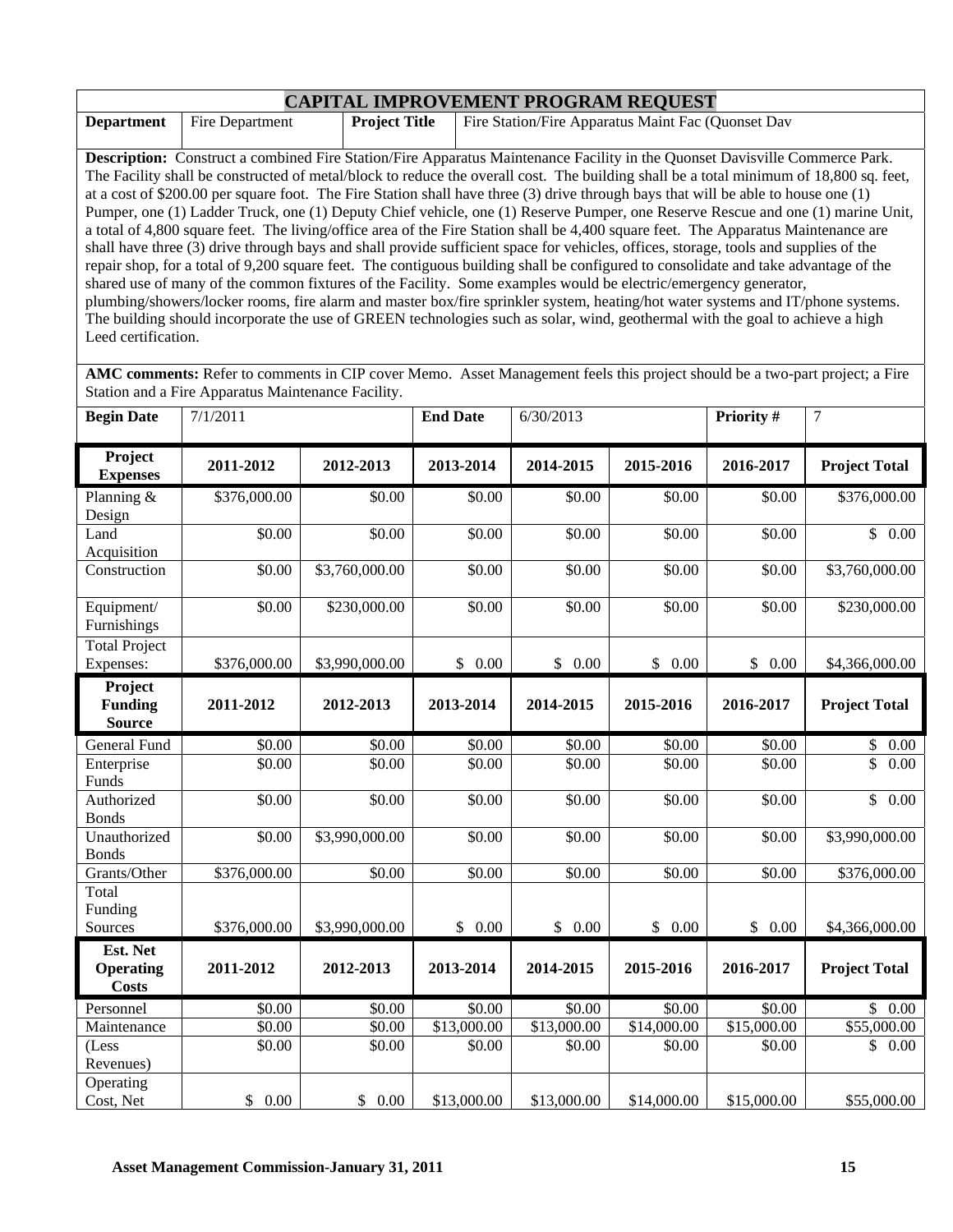# CAPITAL IMPROVEMENT PROGRAM REQUEST

| **Department** | Fire Department | **Project Title** | Fire Station/Fire Apparatus Maint Fac (Quonset Dav |
|---|---|---|---|

**Description:** Construct a combined Fire Station/Fire Apparatus Maintenance Facility in the Quonset Davisville Commerce Park. The Facility shall be constructed of metal/block to reduce the overall cost. The building shall be a total minimum of 18,800 sq. feet, at a cost of $200.00 per square foot. The Fire Station shall have three (3) drive through bays that will be able to house one (1) Pumper, one (1) Ladder Truck, one (1) Deputy Chief vehicle, one (1) Reserve Pumper, one Reserve Rescue and one (1) marine Unit, a total of 4,800 square feet. The living/office area of the Fire Station shall be 4,400 square feet. The Apparatus Maintenance are shall have three (3) drive through bays and shall provide sufficient space for vehicles, offices, storage, tools and supplies of the repair shop, for a total of 9,200 square feet. The contiguous building shall be configured to consolidate and take advantage of the shared use of many of the common fixtures of the Facility. Some examples would be electric/emergency generator, plumbing/showers/locker rooms, fire alarm and master box/fire sprinkler system, heating/hot water systems and IT/phone systems. The building should incorporate the use of GREEN technologies such as solar, wind, geothermal with the goal to achieve a high Leed certification.

**AMC comments:** Refer to comments in CIP cover Memo. Asset Management feels this project should be a two-part project; a Fire Station and a Fire Apparatus Maintenance Facility.

| **Begin Date** | 7/1/2011 | **End Date** | 6/30/2013 | **Priority #** | 7 |
|---|---|---|---|---|---|

| **Project Expenses** | **2011-2012** | **2012-2013** | **2013-2014** | **2014-2015** | **2015-2016** | **2016-2017** | **Project Total** |
|---|---|---|---|---|---|---|---|
| Planning & Design | $376,000.00 | $0.00 | $0.00 | $0.00 | $0.00 | $0.00 | $376,000.00 |
| Land Acquisition | $0.00 | $0.00 | $0.00 | $0.00 | $0.00 | $0.00 | $ 0.00 |
| Construction | $0.00 | $3,760,000.00 | $0.00 | $0.00 | $0.00 | $0.00 | $3,760,000.00 |
| Equipment/ Furnishings | $0.00 | $230,000.00 | $0.00 | $0.00 | $0.00 | $0.00 | $230,000.00 |
| Total Project Expenses: | $376,000.00 | $3,990,000.00 | $ 0.00 | $ 0.00 | $ 0.00 | $ 0.00 | $4,366,000.00 |

| **Project Funding Source** | **2011-2012** | **2012-2013** | **2013-2014** | **2014-2015** | **2015-2016** | **2016-2017** | **Project Total** |
|---|---|---|---|---|---|---|---|
| General Fund | $0.00 | $0.00 | $0.00 | $0.00 | $0.00 | $0.00 | $ 0.00 |
| Enterprise Funds | $0.00 | $0.00 | $0.00 | $0.00 | $0.00 | $0.00 | $ 0.00 |
| Authorized Bonds | $0.00 | $0.00 | $0.00 | $0.00 | $0.00 | $0.00 | $ 0.00 |
| Unauthorized Bonds | $0.00 | $3,990,000.00 | $0.00 | $0.00 | $0.00 | $0.00 | $3,990,000.00 |
| Grants/Other | $376,000.00 | $0.00 | $0.00 | $0.00 | $0.00 | $0.00 | $376,000.00 |
| Total Funding Sources | $376,000.00 | $3,990,000.00 | $ 0.00 | $ 0.00 | $ 0.00 | $ 0.00 | $4,366,000.00 |

| **Est. Net Operating Costs** | **2011-2012** | **2012-2013** | **2013-2014** | **2014-2015** | **2015-2016** | **2016-2017** | **Project Total** |
|---|---|---|---|---|---|---|---|
| Personnel | $0.00 | $0.00 | $0.00 | $0.00 | $0.00 | $0.00 | $ 0.00 |
| Maintenance | $0.00 | $0.00 | $13,000.00 | $13,000.00 | $14,000.00 | $15,000.00 | $55,000.00 |
| (Less Revenues) | $0.00 | $0.00 | $0.00 | $0.00 | $0.00 | $0.00 | $ 0.00 |
| Operating Cost, Net | $ 0.00 | $ 0.00 | $13,000.00 | $13,000.00 | $14,000.00 | $15,000.00 | $55,000.00 |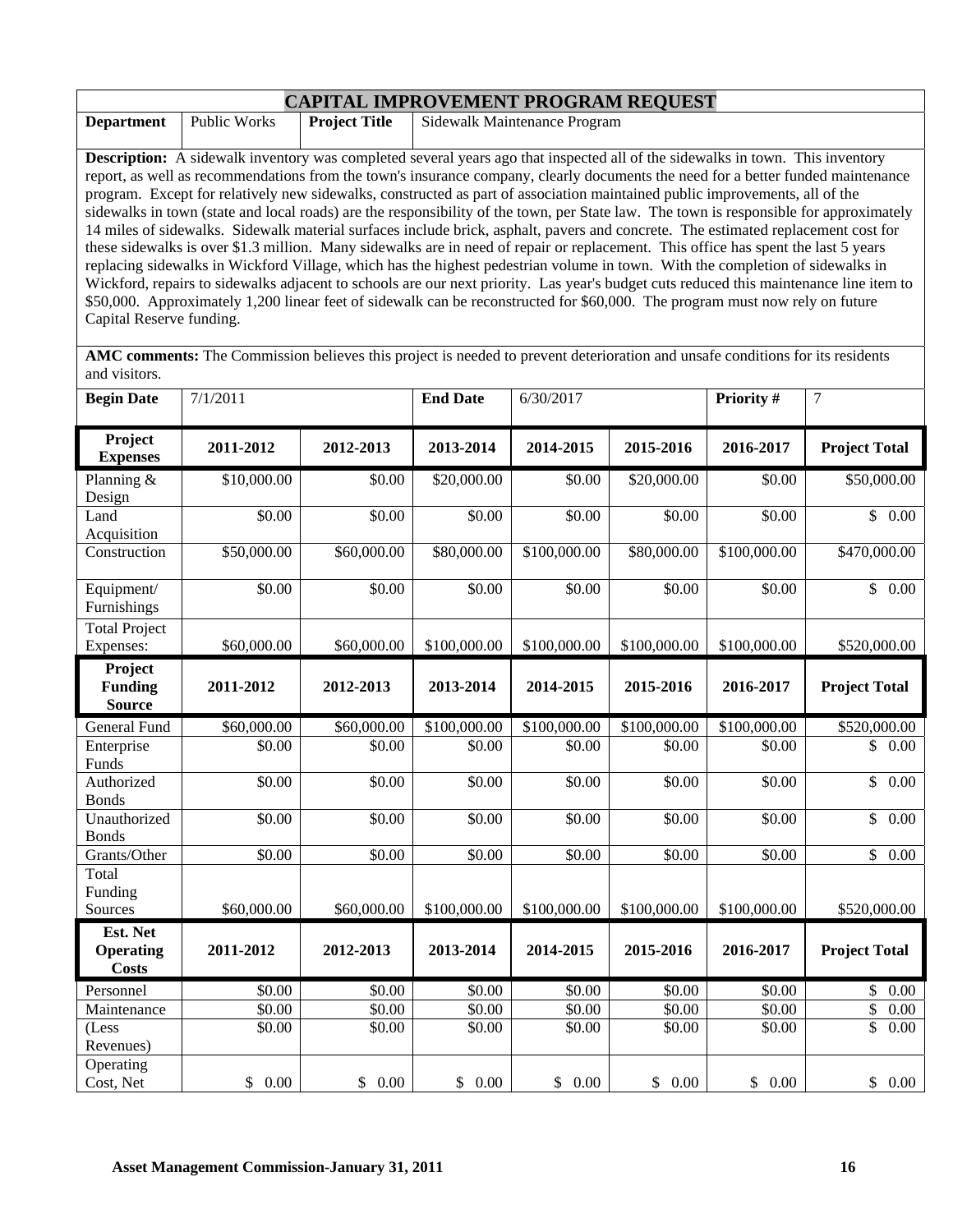# CAPITAL IMPROVEMENT PROGRAM REQUEST

| **Department** | Public Works | **Project Title** | Sidewalk Maintenance Program |
|---|---|---|---|

**Description:** A sidewalk inventory was completed several years ago that inspected all of the sidewalks in town. This inventory report, as well as recommendations from the town's insurance company, clearly documents the need for a better funded maintenance program. Except for relatively new sidewalks, constructed as part of association maintained public improvements, all of the sidewalks in town (state and local roads) are the responsibility of the town, per State law. The town is responsible for approximately 14 miles of sidewalks. Sidewalk material surfaces include brick, asphalt, pavers and concrete. The estimated replacement cost for these sidewalks is over $1.3 million. Many sidewalks are in need of repair or replacement. This office has spent the last 5 years replacing sidewalks in Wickford Village, which has the highest pedestrian volume in town. With the completion of sidewalks in Wickford, repairs to sidewalks adjacent to schools are our next priority. Las year's budget cuts reduced this maintenance line item to $50,000. Approximately 1,200 linear feet of sidewalk can be reconstructed for $60,000. The program must now rely on future Capital Reserve funding.

**AMC comments:** The Commission believes this project is needed to prevent deterioration and unsafe conditions for its residents and visitors.

| **Begin Date** | 7/1/2011 | **End Date** | 6/30/2017 | **Priority #** | 7 |
|---|---|---|---|---|---|

| **Project Expenses** | **2011-2012** | **2012-2013** | **2013-2014** | **2014-2015** | **2015-2016** | **2016-2017** | **Project Total** |
|---|---|---|---|---|---|---|---|
| Planning & Design | $10,000.00 | $0.00 | $20,000.00 | $0.00 | $20,000.00 | $0.00 | $50,000.00 |
| Land Acquisition | $0.00 | $0.00 | $0.00 | $0.00 | $0.00 | $0.00 | $ 0.00 |
| Construction | $50,000.00 | $60,000.00 | $80,000.00 | $100,000.00 | $80,000.00 | $100,000.00 | $470,000.00 |
| Equipment/ Furnishings | $0.00 | $0.00 | $0.00 | $0.00 | $0.00 | $0.00 | $ 0.00 |
| Total Project Expenses: | $60,000.00 | $60,000.00 | $100,000.00 | $100,000.00 | $100,000.00 | $100,000.00 | $520,000.00 |

| **Project Funding Source** | **2011-2012** | **2012-2013** | **2013-2014** | **2014-2015** | **2015-2016** | **2016-2017** | **Project Total** |
|---|---|---|---|---|---|---|---|
| General Fund | $60,000.00 | $60,000.00 | $100,000.00 | $100,000.00 | $100,000.00 | $100,000.00 | $520,000.00 |
| Enterprise Funds | $0.00 | $0.00 | $0.00 | $0.00 | $0.00 | $0.00 | $ 0.00 |
| Authorized Bonds | $0.00 | $0.00 | $0.00 | $0.00 | $0.00 | $0.00 | $ 0.00 |
| Unauthorized Bonds | $0.00 | $0.00 | $0.00 | $0.00 | $0.00 | $0.00 | $ 0.00 |
| Grants/Other | $0.00 | $0.00 | $0.00 | $0.00 | $0.00 | $0.00 | $ 0.00 |
| Total Funding Sources | $60,000.00 | $60,000.00 | $100,000.00 | $100,000.00 | $100,000.00 | $100,000.00 | $520,000.00 |

| **Est. Net Operating Costs** | **2011-2012** | **2012-2013** | **2013-2014** | **2014-2015** | **2015-2016** | **2016-2017** | **Project Total** |
|---|---|---|---|---|---|---|---|
| Personnel | $0.00 | $0.00 | $0.00 | $0.00 | $0.00 | $0.00 | $ 0.00 |
| Maintenance | $0.00 | $0.00 | $0.00 | $0.00 | $0.00 | $0.00 | $ 0.00 |
| (Less Revenues) | $0.00 | $0.00 | $0.00 | $0.00 | $0.00 | $0.00 | $ 0.00 |
| Operating Cost, Net | $ 0.00 | $ 0.00 | $ 0.00 | $ 0.00 | $ 0.00 | $ 0.00 | $ 0.00 |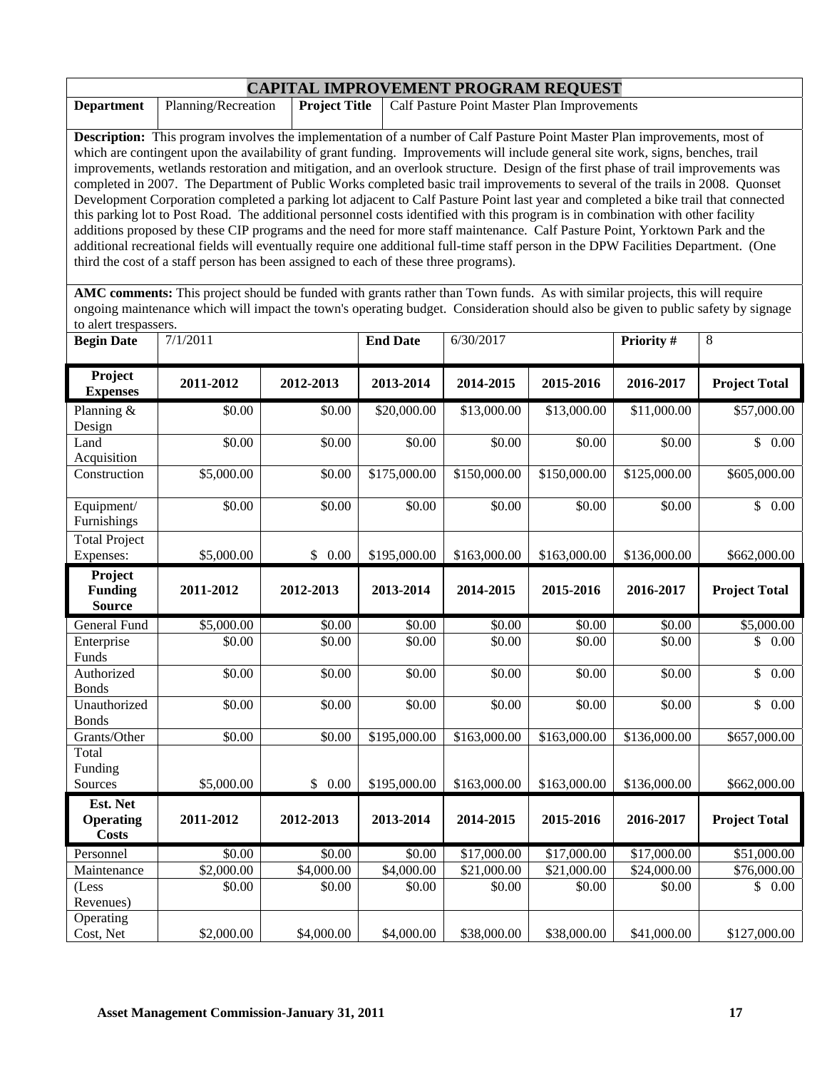# CAPITAL IMPROVEMENT PROGRAM REQUEST

| **Department** | Planning/Recreation | **Project Title** | Calf Pasture Point Master Plan Improvements |
|---|---|---|---|

**Description:** This program involves the implementation of a number of Calf Pasture Point Master Plan improvements, most of which are contingent upon the availability of grant funding. Improvements will include general site work, signs, benches, trail improvements, wetlands restoration and mitigation, and an overlook structure. Design of the first phase of trail improvements was completed in 2007. The Department of Public Works completed basic trail improvements to several of the trails in 2008. Quonset Development Corporation completed a parking lot adjacent to Calf Pasture Point last year and completed a bike trail that connected this parking lot to Post Road. The additional personnel costs identified with this program is in combination with other facility additions proposed by these CIP programs and the need for more staff maintenance. Calf Pasture Point, Yorktown Park and the additional recreational fields will eventually require one additional full-time staff person in the DPW Facilities Department. (One third the cost of a staff person has been assigned to each of these three programs).

**AMC comments:** This project should be funded with grants rather than Town funds. As with similar projects, this will require ongoing maintenance which will impact the town's operating budget. Consideration should also be given to public safety by signage to alert trespassers.

| **Begin Date** | 7/1/2011 | **End Date** | 6/30/2017 | **Priority #** | 8 |
|---|---|---|---|---|---|

| **Project Expenses** | **2011-2012** | **2012-2013** | **2013-2014** | **2014-2015** | **2015-2016** | **2016-2017** | **Project Total** |
|---|---|---|---|---|---|---|---|
| Planning & Design | $0.00 | $0.00 | $20,000.00 | $13,000.00 | $13,000.00 | $11,000.00 | $57,000.00 |
| Land Acquisition | $0.00 | $0.00 | $0.00 | $0.00 | $0.00 | $0.00 | $ 0.00 |
| Construction | $5,000.00 | $0.00 | $175,000.00 | $150,000.00 | $150,000.00 | $125,000.00 | $605,000.00 |
| Equipment/ Furnishings | $0.00 | $0.00 | $0.00 | $0.00 | $0.00 | $0.00 | $ 0.00 |
| Total Project Expenses: | $5,000.00 | $ 0.00 | $195,000.00 | $163,000.00 | $163,000.00 | $136,000.00 | $662,000.00 |

| **Project Funding Source** | **2011-2012** | **2012-2013** | **2013-2014** | **2014-2015** | **2015-2016** | **2016-2017** | **Project Total** |
|---|---|---|---|---|---|---|---|
| General Fund | $5,000.00 | $0.00 | $0.00 | $0.00 | $0.00 | $0.00 | $5,000.00 |
| Enterprise Funds | $0.00 | $0.00 | $0.00 | $0.00 | $0.00 | $0.00 | $ 0.00 |
| Authorized Bonds | $0.00 | $0.00 | $0.00 | $0.00 | $0.00 | $0.00 | $ 0.00 |
| Unauthorized Bonds | $0.00 | $0.00 | $0.00 | $0.00 | $0.00 | $0.00 | $ 0.00 |
| Grants/Other | $0.00 | $0.00 | $195,000.00 | $163,000.00 | $163,000.00 | $136,000.00 | $657,000.00 |
| Total Funding Sources | $5,000.00 | $ 0.00 | $195,000.00 | $163,000.00 | $163,000.00 | $136,000.00 | $662,000.00 |

| **Est. Net Operating Costs** | **2011-2012** | **2012-2013** | **2013-2014** | **2014-2015** | **2015-2016** | **2016-2017** | **Project Total** |
|---|---|---|---|---|---|---|---|
| Personnel | $0.00 | $0.00 | $0.00 | $17,000.00 | $17,000.00 | $17,000.00 | $51,000.00 |
| Maintenance | $2,000.00 | $4,000.00 | $4,000.00 | $21,000.00 | $21,000.00 | $24,000.00 | $76,000.00 |
| (Less Revenues) | $0.00 | $0.00 | $0.00 | $0.00 | $0.00 | $0.00 | $ 0.00 |
| Operating Cost, Net | $2,000.00 | $4,000.00 | $4,000.00 | $38,000.00 | $38,000.00 | $41,000.00 | $127,000.00 |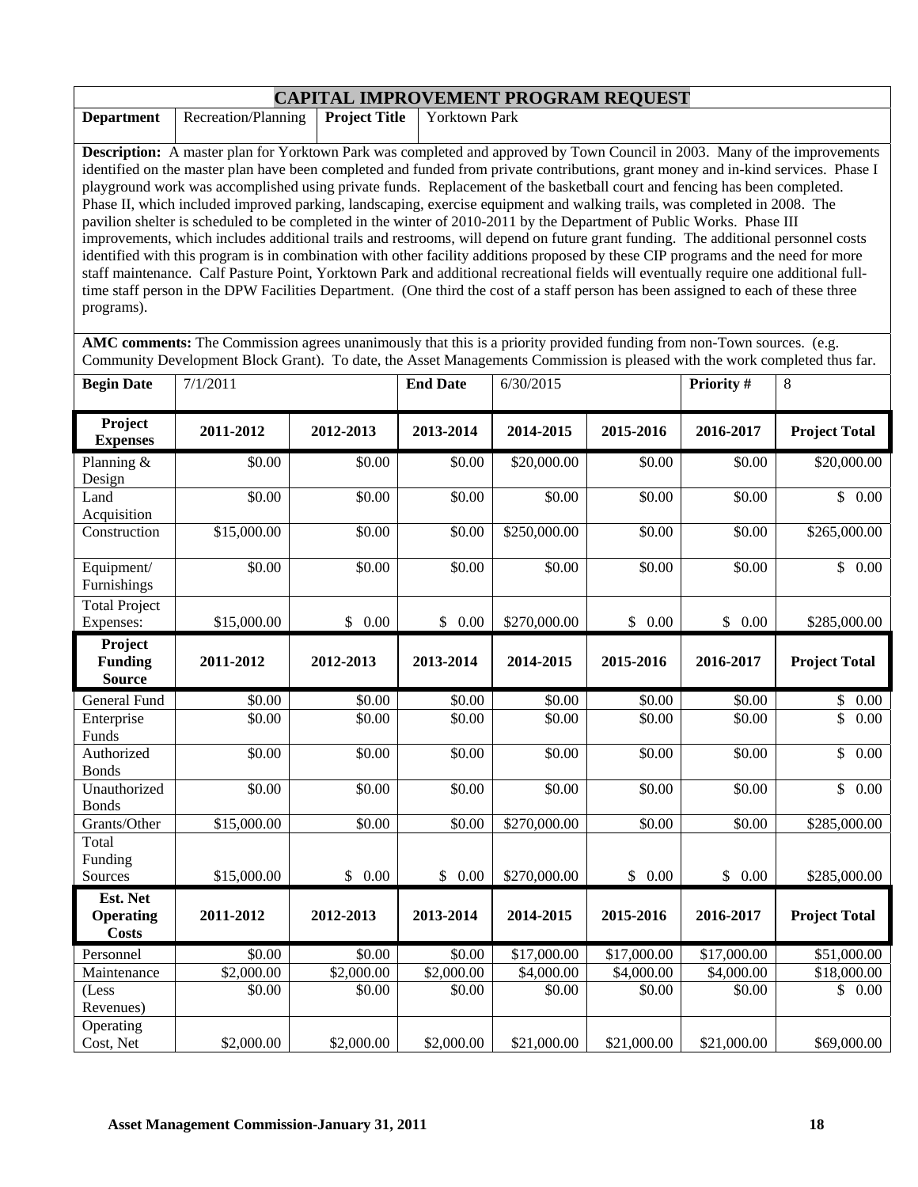# CAPITAL IMPROVEMENT PROGRAM REQUEST

| Department | Recreation/Planning | Project Title | Yorktown Park |
|---|---|---|---|

**Description:** A master plan for Yorktown Park was completed and approved by Town Council in 2003. Many of the improvements identified on the master plan have been completed and funded from private contributions, grant money and in-kind services. Phase I playground work was accomplished using private funds. Replacement of the basketball court and fencing has been completed. Phase II, which included improved parking, landscaping, exercise equipment and walking trails, was completed in 2008. The pavilion shelter is scheduled to be completed in the winter of 2010-2011 by the Department of Public Works. Phase III improvements, which includes additional trails and restrooms, will depend on future grant funding. The additional personnel costs identified with this program is in combination with other facility additions proposed by these CIP programs and the need for more staff maintenance. Calf Pasture Point, Yorktown Park and additional recreational fields will eventually require one additional full-time staff person in the DPW Facilities Department. (One third the cost of a staff person has been assigned to each of these three programs).

**AMC comments:** The Commission agrees unanimously that this is a priority provided funding from non-Town sources. (e.g. Community Development Block Grant). To date, the Asset Managements Commission is pleased with the work completed thus far.

| Begin Date | 7/1/2011 | End Date | 6/30/2015 | Priority # | 8 |
|---|---|---|---|---|---|

| Project Expenses | 2011-2012 | 2012-2013 | 2013-2014 | 2014-2015 | 2015-2016 | 2016-2017 | Project Total |
|---|---|---|---|---|---|---|---|
| Planning & Design | $0.00 | $0.00 | $0.00 | $20,000.00 | $0.00 | $0.00 | $20,000.00 |
| Land Acquisition | $0.00 | $0.00 | $0.00 | $0.00 | $0.00 | $0.00 | $ 0.00 |
| Construction | $15,000.00 | $0.00 | $0.00 | $250,000.00 | $0.00 | $0.00 | $265,000.00 |
| Equipment/ Furnishings | $0.00 | $0.00 | $0.00 | $0.00 | $0.00 | $0.00 | $ 0.00 |
| Total Project Expenses: | $15,000.00 | $ 0.00 | $ 0.00 | $270,000.00 | $ 0.00 | $ 0.00 | $285,000.00 |

| Project Funding Source | 2011-2012 | 2012-2013 | 2013-2014 | 2014-2015 | 2015-2016 | 2016-2017 | Project Total |
|---|---|---|---|---|---|---|---|
| General Fund | $0.00 | $0.00 | $0.00 | $0.00 | $0.00 | $0.00 | $ 0.00 |
| Enterprise Funds | $0.00 | $0.00 | $0.00 | $0.00 | $0.00 | $0.00 | $ 0.00 |
| Authorized Bonds | $0.00 | $0.00 | $0.00 | $0.00 | $0.00 | $0.00 | $ 0.00 |
| Unauthorized Bonds | $0.00 | $0.00 | $0.00 | $0.00 | $0.00 | $0.00 | $ 0.00 |
| Grants/Other | $15,000.00 | $0.00 | $0.00 | $270,000.00 | $0.00 | $0.00 | $285,000.00 |
| Total Funding Sources | $15,000.00 | $ 0.00 | $ 0.00 | $270,000.00 | $ 0.00 | $ 0.00 | $285,000.00 |

| Est. Net Operating Costs | 2011-2012 | 2012-2013 | 2013-2014 | 2014-2015 | 2015-2016 | 2016-2017 | Project Total |
|---|---|---|---|---|---|---|---|
| Personnel | $0.00 | $0.00 | $0.00 | $17,000.00 | $17,000.00 | $17,000.00 | $51,000.00 |
| Maintenance | $2,000.00 | $2,000.00 | $2,000.00 | $4,000.00 | $4,000.00 | $4,000.00 | $18,000.00 |
| (Less Revenues) | $0.00 | $0.00 | $0.00 | $0.00 | $0.00 | $0.00 | $ 0.00 |
| Operating Cost, Net | $2,000.00 | $2,000.00 | $2,000.00 | $21,000.00 | $21,000.00 | $21,000.00 | $69,000.00 |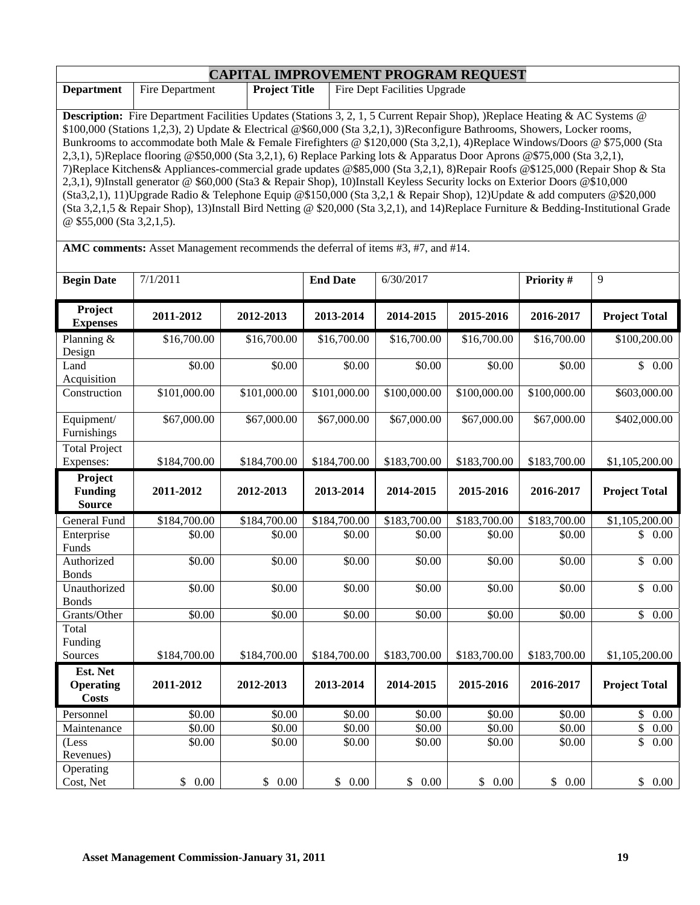# CAPITAL IMPROVEMENT PROGRAM REQUEST

| **Department** | Fire Department | **Project Title** | Fire Dept Facilities Upgrade |
|---|---|---|---|

**Description:** Fire Department Facilities Updates (Stations 3, 2, 1, 5 Current Repair Shop), )Replace Heating & AC Systems @ $100,000 (Stations 1,2,3), 2) Update & Electrical @$60,000 (Sta 3,2,1), 3)Reconfigure Bathrooms, Showers, Locker rooms, Bunkrooms to accommodate both Male & Female Firefighters @ $120,000 (Sta 3,2,1), 4)Replace Windows/Doors @ $75,000 (Sta 2,3,1), 5)Replace flooring @$50,000 (Sta 3,2,1), 6) Replace Parking lots & Apparatus Door Aprons @$75,000 (Sta 3,2,1), 7)Replace Kitchens& Appliances-commercial grade updates @$85,000 (Sta 3,2,1), 8)Repair Roofs @$125,000 (Repair Shop & Sta 2,3,1), 9)Install generator @ $60,000 (Sta3 & Repair Shop), 10)Install Keyless Security locks on Exterior Doors @$10,000 (Sta3,2,1), 11)Upgrade Radio & Telephone Equip @$150,000 (Sta 3,2,1 & Repair Shop), 12)Update & add computers @$20,000 (Sta 3,2,1,5 & Repair Shop), 13)Install Bird Netting @ $20,000 (Sta 3,2,1), and 14)Replace Furniture & Bedding-Institutional Grade @ $55,000 (Sta 3,2,1,5).

**AMC comments:** Asset Management recommends the deferral of items #3, #7, and #14.

| **Begin Date** | 7/1/2011 | **End Date** | 6/30/2017 | **Priority #** | 9 |
|---|---|---|---|---|---|

| **Project Expenses** | **2011-2012** | **2012-2013** | **2013-2014** | **2014-2015** | **2015-2016** | **2016-2017** | **Project Total** |
|---|---|---|---|---|---|---|---|
| Planning & Design | $16,700.00 | $16,700.00 | $16,700.00 | $16,700.00 | $16,700.00 | $16,700.00 | $100,200.00 |
| Land Acquisition | $0.00 | $0.00 | $0.00 | $0.00 | $0.00 | $0.00 | $ 0.00 |
| Construction | $101,000.00 | $101,000.00 | $101,000.00 | $100,000.00 | $100,000.00 | $100,000.00 | $603,000.00 |
| Equipment/ Furnishings | $67,000.00 | $67,000.00 | $67,000.00 | $67,000.00 | $67,000.00 | $67,000.00 | $402,000.00 |
| Total Project Expenses: | $184,700.00 | $184,700.00 | $184,700.00 | $183,700.00 | $183,700.00 | $183,700.00 | $1,105,200.00 |
| **Project Funding Source** | **2011-2012** | **2012-2013** | **2013-2014** | **2014-2015** | **2015-2016** | **2016-2017** | **Project Total** |
| General Fund | $184,700.00 | $184,700.00 | $184,700.00 | $183,700.00 | $183,700.00 | $183,700.00 | $1,105,200.00 |
| Enterprise Funds | $0.00 | $0.00 | $0.00 | $0.00 | $0.00 | $0.00 | $ 0.00 |
| Authorized Bonds | $0.00 | $0.00 | $0.00 | $0.00 | $0.00 | $0.00 | $ 0.00 |
| Unauthorized Bonds | $0.00 | $0.00 | $0.00 | $0.00 | $0.00 | $0.00 | $ 0.00 |
| Grants/Other | $0.00 | $0.00 | $0.00 | $0.00 | $0.00 | $0.00 | $ 0.00 |
| Total Funding Sources | $184,700.00 | $184,700.00 | $184,700.00 | $183,700.00 | $183,700.00 | $183,700.00 | $1,105,200.00 |
| **Est. Net Operating Costs** | **2011-2012** | **2012-2013** | **2013-2014** | **2014-2015** | **2015-2016** | **2016-2017** | **Project Total** |
| Personnel | $0.00 | $0.00 | $0.00 | $0.00 | $0.00 | $0.00 | $ 0.00 |
| Maintenance | $0.00 | $0.00 | $0.00 | $0.00 | $0.00 | $0.00 | $ 0.00 |
| (Less Revenues) | $0.00 | $0.00 | $0.00 | $0.00 | $0.00 | $0.00 | $ 0.00 |
| Operating Cost, Net | $ 0.00 | $ 0.00 | $ 0.00 | $ 0.00 | $ 0.00 | $ 0.00 | $ 0.00 |

**Asset Management Commission-January 31, 2011**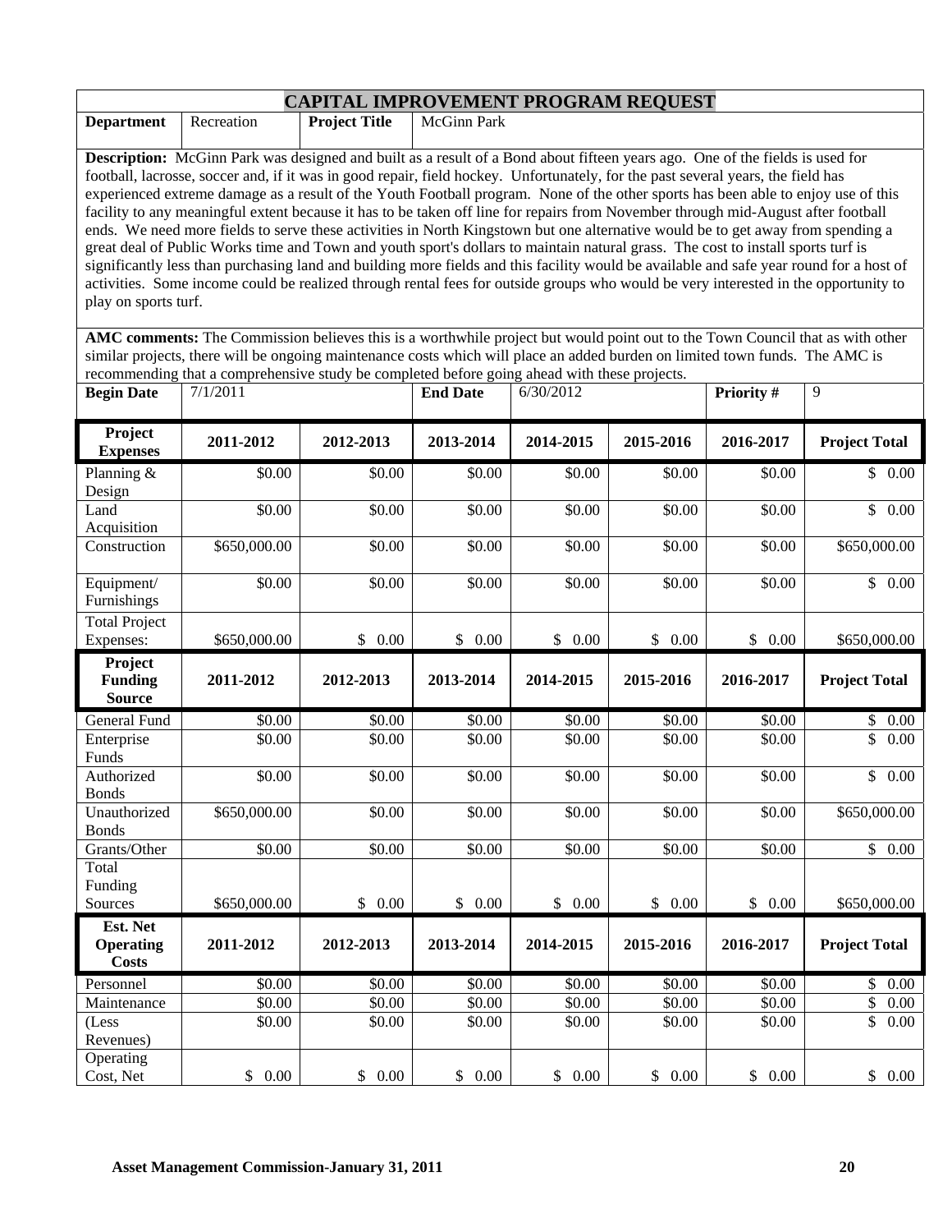# CAPITAL IMPROVEMENT PROGRAM REQUEST

| **Department** | Recreation | **Project Title** | McGinn Park |
|---|---|---|---|

**Description:** McGinn Park was designed and built as a result of a Bond about fifteen years ago. One of the fields is used for football, lacrosse, soccer and, if it was in good repair, field hockey. Unfortunately, for the past several years, the field has experienced extreme damage as a result of the Youth Football program. None of the other sports has been able to enjoy use of this facility to any meaningful extent because it has to be taken off line for repairs from November through mid-August after football ends. We need more fields to serve these activities in North Kingstown but one alternative would be to get away from spending a great deal of Public Works time and Town and youth sport's dollars to maintain natural grass. The cost to install sports turf is significantly less than purchasing land and building more fields and this facility would be available and safe year round for a host of activities. Some income could be realized through rental fees for outside groups who would be very interested in the opportunity to play on sports turf.

**AMC comments:** The Commission believes this is a worthwhile project but would point out to the Town Council that as with other similar projects, there will be ongoing maintenance costs which will place an added burden on limited town funds. The AMC is recommending that a comprehensive study be completed before going ahead with these projects.

| **Begin Date** | 7/1/2011 | **End Date** | 6/30/2012 | **Priority #** | 9 |
|---|---|---|---|---|---|

| **Project Expenses** | **2011-2012** | **2012-2013** | **2013-2014** | **2014-2015** | **2015-2016** | **2016-2017** | **Project Total** |
|---|---|---|---|---|---|---|---|
| Planning & Design | $0.00 | $0.00 | $0.00 | $0.00 | $0.00 | $0.00 | $ 0.00 |
| Land Acquisition | $0.00 | $0.00 | $0.00 | $0.00 | $0.00 | $0.00 | $ 0.00 |
| Construction | $650,000.00 | $0.00 | $0.00 | $0.00 | $0.00 | $0.00 | $650,000.00 |
| Equipment/ Furnishings | $0.00 | $0.00 | $0.00 | $0.00 | $0.00 | $0.00 | $ 0.00 |
| Total Project Expenses: | $650,000.00 | $ 0.00 | $ 0.00 | $ 0.00 | $ 0.00 | $ 0.00 | $650,000.00 |

| **Project Funding Source** | **2011-2012** | **2012-2013** | **2013-2014** | **2014-2015** | **2015-2016** | **2016-2017** | **Project Total** |
|---|---|---|---|---|---|---|---|
| General Fund | $0.00 | $0.00 | $0.00 | $0.00 | $0.00 | $0.00 | $ 0.00 |
| Enterprise Funds | $0.00 | $0.00 | $0.00 | $0.00 | $0.00 | $0.00 | $ 0.00 |
| Authorized Bonds | $0.00 | $0.00 | $0.00 | $0.00 | $0.00 | $0.00 | $ 0.00 |
| Unauthorized Bonds | $650,000.00 | $0.00 | $0.00 | $0.00 | $0.00 | $0.00 | $650,000.00 |
| Grants/Other | $0.00 | $0.00 | $0.00 | $0.00 | $0.00 | $0.00 | $ 0.00 |
| Total Funding Sources | $650,000.00 | $ 0.00 | $ 0.00 | $ 0.00 | $ 0.00 | $ 0.00 | $650,000.00 |

| **Est. Net Operating Costs** | **2011-2012** | **2012-2013** | **2013-2014** | **2014-2015** | **2015-2016** | **2016-2017** | **Project Total** |
|---|---|---|---|---|---|---|---|
| Personnel | $0.00 | $0.00 | $0.00 | $0.00 | $0.00 | $0.00 | $ 0.00 |
| Maintenance | $0.00 | $0.00 | $0.00 | $0.00 | $0.00 | $0.00 | $ 0.00 |
| (Less Revenues) | $0.00 | $0.00 | $0.00 | $0.00 | $0.00 | $0.00 | $ 0.00 |
| Operating Cost, Net | $ 0.00 | $ 0.00 | $ 0.00 | $ 0.00 | $ 0.00 | $ 0.00 | $ 0.00 |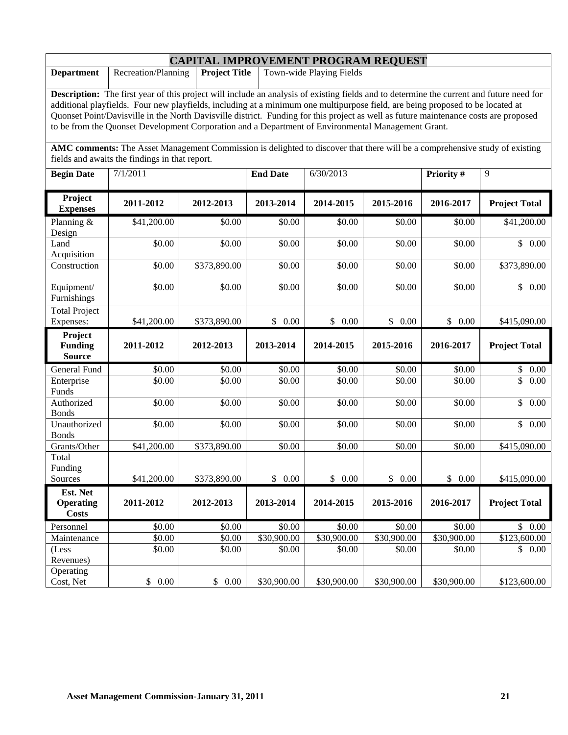# CAPITAL IMPROVEMENT PROGRAM REQUEST

| **Department** | Recreation/Planning | **Project Title** | Town-wide Playing Fields |
|---|---|---|---|

**Description:** The first year of this project will include an analysis of existing fields and to determine the current and future need for additional playfields. Four new playfields, including at a minimum one multipurpose field, are being proposed to be located at Quonset Point/Davisville in the North Davisville district. Funding for this project as well as future maintenance costs are proposed to be from the Quonset Development Corporation and a Department of Environmental Management Grant.

**AMC comments:** The Asset Management Commission is delighted to discover that there will be a comprehensive study of existing fields and awaits the findings in that report.

| **Begin Date** | 7/1/2011 | **End Date** | 6/30/2013 | **Priority #** | 9 |
|---|---|---|---|---|---|

| **Project Expenses** | **2011-2012** | **2012-2013** | **2013-2014** | **2014-2015** | **2015-2016** | **2016-2017** | **Project Total** |
|---|---|---|---|---|---|---|---|
| Planning & Design | \$41,200.00 | \$0.00 | \$0.00 | \$0.00 | \$0.00 | \$0.00 | \$41,200.00 |
| Land Acquisition | \$0.00 | \$0.00 | \$0.00 | \$0.00 | \$0.00 | \$0.00 | \$ 0.00 |
| Construction | \$0.00 | \$373,890.00 | \$0.00 | \$0.00 | \$0.00 | \$0.00 | \$373,890.00 |
| Equipment/ Furnishings | \$0.00 | \$0.00 | \$0.00 | \$0.00 | \$0.00 | \$0.00 | \$ 0.00 |
| Total Project Expenses: | \$41,200.00 | \$373,890.00 | \$ 0.00 | \$ 0.00 | \$ 0.00 | \$ 0.00 | \$415,090.00 |
| **Project Funding Source** | **2011-2012** | **2012-2013** | **2013-2014** | **2014-2015** | **2015-2016** | **2016-2017** | **Project Total** |
| General Fund | \$0.00 | \$0.00 | \$0.00 | \$0.00 | \$0.00 | \$0.00 | \$ 0.00 |
| Enterprise Funds | \$0.00 | \$0.00 | \$0.00 | \$0.00 | \$0.00 | \$0.00 | \$ 0.00 |
| Authorized Bonds | \$0.00 | \$0.00 | \$0.00 | \$0.00 | \$0.00 | \$0.00 | \$ 0.00 |
| Unauthorized Bonds | \$0.00 | \$0.00 | \$0.00 | \$0.00 | \$0.00 | \$0.00 | \$ 0.00 |
| Grants/Other | \$41,200.00 | \$373,890.00 | \$0.00 | \$0.00 | \$0.00 | \$0.00 | \$415,090.00 |
| Total Funding Sources | \$41,200.00 | \$373,890.00 | \$ 0.00 | \$ 0.00 | \$ 0.00 | \$ 0.00 | \$415,090.00 |
| **Est. Net Operating Costs** | **2011-2012** | **2012-2013** | **2013-2014** | **2014-2015** | **2015-2016** | **2016-2017** | **Project Total** |
| Personnel | \$0.00 | \$0.00 | \$0.00 | \$0.00 | \$0.00 | \$0.00 | \$ 0.00 |
| Maintenance | \$0.00 | \$0.00 | \$30,900.00 | \$30,900.00 | \$30,900.00 | \$30,900.00 | \$123,600.00 |
| (Less Revenues) | \$0.00 | \$0.00 | \$0.00 | \$0.00 | \$0.00 | \$0.00 | \$ 0.00 |
| Operating Cost, Net | \$ 0.00 | \$ 0.00 | \$30,900.00 | \$30,900.00 | \$30,900.00 | \$30,900.00 | \$123,600.00 |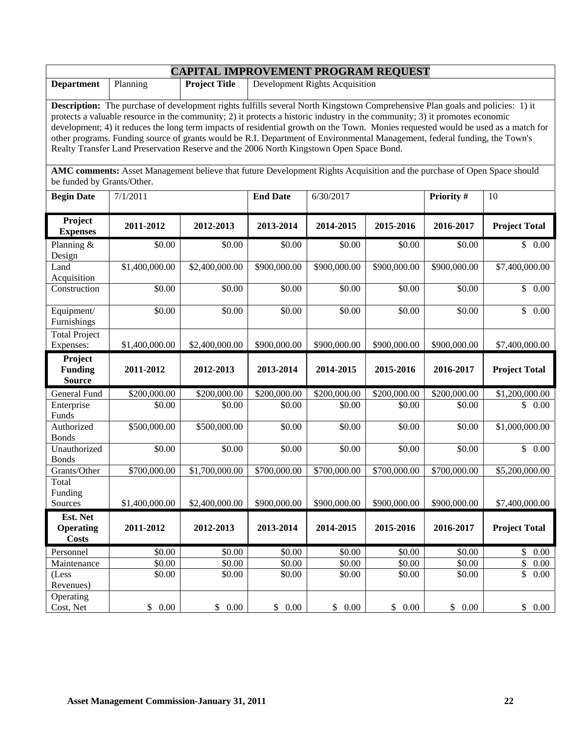# CAPITAL IMPROVEMENT PROGRAM REQUEST

| **Department** | Planning | **Project Title** | Development Rights Acquisition |
|---|---|---|---|

**Description:** The purchase of development rights fulfills several North Kingstown Comprehensive Plan goals and policies: 1) it protects a valuable resource in the community; 2) it protects a historic industry in the community; 3) it promotes economic development; 4) it reduces the long term impacts of residential growth on the Town. Monies requested would be used as a match for other programs. Funding source of grants would be R.I. Department of Environmental Management, federal funding, the Town's Realty Transfer Land Preservation Reserve and the 2006 North Kingstown Open Space Bond.

**AMC comments:** Asset Management believe that future Development Rights Acquisition and the purchase of Open Space should be funded by Grants/Other.

| **Begin Date** | 7/1/2011 | **End Date** | 6/30/2017 | **Priority #** | 10 |
|---|---|---|---|---|---|

| **Project Expenses** | **2011-2012** | **2012-2013** | **2013-2014** | **2014-2015** | **2015-2016** | **2016-2017** | **Project Total** |
|---|---|---|---|---|---|---|---|
| Planning & Design | $0.00 | $0.00 | $0.00 | $0.00 | $0.00 | $0.00 | $ 0.00 |
| Land Acquisition | $1,400,000.00 | $2,400,000.00 | $900,000.00 | $900,000.00 | $900,000.00 | $900,000.00 | $7,400,000.00 |
| Construction | $0.00 | $0.00 | $0.00 | $0.00 | $0.00 | $0.00 | $ 0.00 |
| Equipment/ Furnishings | $0.00 | $0.00 | $0.00 | $0.00 | $0.00 | $0.00 | $ 0.00 |
| Total Project Expenses: | $1,400,000.00 | $2,400,000.00 | $900,000.00 | $900,000.00 | $900,000.00 | $900,000.00 | $7,400,000.00 |

| **Project Funding Source** | **2011-2012** | **2012-2013** | **2013-2014** | **2014-2015** | **2015-2016** | **2016-2017** | **Project Total** |
|---|---|---|---|---|---|---|---|
| General Fund | $200,000.00 | $200,000.00 | $200,000.00 | $200,000.00 | $200,000.00 | $200,000.00 | $1,200,000.00 |
| Enterprise Funds | $0.00 | $0.00 | $0.00 | $0.00 | $0.00 | $0.00 | $ 0.00 |
| Authorized Bonds | $500,000.00 | $500,000.00 | $0.00 | $0.00 | $0.00 | $0.00 | $1,000,000.00 |
| Unauthorized Bonds | $0.00 | $0.00 | $0.00 | $0.00 | $0.00 | $0.00 | $ 0.00 |
| Grants/Other | $700,000.00 | $1,700,000.00 | $700,000.00 | $700,000.00 | $700,000.00 | $700,000.00 | $5,200,000.00 |
| Total Funding Sources | $1,400,000.00 | $2,400,000.00 | $900,000.00 | $900,000.00 | $900,000.00 | $900,000.00 | $7,400,000.00 |

| **Est. Net Operating Costs** | **2011-2012** | **2012-2013** | **2013-2014** | **2014-2015** | **2015-2016** | **2016-2017** | **Project Total** |
|---|---|---|---|---|---|---|---|
| Personnel | $0.00 | $0.00 | $0.00 | $0.00 | $0.00 | $0.00 | $ 0.00 |
| Maintenance | $0.00 | $0.00 | $0.00 | $0.00 | $0.00 | $0.00 | $ 0.00 |
| (Less Revenues) | $0.00 | $0.00 | $0.00 | $0.00 | $0.00 | $0.00 | $ 0.00 |
| Operating Cost, Net | $ 0.00 | $ 0.00 | $ 0.00 | $ 0.00 | $ 0.00 | $ 0.00 | $ 0.00 |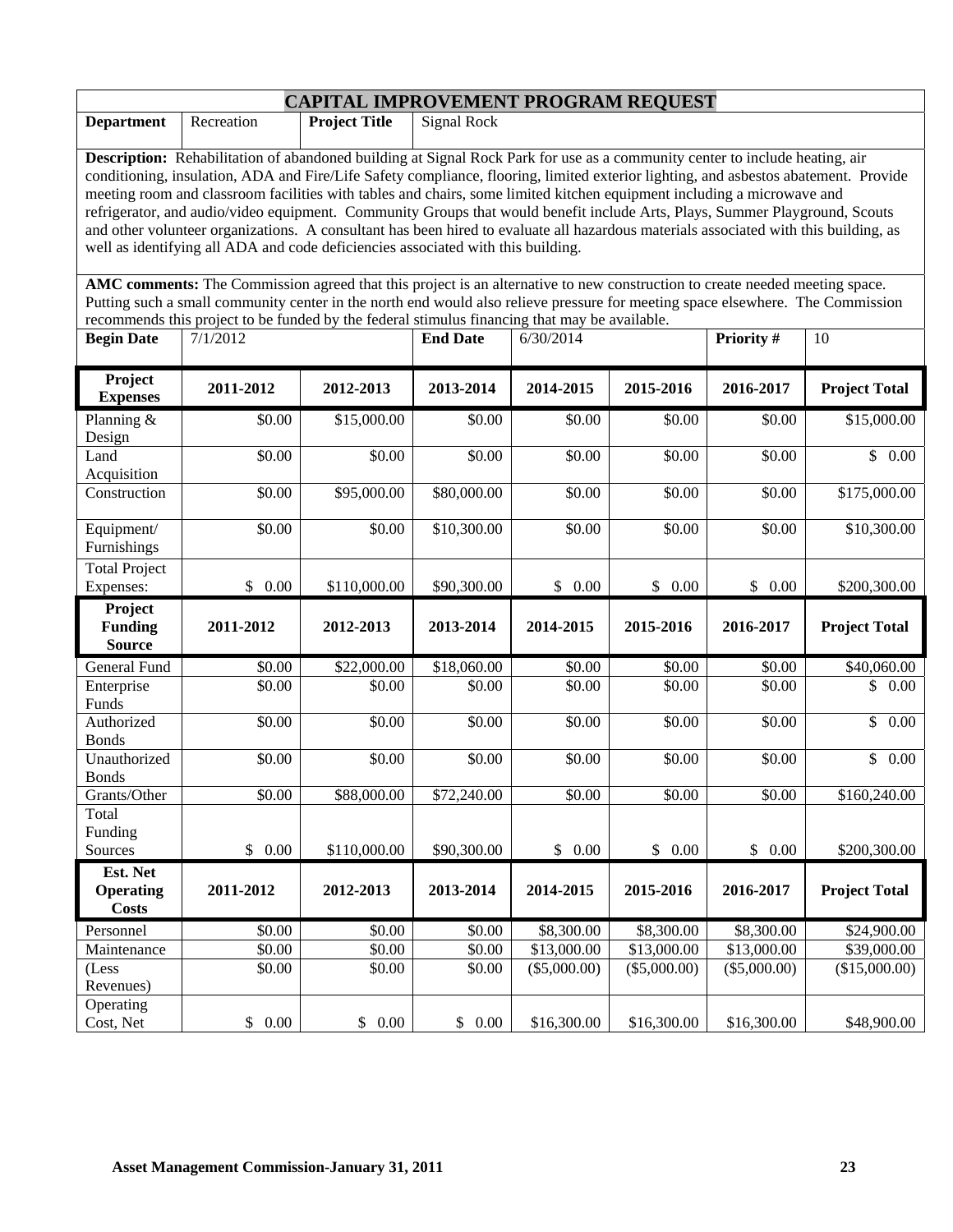# CAPITAL IMPROVEMENT PROGRAM REQUEST

| **Department** | Recreation | **Project Title** | Signal Rock |
|---|---|---|---|

**Description:** Rehabilitation of abandoned building at Signal Rock Park for use as a community center to include heating, air conditioning, insulation, ADA and Fire/Life Safety compliance, flooring, limited exterior lighting, and asbestos abatement. Provide meeting room and classroom facilities with tables and chairs, some limited kitchen equipment including a microwave and refrigerator, and audio/video equipment. Community Groups that would benefit include Arts, Plays, Summer Playground, Scouts and other volunteer organizations. A consultant has been hired to evaluate all hazardous materials associated with this building, as well as identifying all ADA and code deficiencies associated with this building.

**AMC comments:** The Commission agreed that this project is an alternative to new construction to create needed meeting space. Putting such a small community center in the north end would also relieve pressure for meeting space elsewhere. The Commission recommends this project to be funded by the federal stimulus financing that may be available.

| **Begin Date** | 7/1/2012 | **End Date** | 6/30/2014 | **Priority #** | 10 |
|---|---|---|---|---|---|

| **Project Expenses** | **2011-2012** | **2012-2013** | **2013-2014** | **2014-2015** | **2015-2016** | **2016-2017** | **Project Total** |
|---|---|---|---|---|---|---|---|
| Planning & Design | $0.00 | $15,000.00 | $0.00 | $0.00 | $0.00 | $0.00 | $15,000.00 |
| Land Acquisition | $0.00 | $0.00 | $0.00 | $0.00 | $0.00 | $0.00 | $ 0.00 |
| Construction | $0.00 | $95,000.00 | $80,000.00 | $0.00 | $0.00 | $0.00 | $175,000.00 |
| Equipment/ Furnishings | $0.00 | $0.00 | $10,300.00 | $0.00 | $0.00 | $0.00 | $10,300.00 |
| Total Project Expenses: | $ 0.00 | $110,000.00 | $90,300.00 | $ 0.00 | $ 0.00 | $ 0.00 | $200,300.00 |
| **Project Funding Source** | **2011-2012** | **2012-2013** | **2013-2014** | **2014-2015** | **2015-2016** | **2016-2017** | **Project Total** |
| General Fund | $0.00 | $22,000.00 | $18,060.00 | $0.00 | $0.00 | $0.00 | $40,060.00 |
| Enterprise Funds | $0.00 | $0.00 | $0.00 | $0.00 | $0.00 | $0.00 | $ 0.00 |
| Authorized Bonds | $0.00 | $0.00 | $0.00 | $0.00 | $0.00 | $0.00 | $ 0.00 |
| Unauthorized Bonds | $0.00 | $0.00 | $0.00 | $0.00 | $0.00 | $0.00 | $ 0.00 |
| Grants/Other | $0.00 | $88,000.00 | $72,240.00 | $0.00 | $0.00 | $0.00 | $160,240.00 |
| Total Funding Sources | $ 0.00 | $110,000.00 | $90,300.00 | $ 0.00 | $ 0.00 | $ 0.00 | $200,300.00 |
| **Est. Net Operating Costs** | **2011-2012** | **2012-2013** | **2013-2014** | **2014-2015** | **2015-2016** | **2016-2017** | **Project Total** |
| Personnel | $0.00 | $0.00 | $0.00 | $8,300.00 | $8,300.00 | $8,300.00 | $24,900.00 |
| Maintenance | $0.00 | $0.00 | $0.00 | $13,000.00 | $13,000.00 | $13,000.00 | $39,000.00 |
| (Less Revenues) | $0.00 | $0.00 | $0.00 | ($5,000.00) | ($5,000.00) | ($5,000.00) | ($15,000.00) |
| Operating Cost, Net | $ 0.00 | $ 0.00 | $ 0.00 | $16,300.00 | $16,300.00 | $16,300.00 | $48,900.00 |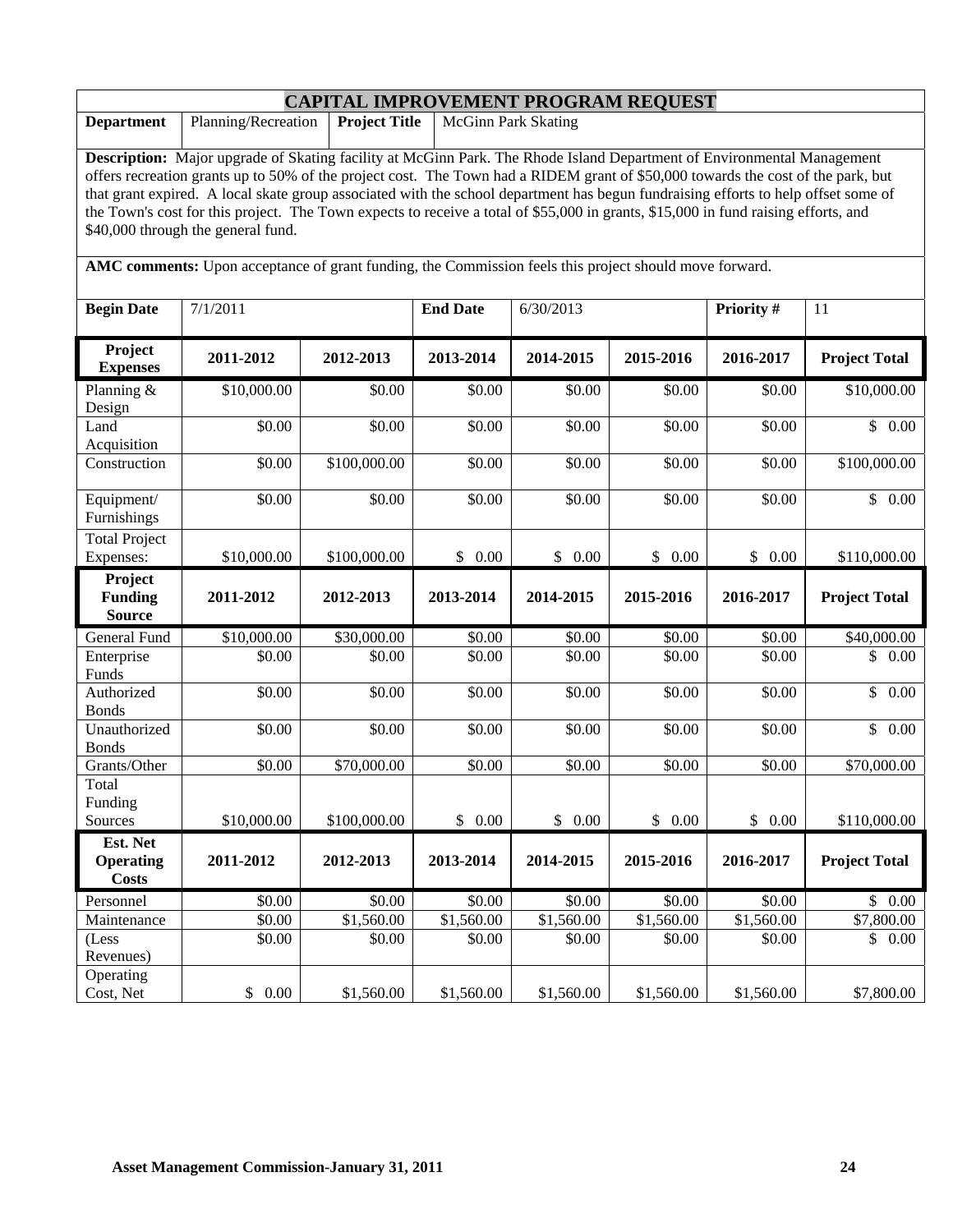# CAPITAL IMPROVEMENT PROGRAM REQUEST

| **Department** | Planning/Recreation | **Project Title** | McGinn Park Skating |
|---|---|---|---|

**Description:** Major upgrade of Skating facility at McGinn Park. The Rhode Island Department of Environmental Management offers recreation grants up to 50% of the project cost. The Town had a RIDEM grant of $50,000 towards the cost of the park, but that grant expired. A local skate group associated with the school department has begun fundraising efforts to help offset some of the Town's cost for this project. The Town expects to receive a total of $55,000 in grants, $15,000 in fund raising efforts, and $40,000 through the general fund.

**AMC comments:** Upon acceptance of grant funding, the Commission feels this project should move forward.

| **Begin Date** | 7/1/2011 | **End Date** | 6/30/2013 | **Priority #** | 11 |
|---|---|---|---|---|---|

| **Project Expenses** | **2011-2012** | **2012-2013** | **2013-2014** | **2014-2015** | **2015-2016** | **2016-2017** | **Project Total** |
|---|---|---|---|---|---|---|---|
| Planning & Design | $10,000.00 | $0.00 | $0.00 | $0.00 | $0.00 | $0.00 | $10,000.00 |
| Land Acquisition | $0.00 | $0.00 | $0.00 | $0.00 | $0.00 | $0.00 | $ 0.00 |
| Construction | $0.00 | $100,000.00 | $0.00 | $0.00 | $0.00 | $0.00 | $100,000.00 |
| Equipment/ Furnishings | $0.00 | $0.00 | $0.00 | $0.00 | $0.00 | $0.00 | $ 0.00 |
| Total Project Expenses: | $10,000.00 | $100,000.00 | $ 0.00 | $ 0.00 | $ 0.00 | $ 0.00 | $110,000.00 |
| **Project Funding Source** | **2011-2012** | **2012-2013** | **2013-2014** | **2014-2015** | **2015-2016** | **2016-2017** | **Project Total** |
| General Fund | $10,000.00 | $30,000.00 | $0.00 | $0.00 | $0.00 | $0.00 | $40,000.00 |
| Enterprise Funds | $0.00 | $0.00 | $0.00 | $0.00 | $0.00 | $0.00 | $ 0.00 |
| Authorized Bonds | $0.00 | $0.00 | $0.00 | $0.00 | $0.00 | $0.00 | $ 0.00 |
| Unauthorized Bonds | $0.00 | $0.00 | $0.00 | $0.00 | $0.00 | $0.00 | $ 0.00 |
| Grants/Other | $0.00 | $70,000.00 | $0.00 | $0.00 | $0.00 | $0.00 | $70,000.00 |
| Total Funding Sources | $10,000.00 | $100,000.00 | $ 0.00 | $ 0.00 | $ 0.00 | $ 0.00 | $110,000.00 |
| **Est. Net Operating Costs** | **2011-2012** | **2012-2013** | **2013-2014** | **2014-2015** | **2015-2016** | **2016-2017** | **Project Total** |
| Personnel | $0.00 | $0.00 | $0.00 | $0.00 | $0.00 | $0.00 | $ 0.00 |
| Maintenance | $0.00 | $1,560.00 | $1,560.00 | $1,560.00 | $1,560.00 | $1,560.00 | $7,800.00 |
| (Less Revenues) | $0.00 | $0.00 | $0.00 | $0.00 | $0.00 | $0.00 | $ 0.00 |
| Operating Cost, Net | $ 0.00 | $1,560.00 | $1,560.00 | $1,560.00 | $1,560.00 | $1,560.00 | $7,800.00 |

**Asset Management Commission-January 31, 2011**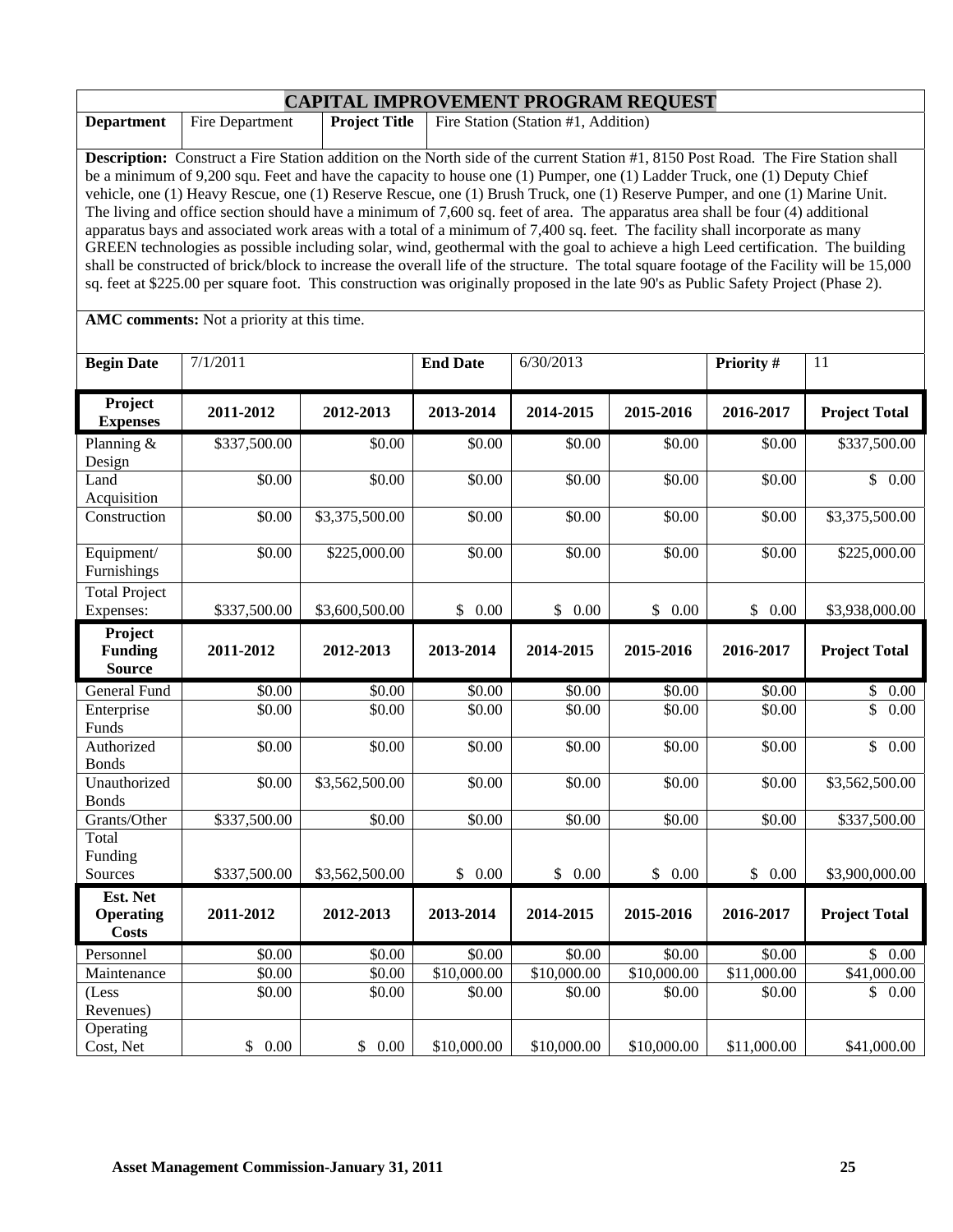# CAPITAL IMPROVEMENT PROGRAM REQUEST

| **Department** | Fire Department | **Project Title** | Fire Station (Station #1, Addition) |
|---|---|---|---|

**Description:** Construct a Fire Station addition on the North side of the current Station #1, 8150 Post Road. The Fire Station shall be a minimum of 9,200 squ. Feet and have the capacity to house one (1) Pumper, one (1) Ladder Truck, one (1) Deputy Chief vehicle, one (1) Heavy Rescue, one (1) Reserve Rescue, one (1) Brush Truck, one (1) Reserve Pumper, and one (1) Marine Unit. The living and office section should have a minimum of 7,600 sq. feet of area. The apparatus area shall be four (4) additional apparatus bays and associated work areas with a total of a minimum of 7,400 sq. feet. The facility shall incorporate as many GREEN technologies as possible including solar, wind, geothermal with the goal to achieve a high Leed certification. The building shall be constructed of brick/block to increase the overall life of the structure. The total square footage of the Facility will be 15,000 sq. feet at $225.00 per square foot. This construction was originally proposed in the late 90's as Public Safety Project (Phase 2).

**AMC comments:** Not a priority at this time.

| **Begin Date** | 7/1/2011 | **End Date** | 6/30/2013 | **Priority #** | 11 |
|---|---|---|---|---|---|

| **Project Expenses** | **2011-2012** | **2012-2013** | **2013-2014** | **2014-2015** | **2015-2016** | **2016-2017** | **Project Total** |
|---|---|---|---|---|---|---|---|
| Planning & Design | $337,500.00 | $0.00 | $0.00 | $0.00 | $0.00 | $0.00 | $337,500.00 |
| Land Acquisition | $0.00 | $0.00 | $0.00 | $0.00 | $0.00 | $0.00 | $ 0.00 |
| Construction | $0.00 | $3,375,500.00 | $0.00 | $0.00 | $0.00 | $0.00 | $3,375,500.00 |
| Equipment/ Furnishings | $0.00 | $225,000.00 | $0.00 | $0.00 | $0.00 | $0.00 | $225,000.00 |
| Total Project Expenses: | $337,500.00 | $3,600,500.00 | $ 0.00 | $ 0.00 | $ 0.00 | $ 0.00 | $3,938,000.00 |
| **Project Funding Source** | **2011-2012** | **2012-2013** | **2013-2014** | **2014-2015** | **2015-2016** | **2016-2017** | **Project Total** |
| General Fund | $0.00 | $0.00 | $0.00 | $0.00 | $0.00 | $0.00 | $ 0.00 |
| Enterprise Funds | $0.00 | $0.00 | $0.00 | $0.00 | $0.00 | $0.00 | $ 0.00 |
| Authorized Bonds | $0.00 | $0.00 | $0.00 | $0.00 | $0.00 | $0.00 | $ 0.00 |
| Unauthorized Bonds | $0.00 | $3,562,500.00 | $0.00 | $0.00 | $0.00 | $0.00 | $3,562,500.00 |
| Grants/Other | $337,500.00 | $0.00 | $0.00 | $0.00 | $0.00 | $0.00 | $337,500.00 |
| Total Funding Sources | $337,500.00 | $3,562,500.00 | $ 0.00 | $ 0.00 | $ 0.00 | $ 0.00 | $3,900,000.00 |
| **Est. Net Operating Costs** | **2011-2012** | **2012-2013** | **2013-2014** | **2014-2015** | **2015-2016** | **2016-2017** | **Project Total** |
| Personnel | $0.00 | $0.00 | $0.00 | $0.00 | $0.00 | $0.00 | $ 0.00 |
| Maintenance | $0.00 | $0.00 | $10,000.00 | $10,000.00 | $10,000.00 | $11,000.00 | $41,000.00 |
| (Less Revenues) | $0.00 | $0.00 | $0.00 | $0.00 | $0.00 | $0.00 | $ 0.00 |
| Operating Cost, Net | $ 0.00 | $ 0.00 | $10,000.00 | $10,000.00 | $10,000.00 | $11,000.00 | $41,000.00 |

**Asset Management Commission-January 31, 2011**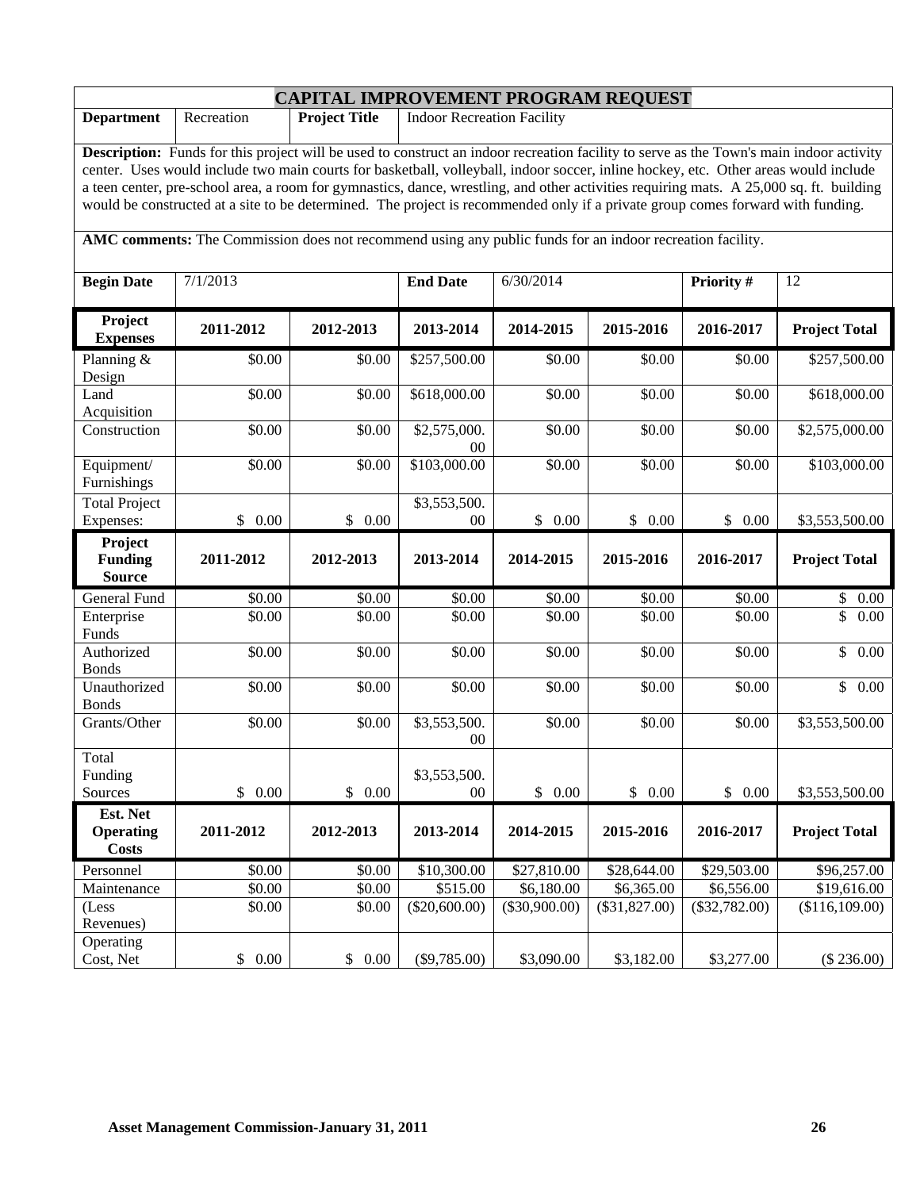# CAPITAL IMPROVEMENT PROGRAM REQUEST

| **Department** | Recreation | **Project Title** | Indoor Recreation Facility |
|---|---|---|---|

**Description:** Funds for this project will be used to construct an indoor recreation facility to serve as the Town's main indoor activity center. Uses would include two main courts for basketball, volleyball, indoor soccer, inline hockey, etc. Other areas would include a teen center, pre-school area, a room for gymnastics, dance, wrestling, and other activities requiring mats. A 25,000 sq. ft. building would be constructed at a site to be determined. The project is recommended only if a private group comes forward with funding.

**AMC comments:** The Commission does not recommend using any public funds for an indoor recreation facility.

| **Begin Date** | 7/1/2013 | **End Date** | 6/30/2014 | **Priority #** | 12 |
|---|---|---|---|---|---|

| Project Expenses | 2011-2012 | 2012-2013 | 2013-2014 | 2014-2015 | 2015-2016 | 2016-2017 | Project Total |
|---|---|---|---|---|---|---|---|
| Planning & Design | $0.00 | $0.00 | $257,500.00 | $0.00 | $0.00 | $0.00 | $257,500.00 |
| Land Acquisition | $0.00 | $0.00 | $618,000.00 | $0.00 | $0.00 | $0.00 | $618,000.00 |
| Construction | $0.00 | $0.00 | $2,575,000.00 | $0.00 | $0.00 | $0.00 | $2,575,000.00 |
| Equipment/ Furnishings | $0.00 | $0.00 | $103,000.00 | $0.00 | $0.00 | $0.00 | $103,000.00 |
| Total Project Expenses: | $ 0.00 | $ 0.00 | $3,553,500.00 | $ 0.00 | $ 0.00 | $ 0.00 | $3,553,500.00 |
| **Project Funding Source** | **2011-2012** | **2012-2013** | **2013-2014** | **2014-2015** | **2015-2016** | **2016-2017** | **Project Total** |
| General Fund | $0.00 | $0.00 | $0.00 | $0.00 | $0.00 | $0.00 | $ 0.00 |
| Enterprise Funds | $0.00 | $0.00 | $0.00 | $0.00 | $0.00 | $0.00 | $ 0.00 |
| Authorized Bonds | $0.00 | $0.00 | $0.00 | $0.00 | $0.00 | $0.00 | $ 0.00 |
| Unauthorized Bonds | $0.00 | $0.00 | $0.00 | $0.00 | $0.00 | $0.00 | $ 0.00 |
| Grants/Other | $0.00 | $0.00 | $3,553,500.00 | $0.00 | $0.00 | $0.00 | $3,553,500.00 |
| Total Funding Sources | $ 0.00 | $ 0.00 | $3,553,500.00 | $ 0.00 | $ 0.00 | $ 0.00 | $3,553,500.00 |
| **Est. Net Operating Costs** | **2011-2012** | **2012-2013** | **2013-2014** | **2014-2015** | **2015-2016** | **2016-2017** | **Project Total** |
| Personnel | $0.00 | $0.00 | $10,300.00 | $27,810.00 | $28,644.00 | $29,503.00 | $96,257.00 |
| Maintenance | $0.00 | $0.00 | $515.00 | $6,180.00 | $6,365.00 | $6,556.00 | $19,616.00 |
| (Less Revenues) | $0.00 | $0.00 | ($20,600.00) | ($30,900.00) | ($31,827.00) | ($32,782.00) | ($116,109.00) |
| Operating Cost, Net | $ 0.00 | $ 0.00 | ($9,785.00) | $3,090.00 | $3,182.00 | $3,277.00 | ($ 236.00) |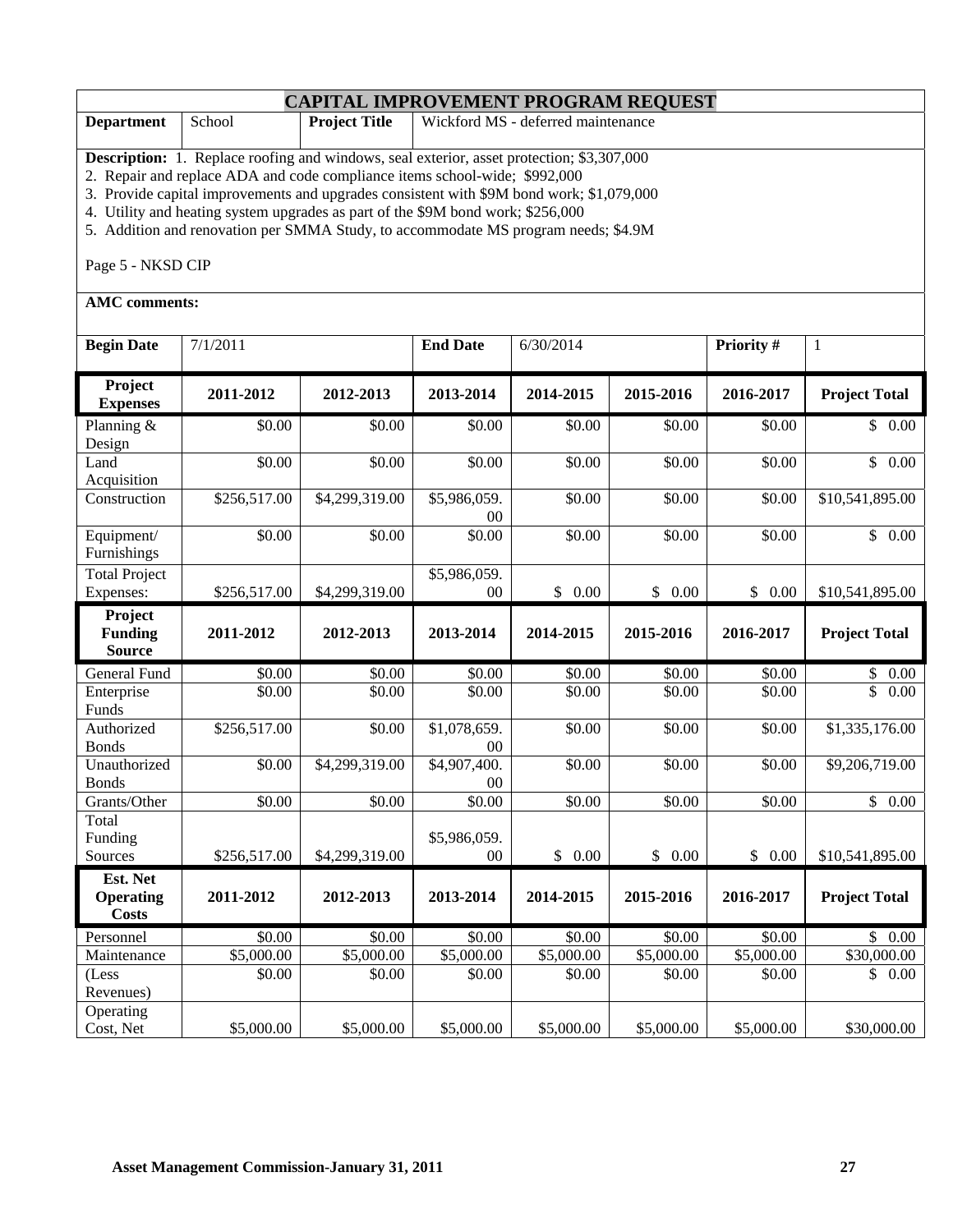# CAPITAL IMPROVEMENT PROGRAM REQUEST

| Department | School | Project Title | Wickford MS - deferred maintenance |
|---|---|---|---|

**Description:** 1. Replace roofing and windows, seal exterior, asset protection; $3,307,000
2. Repair and replace ADA and code compliance items school-wide; $992,000
3. Provide capital improvements and upgrades consistent with $9M bond work; $1,079,000
4. Utility and heating system upgrades as part of the $9M bond work; $256,000
5. Addition and renovation per SMMA Study, to accommodate MS program needs; $4.9M

Page 5 - NKSD CIP

**AMC comments:**

| Begin Date | 7/1/2011 | End Date | 6/30/2014 | Priority # | 1 |
|---|---|---|---|---|---|

| Project Expenses | 2011-2012 | 2012-2013 | 2013-2014 | 2014-2015 | 2015-2016 | 2016-2017 | Project Total |
|---|---|---|---|---|---|---|---|
| Planning & Design | $0.00 | $0.00 | $0.00 | $0.00 | $0.00 | $0.00 | $ 0.00 |
| Land Acquisition | $0.00 | $0.00 | $0.00 | $0.00 | $0.00 | $0.00 | $ 0.00 |
| Construction | $256,517.00 | $4,299,319.00 | $5,986,059.00 | $0.00 | $0.00 | $0.00 | $10,541,895.00 |
| Equipment/ Furnishings | $0.00 | $0.00 | $0.00 | $0.00 | $0.00 | $0.00 | $ 0.00 |
| Total Project Expenses: | $256,517.00 | $4,299,319.00 | $5,986,059.00 | $ 0.00 | $ 0.00 | $ 0.00 | $10,541,895.00 |
| **Project Funding Source** | **2011-2012** | **2012-2013** | **2013-2014** | **2014-2015** | **2015-2016** | **2016-2017** | **Project Total** |
| General Fund | $0.00 | $0.00 | $0.00 | $0.00 | $0.00 | $0.00 | $ 0.00 |
| Enterprise Funds | $0.00 | $0.00 | $0.00 | $0.00 | $0.00 | $0.00 | $ 0.00 |
| Authorized Bonds | $256,517.00 | $0.00 | $1,078,659.00 | $0.00 | $0.00 | $0.00 | $1,335,176.00 |
| Unauthorized Bonds | $0.00 | $4,299,319.00 | $4,907,400.00 | $0.00 | $0.00 | $0.00 | $9,206,719.00 |
| Grants/Other | $0.00 | $0.00 | $0.00 | $0.00 | $0.00 | $0.00 | $ 0.00 |
| Total Funding Sources | $256,517.00 | $4,299,319.00 | $5,986,059.00 | $ 0.00 | $ 0.00 | $ 0.00 | $10,541,895.00 |
| **Est. Net Operating Costs** | **2011-2012** | **2012-2013** | **2013-2014** | **2014-2015** | **2015-2016** | **2016-2017** | **Project Total** |
| Personnel | $0.00 | $0.00 | $0.00 | $0.00 | $0.00 | $0.00 | $ 0.00 |
| Maintenance | $5,000.00 | $5,000.00 | $5,000.00 | $5,000.00 | $5,000.00 | $5,000.00 | $30,000.00 |
| (Less Revenues) | $0.00 | $0.00 | $0.00 | $0.00 | $0.00 | $0.00 | $ 0.00 |
| Operating Cost, Net | $5,000.00 | $5,000.00 | $5,000.00 | $5,000.00 | $5,000.00 | $5,000.00 | $30,000.00 |

**Asset Management Commission-January 31, 2011**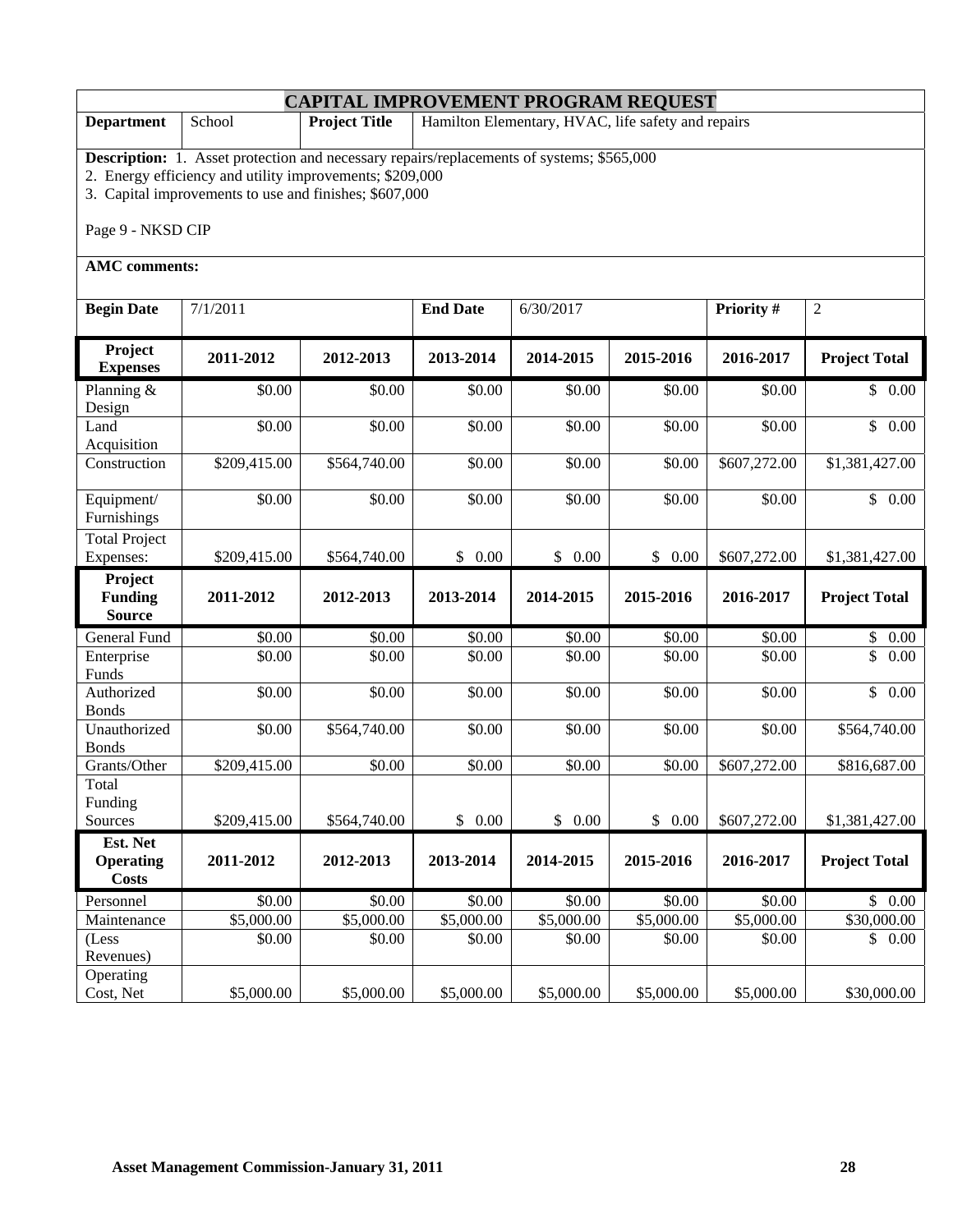# CAPITAL IMPROVEMENT PROGRAM REQUEST

| **Department** | School | **Project Title** | Hamilton Elementary, HVAC, life safety and repairs |
|---|---|---|---|

**Description:** 1. Asset protection and necessary repairs/replacements of systems; $565,000
2. Energy efficiency and utility improvements; $209,000
3. Capital improvements to use and finishes; $607,000

Page 9 - NKSD CIP

**AMC comments:**

| **Begin Date** | 7/1/2011 | **End Date** | 6/30/2017 | **Priority #** | 2 |
|---|---|---|---|---|---|

| **Project Expenses** | **2011-2012** | **2012-2013** | **2013-2014** | **2014-2015** | **2015-2016** | **2016-2017** | **Project Total** |
|---|---|---|---|---|---|---|---|
| Planning & Design | $0.00 | $0.00 | $0.00 | $0.00 | $0.00 | $0.00 | $ 0.00 |
| Land Acquisition | $0.00 | $0.00 | $0.00 | $0.00 | $0.00 | $0.00 | $ 0.00 |
| Construction | $209,415.00 | $564,740.00 | $0.00 | $0.00 | $0.00 | $607,272.00 | $1,381,427.00 |
| Equipment/ Furnishings | $0.00 | $0.00 | $0.00 | $0.00 | $0.00 | $0.00 | $ 0.00 |
| Total Project Expenses: | $209,415.00 | $564,740.00 | $ 0.00 | $ 0.00 | $ 0.00 | $607,272.00 | $1,381,427.00 |
| **Project Funding Source** | **2011-2012** | **2012-2013** | **2013-2014** | **2014-2015** | **2015-2016** | **2016-2017** | **Project Total** |
| General Fund | $0.00 | $0.00 | $0.00 | $0.00 | $0.00 | $0.00 | $ 0.00 |
| Enterprise Funds | $0.00 | $0.00 | $0.00 | $0.00 | $0.00 | $0.00 | $ 0.00 |
| Authorized Bonds | $0.00 | $0.00 | $0.00 | $0.00 | $0.00 | $0.00 | $ 0.00 |
| Unauthorized Bonds | $0.00 | $564,740.00 | $0.00 | $0.00 | $0.00 | $0.00 | $564,740.00 |
| Grants/Other | $209,415.00 | $0.00 | $0.00 | $0.00 | $0.00 | $607,272.00 | $816,687.00 |
| Total Funding Sources | $209,415.00 | $564,740.00 | $ 0.00 | $ 0.00 | $ 0.00 | $607,272.00 | $1,381,427.00 |
| **Est. Net Operating Costs** | **2011-2012** | **2012-2013** | **2013-2014** | **2014-2015** | **2015-2016** | **2016-2017** | **Project Total** |
| Personnel | $0.00 | $0.00 | $0.00 | $0.00 | $0.00 | $0.00 | $ 0.00 |
| Maintenance | $5,000.00 | $5,000.00 | $5,000.00 | $5,000.00 | $5,000.00 | $5,000.00 | $30,000.00 |
| (Less Revenues) | $0.00 | $0.00 | $0.00 | $0.00 | $0.00 | $0.00 | $ 0.00 |
| Operating Cost, Net | $5,000.00 | $5,000.00 | $5,000.00 | $5,000.00 | $5,000.00 | $5,000.00 | $30,000.00 |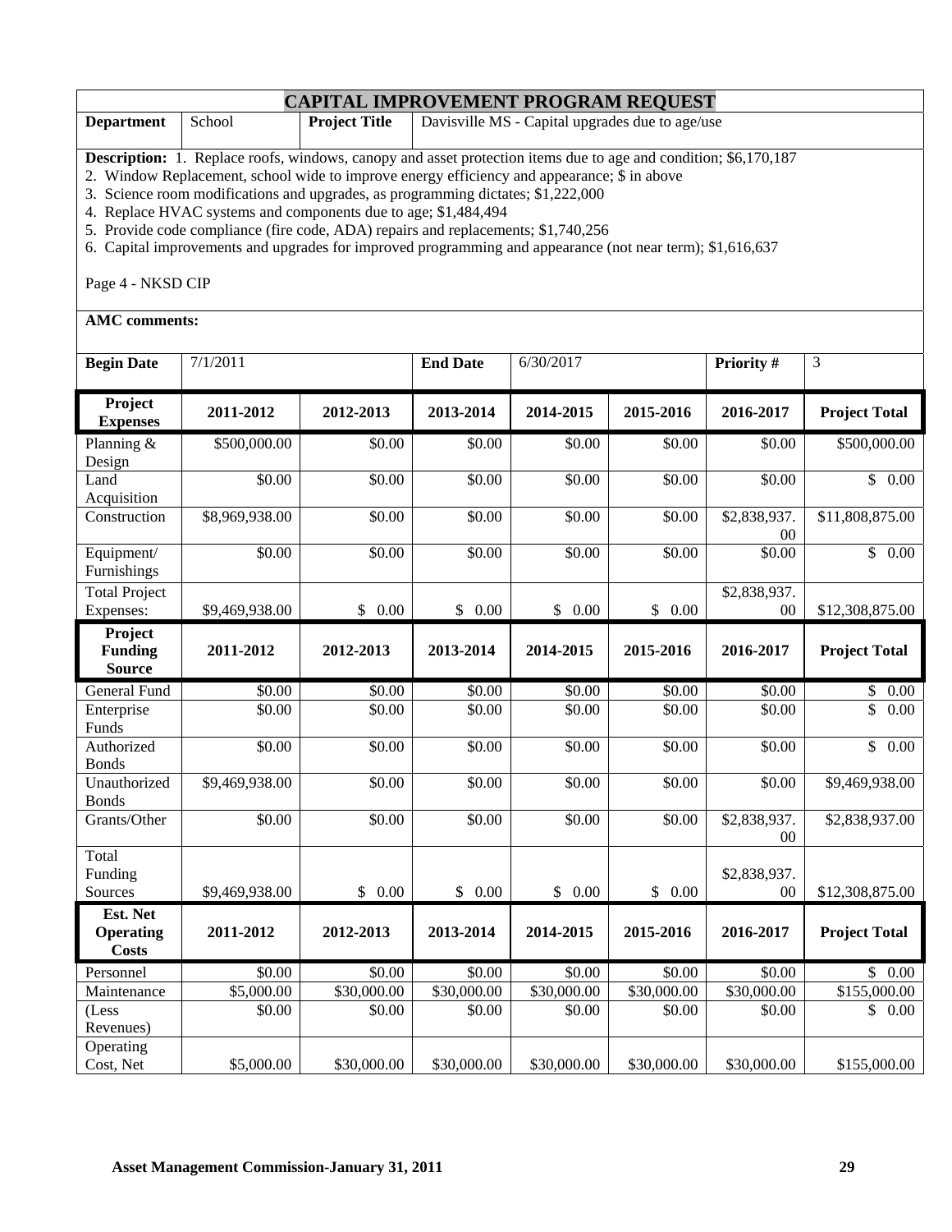# CAPITAL IMPROVEMENT PROGRAM REQUEST

| **Department** | School | **Project Title** | Davisville MS - Capital upgrades due to age/use |
|---|---|---|---|

**Description:** 1. Replace roofs, windows, canopy and asset protection items due to age and condition; $6,170,187
2. Window Replacement, school wide to improve energy efficiency and appearance; $ in above
3. Science room modifications and upgrades, as programming dictates; $1,222,000
4. Replace HVAC systems and components due to age; $1,484,494
5. Provide code compliance (fire code, ADA) repairs and replacements; $1,740,256
6. Capital improvements and upgrades for improved programming and appearance (not near term); $1,616,637

Page 4 - NKSD CIP

**AMC comments:**

| **Begin Date** | 7/1/2011 | **End Date** | 6/30/2017 | **Priority #** | 3 |
|---|---|---|---|---|---|

| **Project Expenses** | **2011-2012** | **2012-2013** | **2013-2014** | **2014-2015** | **2015-2016** | **2016-2017** | **Project Total** |
|---|---|---|---|---|---|---|---|
| Planning & Design | $500,000.00 | $0.00 | $0.00 | $0.00 | $0.00 | $0.00 | $500,000.00 |
| Land Acquisition | $0.00 | $0.00 | $0.00 | $0.00 | $0.00 | $0.00 | $ 0.00 |
| Construction | $8,969,938.00 | $0.00 | $0.00 | $0.00 | $0.00 | $2,838,937.00 | $11,808,875.00 |
| Equipment/ Furnishings | $0.00 | $0.00 | $0.00 | $0.00 | $0.00 | $0.00 | $ 0.00 |
| Total Project Expenses: | $9,469,938.00 | $ 0.00 | $ 0.00 | $ 0.00 | $ 0.00 | $2,838,937.00 | $12,308,875.00 |
| **Project Funding Source** | **2011-2012** | **2012-2013** | **2013-2014** | **2014-2015** | **2015-2016** | **2016-2017** | **Project Total** |
| General Fund | $0.00 | $0.00 | $0.00 | $0.00 | $0.00 | $0.00 | $ 0.00 |
| Enterprise Funds | $0.00 | $0.00 | $0.00 | $0.00 | $0.00 | $0.00 | $ 0.00 |
| Authorized Bonds | $0.00 | $0.00 | $0.00 | $0.00 | $0.00 | $0.00 | $ 0.00 |
| Unauthorized Bonds | $9,469,938.00 | $0.00 | $0.00 | $0.00 | $0.00 | $0.00 | $9,469,938.00 |
| Grants/Other | $0.00 | $0.00 | $0.00 | $0.00 | $0.00 | $2,838,937.00 | $2,838,937.00 |
| Total Funding Sources | $9,469,938.00 | $ 0.00 | $ 0.00 | $ 0.00 | $ 0.00 | $2,838,937.00 | $12,308,875.00 |
| **Est. Net Operating Costs** | **2011-2012** | **2012-2013** | **2013-2014** | **2014-2015** | **2015-2016** | **2016-2017** | **Project Total** |
| Personnel | $0.00 | $0.00 | $0.00 | $0.00 | $0.00 | $0.00 | $ 0.00 |
| Maintenance | $5,000.00 | $30,000.00 | $30,000.00 | $30,000.00 | $30,000.00 | $30,000.00 | $155,000.00 |
| (Less Revenues) | $0.00 | $0.00 | $0.00 | $0.00 | $0.00 | $0.00 | $ 0.00 |
| Operating Cost, Net | $5,000.00 | $30,000.00 | $30,000.00 | $30,000.00 | $30,000.00 | $30,000.00 | $155,000.00 |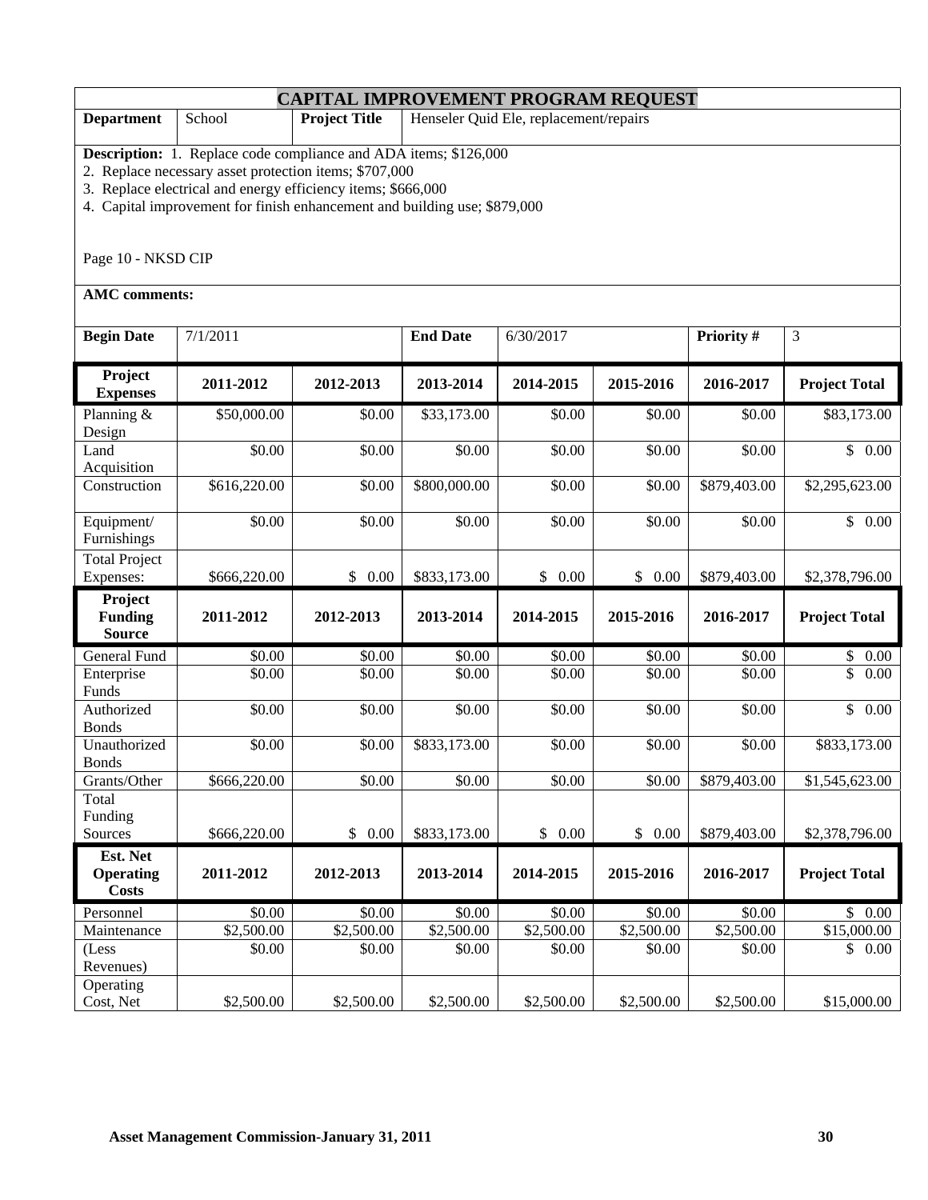# CAPITAL IMPROVEMENT PROGRAM REQUEST

| **Department** | School | **Project Title** | Henseler Quid Ele, replacement/repairs |
|---|---|---|---|

**Description:** 1. Replace code compliance and ADA items; $126,000
2. Replace necessary asset protection items; $707,000
3. Replace electrical and energy efficiency items; $666,000
4. Capital improvement for finish enhancement and building use; $879,000

Page 10 - NKSD CIP

**AMC comments:**

| **Begin Date** | 7/1/2011 | **End Date** | 6/30/2017 | **Priority #** | 3 |
|---|---|---|---|---|---|

| **Project Expenses** | **2011-2012** | **2012-2013** | **2013-2014** | **2014-2015** | **2015-2016** | **2016-2017** | **Project Total** |
|---|---|---|---|---|---|---|---|
| Planning & Design | $50,000.00 | $0.00 | $33,173.00 | $0.00 | $0.00 | $0.00 | $83,173.00 |
| Land Acquisition | $0.00 | $0.00 | $0.00 | $0.00 | $0.00 | $0.00 | $ 0.00 |
| Construction | $616,220.00 | $0.00 | $800,000.00 | $0.00 | $0.00 | $879,403.00 | $2,295,623.00 |
| Equipment/ Furnishings | $0.00 | $0.00 | $0.00 | $0.00 | $0.00 | $0.00 | $ 0.00 |
| Total Project Expenses: | $666,220.00 | $ 0.00 | $833,173.00 | $ 0.00 | $ 0.00 | $879,403.00 | $2,378,796.00 |
| **Project Funding Source** | **2011-2012** | **2012-2013** | **2013-2014** | **2014-2015** | **2015-2016** | **2016-2017** | **Project Total** |
| General Fund | $0.00 | $0.00 | $0.00 | $0.00 | $0.00 | $0.00 | $ 0.00 |
| Enterprise Funds | $0.00 | $0.00 | $0.00 | $0.00 | $0.00 | $0.00 | $ 0.00 |
| Authorized Bonds | $0.00 | $0.00 | $0.00 | $0.00 | $0.00 | $0.00 | $ 0.00 |
| Unauthorized Bonds | $0.00 | $0.00 | $833,173.00 | $0.00 | $0.00 | $0.00 | $833,173.00 |
| Grants/Other | $666,220.00 | $0.00 | $0.00 | $0.00 | $0.00 | $879,403.00 | $1,545,623.00 |
| Total Funding Sources | $666,220.00 | $ 0.00 | $833,173.00 | $ 0.00 | $ 0.00 | $879,403.00 | $2,378,796.00 |
| **Est. Net Operating Costs** | **2011-2012** | **2012-2013** | **2013-2014** | **2014-2015** | **2015-2016** | **2016-2017** | **Project Total** |
| Personnel | $0.00 | $0.00 | $0.00 | $0.00 | $0.00 | $0.00 | $ 0.00 |
| Maintenance | $2,500.00 | $2,500.00 | $2,500.00 | $2,500.00 | $2,500.00 | $2,500.00 | $15,000.00 |
| (Less Revenues) | $0.00 | $0.00 | $0.00 | $0.00 | $0.00 | $0.00 | $ 0.00 |
| Operating Cost, Net | $2,500.00 | $2,500.00 | $2,500.00 | $2,500.00 | $2,500.00 | $2,500.00 | $15,000.00 |

**Asset Management Commission-January 31, 2011**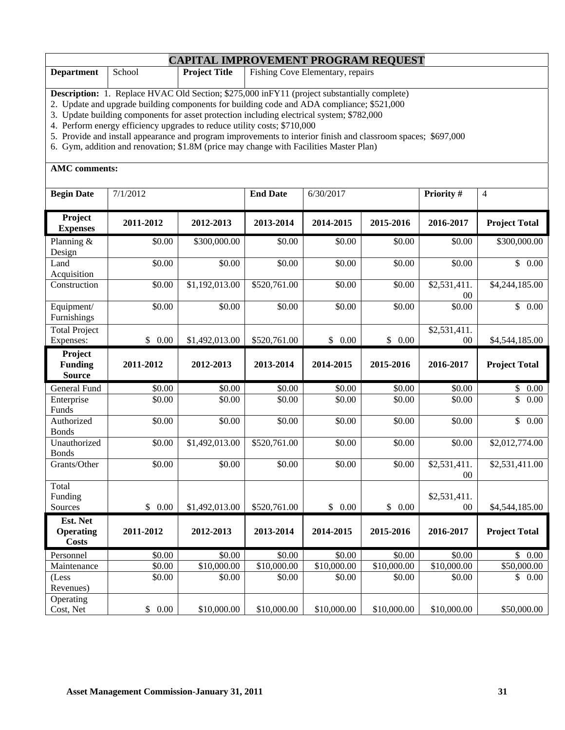# CAPITAL IMPROVEMENT PROGRAM REQUEST

| **Department** | School | **Project Title** | Fishing Cove Elementary, repairs |
|---|---|---|---|

**Description:** 1. Replace HVAC Old Section; $275,000 inFY11 (project substantially complete)
2. Update and upgrade building components for building code and ADA compliance; $521,000
3. Update building components for asset protection including electrical system; $782,000
4. Perform energy efficiency upgrades to reduce utility costs; $710,000
5. Provide and install appearance and program improvements to interior finish and classroom spaces; $697,000
6. Gym, addition and renovation; $1.8M (price may change with Facilities Master Plan)

**AMC comments:**

| **Begin Date** | 7/1/2012 | **End Date** | 6/30/2017 | **Priority #** | 4 |
|---|---|---|---|---|---|

| **Project Expenses** | **2011-2012** | **2012-2013** | **2013-2014** | **2014-2015** | **2015-2016** | **2016-2017** | **Project Total** |
|---|---|---|---|---|---|---|---|
| Planning & Design | $0.00 | $300,000.00 | $0.00 | $0.00 | $0.00 | $0.00 | $300,000.00 |
| Land Acquisition | $0.00 | $0.00 | $0.00 | $0.00 | $0.00 | $0.00 | $ 0.00 |
| Construction | $0.00 | $1,192,013.00 | $520,761.00 | $0.00 | $0.00 | $2,531,411.00 | $4,244,185.00 |
| Equipment/ Furnishings | $0.00 | $0.00 | $0.00 | $0.00 | $0.00 | $0.00 | $ 0.00 |
| Total Project Expenses: | $ 0.00 | $1,492,013.00 | $520,761.00 | $ 0.00 | $ 0.00 | $2,531,411.00 | $4,544,185.00 |

| **Project Funding Source** | **2011-2012** | **2012-2013** | **2013-2014** | **2014-2015** | **2015-2016** | **2016-2017** | **Project Total** |
|---|---|---|---|---|---|---|---|
| General Fund | $0.00 | $0.00 | $0.00 | $0.00 | $0.00 | $0.00 | $ 0.00 |
| Enterprise Funds | $0.00 | $0.00 | $0.00 | $0.00 | $0.00 | $0.00 | $ 0.00 |
| Authorized Bonds | $0.00 | $0.00 | $0.00 | $0.00 | $0.00 | $0.00 | $ 0.00 |
| Unauthorized Bonds | $0.00 | $1,492,013.00 | $520,761.00 | $0.00 | $0.00 | $0.00 | $2,012,774.00 |
| Grants/Other | $0.00 | $0.00 | $0.00 | $0.00 | $0.00 | $2,531,411.00 | $2,531,411.00 |
| Total Funding Sources | $ 0.00 | $1,492,013.00 | $520,761.00 | $ 0.00 | $ 0.00 | $2,531,411.00 | $4,544,185.00 |

| **Est. Net Operating Costs** | **2011-2012** | **2012-2013** | **2013-2014** | **2014-2015** | **2015-2016** | **2016-2017** | **Project Total** |
|---|---|---|---|---|---|---|---|
| Personnel | $0.00 | $0.00 | $0.00 | $0.00 | $0.00 | $0.00 | $ 0.00 |
| Maintenance | $0.00 | $10,000.00 | $10,000.00 | $10,000.00 | $10,000.00 | $10,000.00 | $50,000.00 |
| (Less Revenues) | $0.00 | $0.00 | $0.00 | $0.00 | $0.00 | $0.00 | $ 0.00 |
| Operating Cost, Net | $ 0.00 | $10,000.00 | $10,000.00 | $10,000.00 | $10,000.00 | $10,000.00 | $50,000.00 |

**Asset Management Commission-January 31, 2011**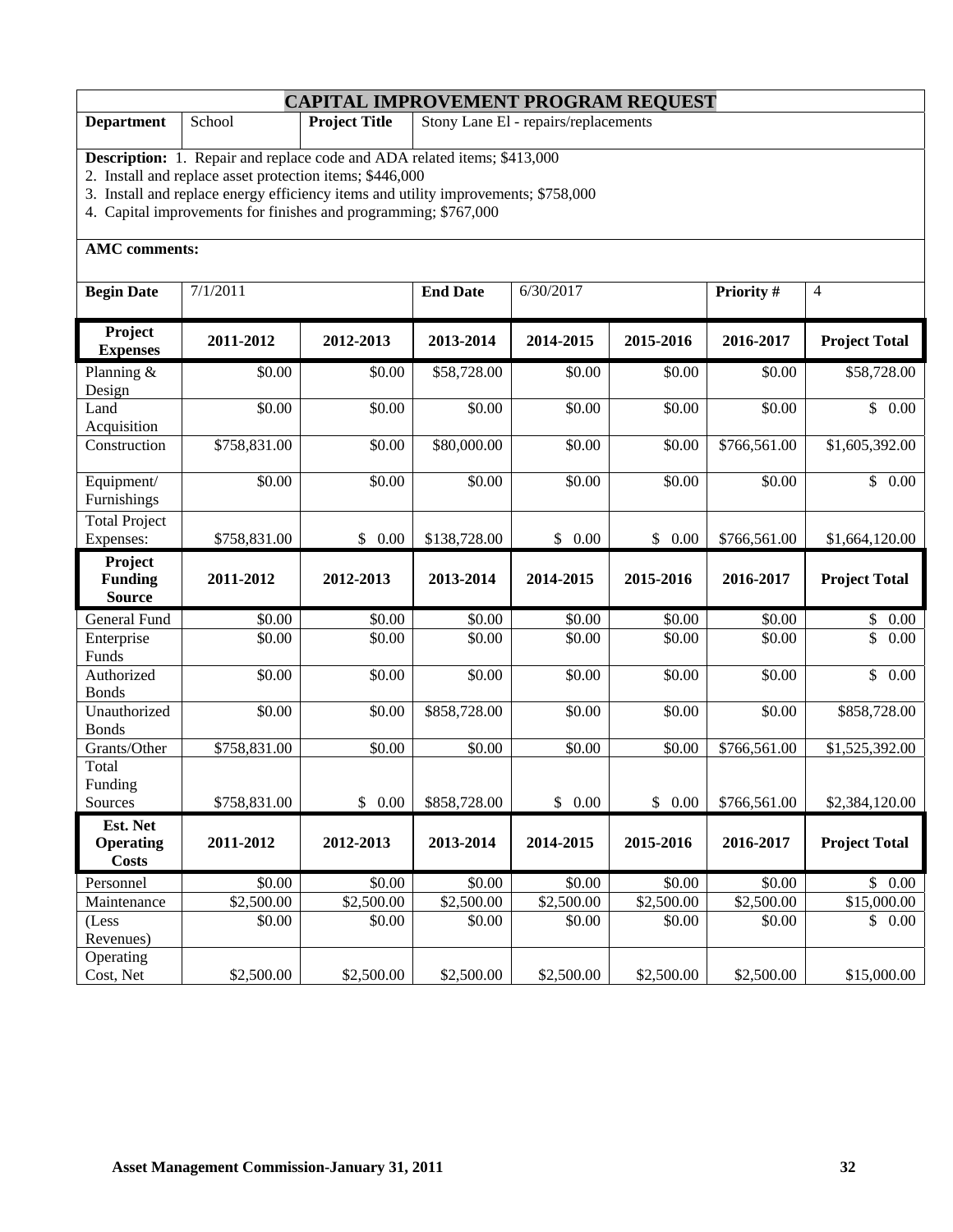# CAPITAL IMPROVEMENT PROGRAM REQUEST

| **Department** | School | **Project Title** | Stony Lane El - repairs/replacements |
|---|---|---|---|

**Description:** 1. Repair and replace code and ADA related items; $413,000
2. Install and replace asset protection items; $446,000
3. Install and replace energy efficiency items and utility improvements; $758,000
4. Capital improvements for finishes and programming; $767,000

**AMC comments:**

| **Begin Date** | 7/1/2011 | **End Date** | 6/30/2017 | **Priority #** | 4 |
|---|---|---|---|---|---|

| **Project Expenses** | **2011-2012** | **2012-2013** | **2013-2014** | **2014-2015** | **2015-2016** | **2016-2017** | **Project Total** |
|---|---|---|---|---|---|---|---|
| Planning & Design | $0.00 | $0.00 | $58,728.00 | $0.00 | $0.00 | $0.00 | $58,728.00 |
| Land Acquisition | $0.00 | $0.00 | $0.00 | $0.00 | $0.00 | $0.00 | $ 0.00 |
| Construction | $758,831.00 | $0.00 | $80,000.00 | $0.00 | $0.00 | $766,561.00 | $1,605,392.00 |
| Equipment/ Furnishings | $0.00 | $0.00 | $0.00 | $0.00 | $0.00 | $0.00 | $ 0.00 |
| Total Project Expenses: | $758,831.00 | $ 0.00 | $138,728.00 | $ 0.00 | $ 0.00 | $766,561.00 | $1,664,120.00 |
| **Project Funding Source** | **2011-2012** | **2012-2013** | **2013-2014** | **2014-2015** | **2015-2016** | **2016-2017** | **Project Total** |
| General Fund | $0.00 | $0.00 | $0.00 | $0.00 | $0.00 | $0.00 | $ 0.00 |
| Enterprise Funds | $0.00 | $0.00 | $0.00 | $0.00 | $0.00 | $0.00 | $ 0.00 |
| Authorized Bonds | $0.00 | $0.00 | $0.00 | $0.00 | $0.00 | $0.00 | $ 0.00 |
| Unauthorized Bonds | $0.00 | $0.00 | $858,728.00 | $0.00 | $0.00 | $0.00 | $858,728.00 |
| Grants/Other | $758,831.00 | $0.00 | $0.00 | $0.00 | $0.00 | $766,561.00 | $1,525,392.00 |
| Total Funding Sources | $758,831.00 | $ 0.00 | $858,728.00 | $ 0.00 | $ 0.00 | $766,561.00 | $2,384,120.00 |
| **Est. Net Operating Costs** | **2011-2012** | **2012-2013** | **2013-2014** | **2014-2015** | **2015-2016** | **2016-2017** | **Project Total** |
| Personnel | $0.00 | $0.00 | $0.00 | $0.00 | $0.00 | $0.00 | $ 0.00 |
| Maintenance | $2,500.00 | $2,500.00 | $2,500.00 | $2,500.00 | $2,500.00 | $2,500.00 | $15,000.00 |
| (Less Revenues) | $0.00 | $0.00 | $0.00 | $0.00 | $0.00 | $0.00 | $ 0.00 |
| Operating Cost, Net | $2,500.00 | $2,500.00 | $2,500.00 | $2,500.00 | $2,500.00 | $2,500.00 | $15,000.00 |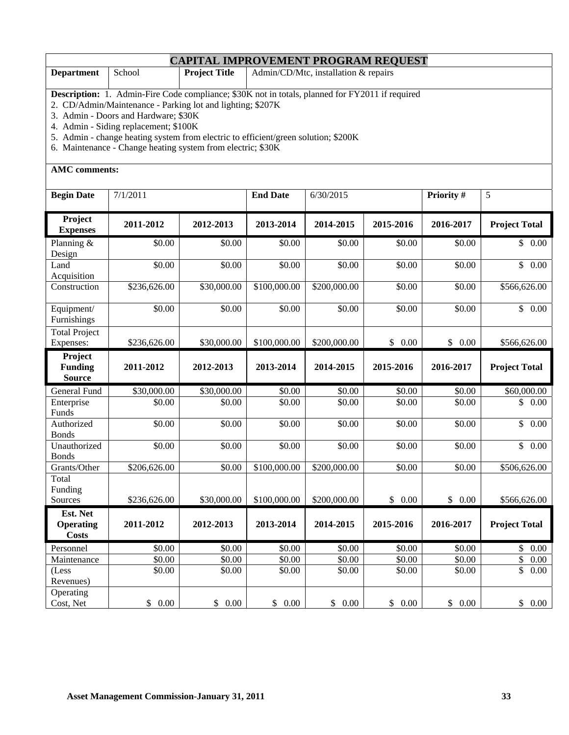# CAPITAL IMPROVEMENT PROGRAM REQUEST

| **Department** | School | **Project Title** | Admin/CD/Mtc, installation & repairs |
|---|---|---|---|

**Description:** 1. Admin-Fire Code compliance; $30K not in totals, planned for FY2011 if required

2. CD/Admin/Maintenance - Parking lot and lighting; $207K
3. Admin - Doors and Hardware; $30K
4. Admin - Siding replacement; $100K
5. Admin - change heating system from electric to efficient/green solution; $200K
6. Maintenance - Change heating system from electric; $30K

**AMC comments:**

| **Begin Date** | 7/1/2011 | **End Date** | 6/30/2015 | **Priority #** | 5 |
|---|---|---|---|---|---|

| **Project Expenses** | **2011-2012** | **2012-2013** | **2013-2014** | **2014-2015** | **2015-2016** | **2016-2017** | **Project Total** |
|---|---|---|---|---|---|---|---|
| Planning & Design | $0.00 | $0.00 | $0.00 | $0.00 | $0.00 | $0.00 | $ 0.00 |
| Land Acquisition | $0.00 | $0.00 | $0.00 | $0.00 | $0.00 | $0.00 | $ 0.00 |
| Construction | $236,626.00 | $30,000.00 | $100,000.00 | $200,000.00 | $0.00 | $0.00 | $566,626.00 |
| Equipment/ Furnishings | $0.00 | $0.00 | $0.00 | $0.00 | $0.00 | $0.00 | $ 0.00 |
| Total Project Expenses: | $236,626.00 | $30,000.00 | $100,000.00 | $200,000.00 | $ 0.00 | $ 0.00 | $566,626.00 |
| **Project Funding Source** | **2011-2012** | **2012-2013** | **2013-2014** | **2014-2015** | **2015-2016** | **2016-2017** | **Project Total** |
| General Fund | $30,000.00 | $30,000.00 | $0.00 | $0.00 | $0.00 | $0.00 | $60,000.00 |
| Enterprise Funds | $0.00 | $0.00 | $0.00 | $0.00 | $0.00 | $0.00 | $ 0.00 |
| Authorized Bonds | $0.00 | $0.00 | $0.00 | $0.00 | $0.00 | $0.00 | $ 0.00 |
| Unauthorized Bonds | $0.00 | $0.00 | $0.00 | $0.00 | $0.00 | $0.00 | $ 0.00 |
| Grants/Other | $206,626.00 | $0.00 | $100,000.00 | $200,000.00 | $0.00 | $0.00 | $506,626.00 |
| Total Funding Sources | $236,626.00 | $30,000.00 | $100,000.00 | $200,000.00 | $ 0.00 | $ 0.00 | $566,626.00 |
| **Est. Net Operating Costs** | **2011-2012** | **2012-2013** | **2013-2014** | **2014-2015** | **2015-2016** | **2016-2017** | **Project Total** |
| Personnel | $0.00 | $0.00 | $0.00 | $0.00 | $0.00 | $0.00 | $ 0.00 |
| Maintenance | $0.00 | $0.00 | $0.00 | $0.00 | $0.00 | $0.00 | $ 0.00 |
| (Less Revenues) | $0.00 | $0.00 | $0.00 | $0.00 | $0.00 | $0.00 | $ 0.00 |
| Operating Cost, Net | $ 0.00 | $ 0.00 | $ 0.00 | $ 0.00 | $ 0.00 | $ 0.00 | $ 0.00 |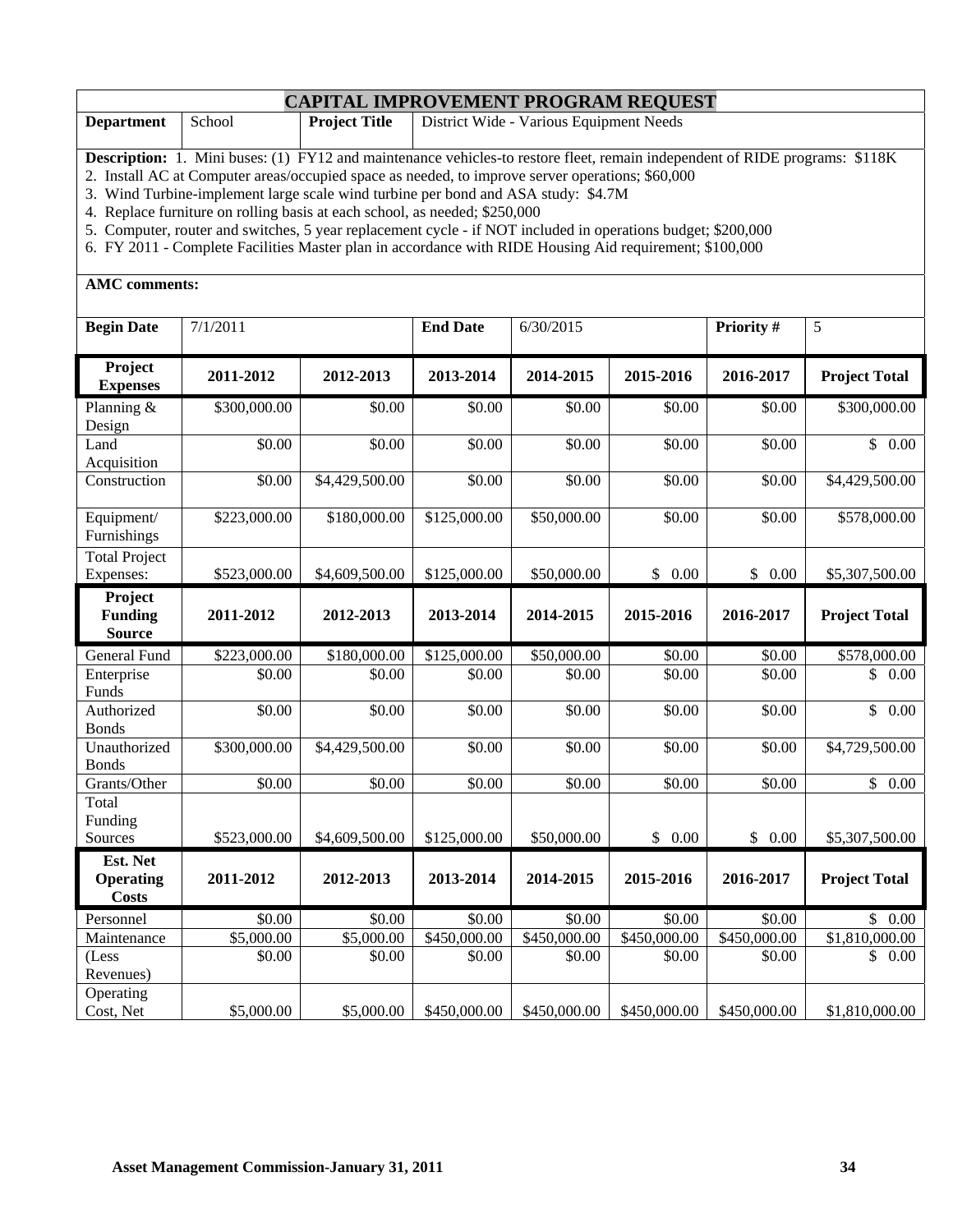# CAPITAL IMPROVEMENT PROGRAM REQUEST

| **Department** | School | **Project Title** | District Wide - Various Equipment Needs |
|---|---|---|---|

**Description:** 1. Mini buses: (1) FY12 and maintenance vehicles-to restore fleet, remain independent of RIDE programs: $118K
2. Install AC at Computer areas/occupied space as needed, to improve server operations; $60,000
3. Wind Turbine-implement large scale wind turbine per bond and ASA study: $4.7M
4. Replace furniture on rolling basis at each school, as needed; $250,000
5. Computer, router and switches, 5 year replacement cycle - if NOT included in operations budget; $200,000
6. FY 2011 - Complete Facilities Master plan in accordance with RIDE Housing Aid requirement; $100,000

**AMC comments:**

| **Begin Date** | 7/1/2011 | **End Date** | 6/30/2015 | **Priority #** | 5 |
|---|---|---|---|---|---|

| **Project Expenses** | **2011-2012** | **2012-2013** | **2013-2014** | **2014-2015** | **2015-2016** | **2016-2017** | **Project Total** |
|---|---|---|---|---|---|---|---|
| Planning & Design | $300,000.00 | $0.00 | $0.00 | $0.00 | $0.00 | $0.00 | $300,000.00 |
| Land Acquisition | $0.00 | $0.00 | $0.00 | $0.00 | $0.00 | $0.00 | $ 0.00 |
| Construction | $0.00 | $4,429,500.00 | $0.00 | $0.00 | $0.00 | $0.00 | $4,429,500.00 |
| Equipment/ Furnishings | $223,000.00 | $180,000.00 | $125,000.00 | $50,000.00 | $0.00 | $0.00 | $578,000.00 |
| Total Project Expenses: | $523,000.00 | $4,609,500.00 | $125,000.00 | $50,000.00 | $ 0.00 | $ 0.00 | $5,307,500.00 |
| **Project Funding Source** | **2011-2012** | **2012-2013** | **2013-2014** | **2014-2015** | **2015-2016** | **2016-2017** | **Project Total** |
| General Fund | $223,000.00 | $180,000.00 | $125,000.00 | $50,000.00 | $0.00 | $0.00 | $578,000.00 |
| Enterprise Funds | $0.00 | $0.00 | $0.00 | $0.00 | $0.00 | $0.00 | $ 0.00 |
| Authorized Bonds | $0.00 | $0.00 | $0.00 | $0.00 | $0.00 | $0.00 | $ 0.00 |
| Unauthorized Bonds | $300,000.00 | $4,429,500.00 | $0.00 | $0.00 | $0.00 | $0.00 | $4,729,500.00 |
| Grants/Other | $0.00 | $0.00 | $0.00 | $0.00 | $0.00 | $0.00 | $ 0.00 |
| Total Funding Sources | $523,000.00 | $4,609,500.00 | $125,000.00 | $50,000.00 | $ 0.00 | $ 0.00 | $5,307,500.00 |
| **Est. Net Operating Costs** | **2011-2012** | **2012-2013** | **2013-2014** | **2014-2015** | **2015-2016** | **2016-2017** | **Project Total** |
| Personnel | $0.00 | $0.00 | $0.00 | $0.00 | $0.00 | $0.00 | $ 0.00 |
| Maintenance | $5,000.00 | $5,000.00 | $450,000.00 | $450,000.00 | $450,000.00 | $450,000.00 | $1,810,000.00 |
| (Less Revenues) | $0.00 | $0.00 | $0.00 | $0.00 | $0.00 | $0.00 | $ 0.00 |
| Operating Cost, Net | $5,000.00 | $5,000.00 | $450,000.00 | $450,000.00 | $450,000.00 | $450,000.00 | $1,810,000.00 |

**Asset Management Commission-January 31, 2011**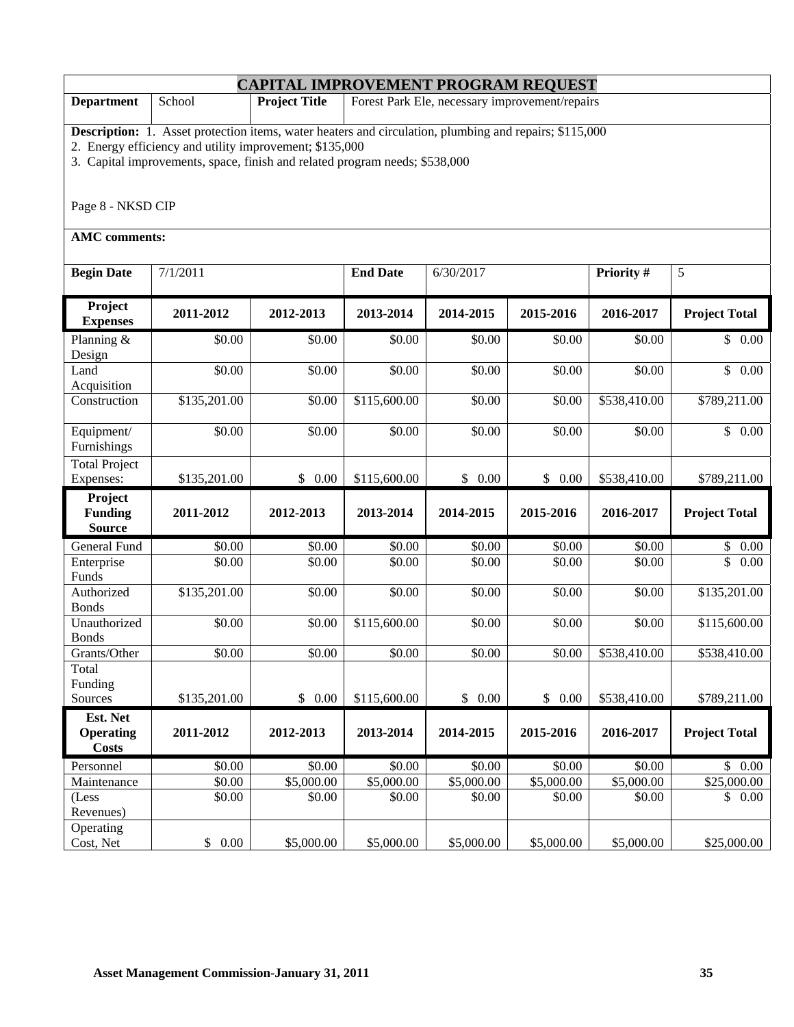## CAPITAL IMPROVEMENT PROGRAM REQUEST

| **Department** | School | **Project Title** | Forest Park Ele, necessary improvement/repairs |
|---|---|---|---|

**Description:** 1. Asset protection items, water heaters and circulation, plumbing and repairs; $115,000
2. Energy efficiency and utility improvement; $135,000
3. Capital improvements, space, finish and related program needs; $538,000

Page 8 - NKSD CIP

**AMC comments:**

| **Begin Date** | 7/1/2011 | **End Date** | 6/30/2017 | **Priority #** | 5 |
|---|---|---|---|---|---|

| **Project Expenses** | **2011-2012** | **2012-2013** | **2013-2014** | **2014-2015** | **2015-2016** | **2016-2017** | **Project Total** |
|---|---|---|---|---|---|---|---|
| Planning & Design | $0.00 | $0.00 | $0.00 | $0.00 | $0.00 | $0.00 | $ 0.00 |
| Land Acquisition | $0.00 | $0.00 | $0.00 | $0.00 | $0.00 | $0.00 | $ 0.00 |
| Construction | $135,201.00 | $0.00 | $115,600.00 | $0.00 | $0.00 | $538,410.00 | $789,211.00 |
| Equipment/ Furnishings | $0.00 | $0.00 | $0.00 | $0.00 | $0.00 | $0.00 | $ 0.00 |
| Total Project Expenses: | $135,201.00 | $ 0.00 | $115,600.00 | $ 0.00 | $ 0.00 | $538,410.00 | $789,211.00 |

| **Project Funding Source** | **2011-2012** | **2012-2013** | **2013-2014** | **2014-2015** | **2015-2016** | **2016-2017** | **Project Total** |
|---|---|---|---|---|---|---|---|
| General Fund | $0.00 | $0.00 | $0.00 | $0.00 | $0.00 | $0.00 | $ 0.00 |
| Enterprise Funds | $0.00 | $0.00 | $0.00 | $0.00 | $0.00 | $0.00 | $ 0.00 |
| Authorized Bonds | $135,201.00 | $0.00 | $0.00 | $0.00 | $0.00 | $0.00 | $135,201.00 |
| Unauthorized Bonds | $0.00 | $0.00 | $115,600.00 | $0.00 | $0.00 | $0.00 | $115,600.00 |
| Grants/Other | $0.00 | $0.00 | $0.00 | $0.00 | $0.00 | $538,410.00 | $538,410.00 |
| Total Funding Sources | $135,201.00 | $ 0.00 | $115,600.00 | $ 0.00 | $ 0.00 | $538,410.00 | $789,211.00 |

| **Est. Net Operating Costs** | **2011-2012** | **2012-2013** | **2013-2014** | **2014-2015** | **2015-2016** | **2016-2017** | **Project Total** |
|---|---|---|---|---|---|---|---|
| Personnel | $0.00 | $0.00 | $0.00 | $0.00 | $0.00 | $0.00 | $ 0.00 |
| Maintenance | $0.00 | $5,000.00 | $5,000.00 | $5,000.00 | $5,000.00 | $5,000.00 | $25,000.00 |
| (Less Revenues) | $0.00 | $0.00 | $0.00 | $0.00 | $0.00 | $0.00 | $ 0.00 |
| Operating Cost, Net | $ 0.00 | $5,000.00 | $5,000.00 | $5,000.00 | $5,000.00 | $5,000.00 | $25,000.00 |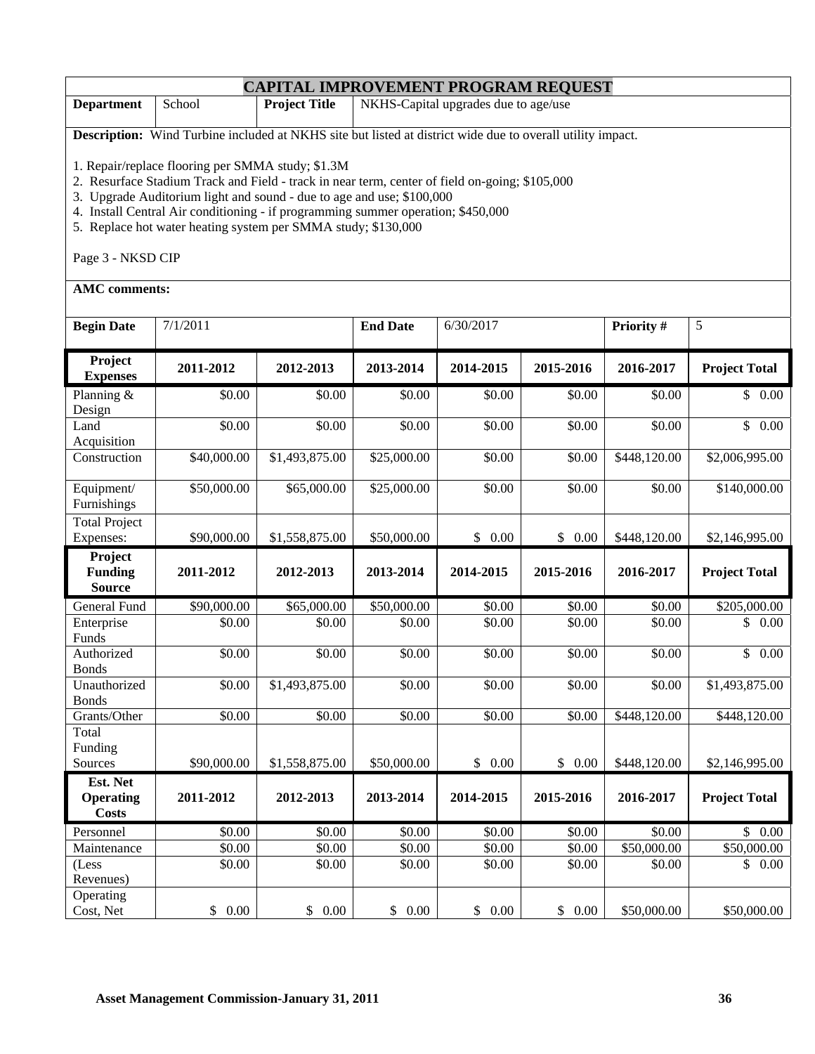# CAPITAL IMPROVEMENT PROGRAM REQUEST

| **Department** | School | **Project Title** | NKHS-Capital upgrades due to age/use |
|---|---|---|---|

**Description:** Wind Turbine included at NKHS site but listed at district wide due to overall utility impact.

1. Repair/replace flooring per SMMA study; $1.3M
2. Resurface Stadium Track and Field - track in near term, center of field on-going; $105,000
3. Upgrade Auditorium light and sound - due to age and use; $100,000
4. Install Central Air conditioning - if programming summer operation; $450,000
5. Replace hot water heating system per SMMA study; $130,000

Page 3 - NKSD CIP

**AMC comments:**

| **Begin Date** | 7/1/2011 | **End Date** | 6/30/2017 | **Priority #** | 5 |
|---|---|---|---|---|---|

| **Project Expenses** | **2011-2012** | **2012-2013** | **2013-2014** | **2014-2015** | **2015-2016** | **2016-2017** | **Project Total** |
|---|---|---|---|---|---|---|---|
| Planning & Design | $0.00 | $0.00 | $0.00 | $0.00 | $0.00 | $0.00 | $ 0.00 |
| Land Acquisition | $0.00 | $0.00 | $0.00 | $0.00 | $0.00 | $0.00 | $ 0.00 |
| Construction | $40,000.00 | $1,493,875.00 | $25,000.00 | $0.00 | $0.00 | $448,120.00 | $2,006,995.00 |
| Equipment/ Furnishings | $50,000.00 | $65,000.00 | $25,000.00 | $0.00 | $0.00 | $0.00 | $140,000.00 |
| Total Project Expenses: | $90,000.00 | $1,558,875.00 | $50,000.00 | $ 0.00 | $ 0.00 | $448,120.00 | $2,146,995.00 |
| **Project Funding Source** | **2011-2012** | **2012-2013** | **2013-2014** | **2014-2015** | **2015-2016** | **2016-2017** | **Project Total** |
| General Fund | $90,000.00 | $65,000.00 | $50,000.00 | $0.00 | $0.00 | $0.00 | $205,000.00 |
| Enterprise Funds | $0.00 | $0.00 | $0.00 | $0.00 | $0.00 | $0.00 | $ 0.00 |
| Authorized Bonds | $0.00 | $0.00 | $0.00 | $0.00 | $0.00 | $0.00 | $ 0.00 |
| Unauthorized Bonds | $0.00 | $1,493,875.00 | $0.00 | $0.00 | $0.00 | $0.00 | $1,493,875.00 |
| Grants/Other | $0.00 | $0.00 | $0.00 | $0.00 | $0.00 | $448,120.00 | $448,120.00 |
| Total Funding Sources | $90,000.00 | $1,558,875.00 | $50,000.00 | $ 0.00 | $ 0.00 | $448,120.00 | $2,146,995.00 |
| **Est. Net Operating Costs** | **2011-2012** | **2012-2013** | **2013-2014** | **2014-2015** | **2015-2016** | **2016-2017** | **Project Total** |
| Personnel | $0.00 | $0.00 | $0.00 | $0.00 | $0.00 | $0.00 | $ 0.00 |
| Maintenance | $0.00 | $0.00 | $0.00 | $0.00 | $0.00 | $50,000.00 | $50,000.00 |
| (Less Revenues) | $0.00 | $0.00 | $0.00 | $0.00 | $0.00 | $0.00 | $ 0.00 |
| Operating Cost, Net | $ 0.00 | $ 0.00 | $ 0.00 | $ 0.00 | $ 0.00 | $50,000.00 | $50,000.00 |

**Asset Management Commission-January 31, 2011**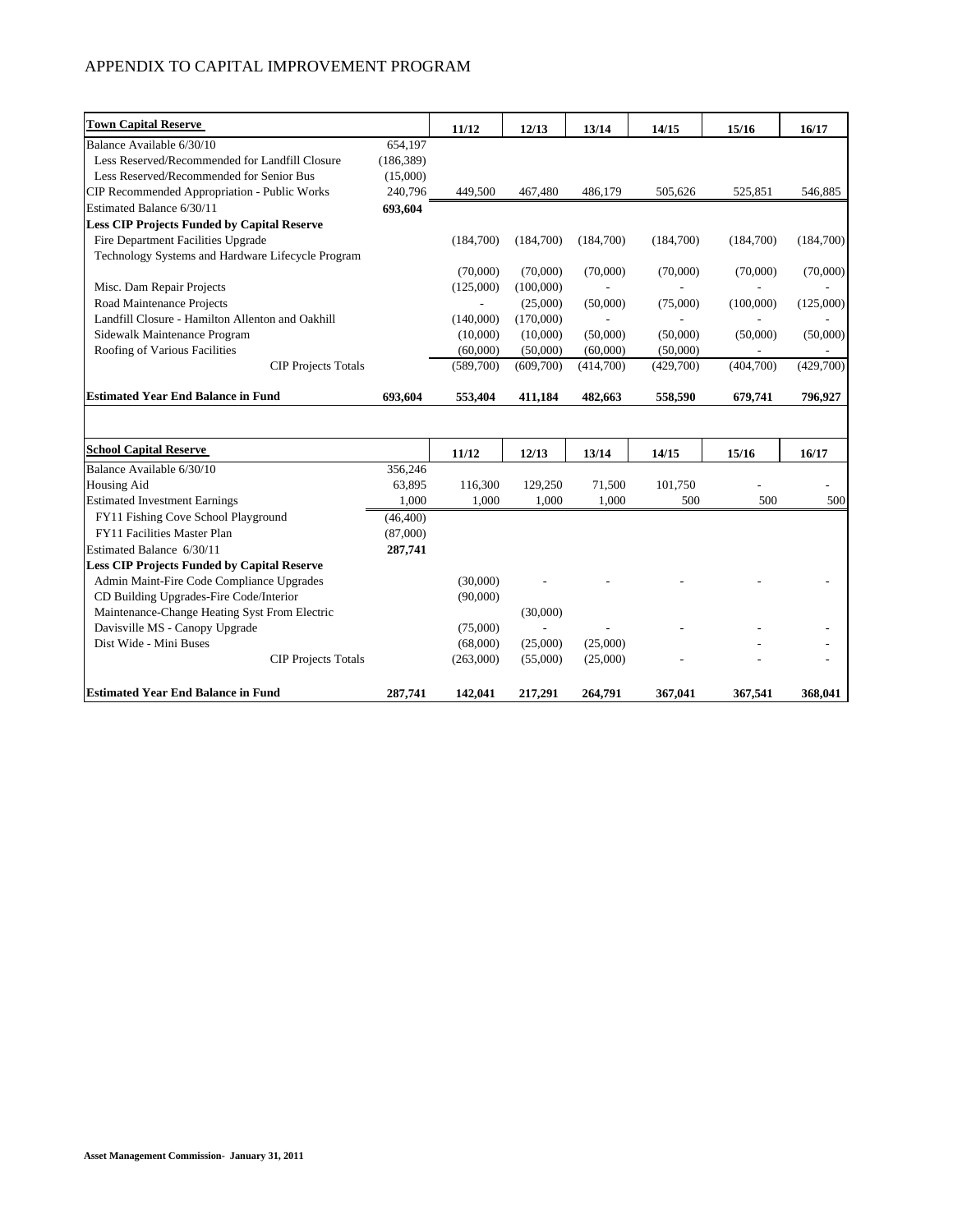# APPENDIX TO CAPITAL IMPROVEMENT PROGRAM

| **Town Capital Reserve** | | **11/12** | **12/13** | **13/14** | **14/15** | **15/16** | **16/17** |
|---|---|---|---|---|---|---|---|
| Balance Available 6/30/10 | 654,197 | | | | | | |
| Less Reserved/Recommended for Landfill Closure | (186,389) | | | | | | |
| Less Reserved/Recommended for Senior Bus | (15,000) | | | | | | |
| CIP Recommended Appropriation - Public Works | 240,796 | 449,500 | 467,480 | 486,179 | 505,626 | 525,851 | 546,885 |
| Estimated Balance 6/30/11 | **693,604** | | | | | | |
| **Less CIP Projects Funded by Capital Reserve** | | | | | | | |
| Fire Department Facilities Upgrade | | (184,700) | (184,700) | (184,700) | (184,700) | (184,700) | (184,700) |
| Technology Systems and Hardware Lifecycle Program | | (70,000) | (70,000) | (70,000) | (70,000) | (70,000) | (70,000) |
| Misc. Dam Repair Projects | | (125,000) | (100,000) | - | - | - | - |
| Road Maintenance Projects | | - | (25,000) | (50,000) | (75,000) | (100,000) | (125,000) |
| Landfill Closure - Hamilton Allenton and Oakhill | | (140,000) | (170,000) | - | - | - | - |
| Sidewalk Maintenance Program | | (10,000) | (10,000) | (50,000) | (50,000) | (50,000) | (50,000) |
| Roofing of Various Facilities | | (60,000) | (50,000) | (60,000) | (50,000) | - | - |
| CIP Projects Totals | | (589,700) | (609,700) | (414,700) | (429,700) | (404,700) | (429,700) |
| **Estimated Year End Balance in Fund** | **693,604** | **553,404** | **411,184** | **482,663** | **558,590** | **679,741** | **796,927** |

| **School Capital Reserve** | | **11/12** | **12/13** | **13/14** | **14/15** | **15/16** | **16/17** |
|---|---|---|---|---|---|---|---|
| Balance Available 6/30/10 | 356,246 | | | | | | |
| Housing Aid | 63,895 | 116,300 | 129,250 | 71,500 | 101,750 | - | - |
| Estimated Investment Earnings | 1,000 | 1,000 | 1,000 | 1,000 | 500 | 500 | 500 |
| FY11 Fishing Cove School Playground | (46,400) | | | | | | |
| FY11 Facilities Master Plan | (87,000) | | | | | | |
| Estimated Balance 6/30/11 | **287,741** | | | | | | |
| **Less CIP Projects Funded by Capital Reserve** | | | | | | | |
| Admin Maint-Fire Code Compliance Upgrades | | (30,000) | - | - | - | - | - |
| CD Building Upgrades-Fire Code/Interior | | (90,000) | | | | | |
| Maintenance-Change Heating Syst From Electric | | | (30,000) | | | | |
| Davisville MS - Canopy Upgrade | | (75,000) | - | - | - | - | - |
| Dist Wide - Mini Buses | | (68,000) | (25,000) | (25,000) | | - | - |
| CIP Projects Totals | | (263,000) | (55,000) | (25,000) | - | - | - |
| **Estimated Year End Balance in Fund** | **287,741** | **142,041** | **217,291** | **264,791** | **367,041** | **367,541** | **368,041** |

**Asset Management Commission- January 31, 2011**